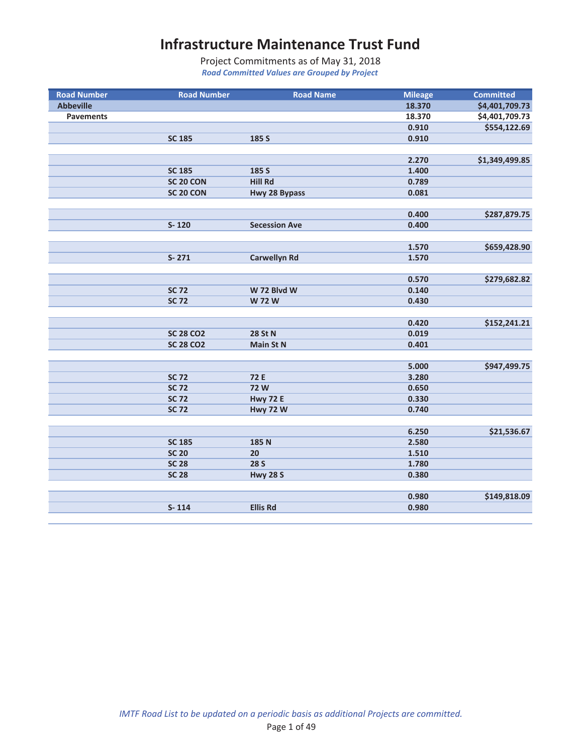# Infrastructure Maintenance Trust Fund

Project Commitments as of May 31, 2018

*Road Committed Values are Grouped by Project*

| Road Number | Road Number | Road Name | Mileage | Committed |
|---|---|---|---|---|
| **Abbeville** | | | **18.370** | **$4,401,709.73** |
| **Pavements** | | | **18.370** | **$4,401,709.73** |
| | | | **0.910** | **$554,122.69** |
| | **SC 185** | **185 S** | **0.910** | |
| | | | | |
| | | | **2.270** | **$1,349,499.85** |
| | **SC 185** | **185 S** | **1.400** | |
| | **SC 20 CON** | **Hill Rd** | **0.789** | |
| | **SC 20 CON** | **Hwy 28 Bypass** | **0.081** | |
| | | | | |
| | | | **0.400** | **$287,879.75** |
| | **S- 120** | **Secession Ave** | **0.400** | |
| | | | | |
| | | | **1.570** | **$659,428.90** |
| | **S- 271** | **Carwellyn Rd** | **1.570** | |
| | | | | |
| | | | **0.570** | **$279,682.82** |
| | **SC 72** | **W 72 Blvd W** | **0.140** | |
| | **SC 72** | **W 72 W** | **0.430** | |
| | | | | |
| | | | **0.420** | **$152,241.21** |
| | **SC 28 CO2** | **28 St N** | **0.019** | |
| | **SC 28 CO2** | **Main St N** | **0.401** | |
| | | | | |
| | | | **5.000** | **$947,499.75** |
| | **SC 72** | **72 E** | **3.280** | |
| | **SC 72** | **72 W** | **0.650** | |
| | **SC 72** | **Hwy 72 E** | **0.330** | |
| | **SC 72** | **Hwy 72 W** | **0.740** | |
| | | | | |
| | | | **6.250** | **$21,536.67** |
| | **SC 185** | **185 N** | **2.580** | |
| | **SC 20** | **20** | **1.510** | |
| | **SC 28** | **28 S** | **1.780** | |
| | **SC 28** | **Hwy 28 S** | **0.380** | |
| | | | | |
| | | | **0.980** | **$149,818.09** |
| | **S- 114** | **Ellis Rd** | **0.980** | |

*IMTF Road List to be updated on a periodic basis as additional Projects are committed.*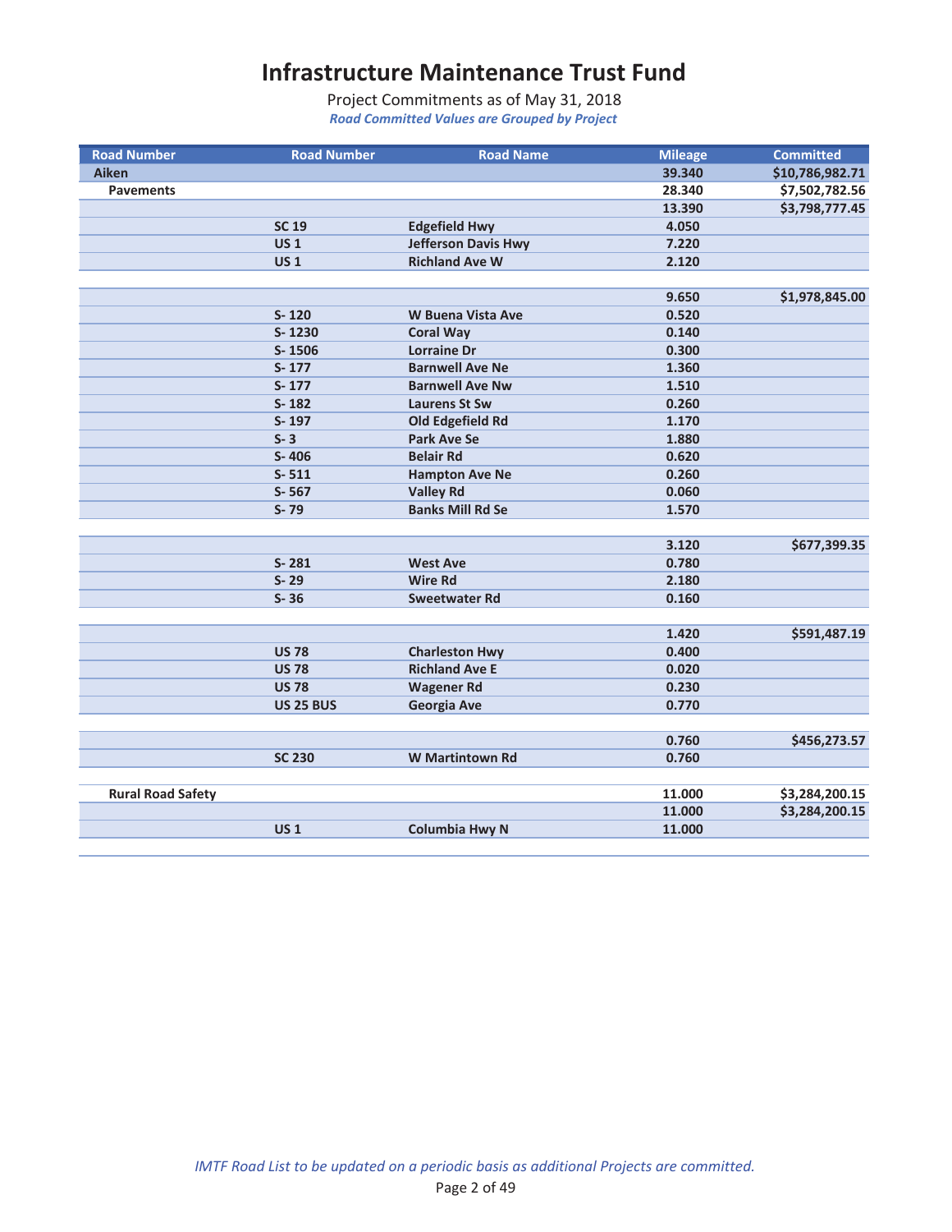# Infrastructure Maintenance Trust Fund

Project Commitments as of May 31, 2018

*Road Committed Values are Grouped by Project*

| Road Number | Road Number | Road Name | Mileage | Committed |
|---|---|---|---|---|
| **Aiken** | | | **39.340** | **$10,786,982.71** |
| **Pavements** | | | **28.340** | **$7,502,782.56** |
| | | | **13.390** | **$3,798,777.45** |
| | **SC 19** | **Edgefield Hwy** | **4.050** | |
| | **US 1** | **Jefferson Davis Hwy** | **7.220** | |
| | **US 1** | **Richland Ave W** | **2.120** | |
| | | | | |
| | | | **9.650** | **$1,978,845.00** |
| | **S- 120** | **W Buena Vista Ave** | **0.520** | |
| | **S- 1230** | **Coral Way** | **0.140** | |
| | **S- 1506** | **Lorraine Dr** | **0.300** | |
| | **S- 177** | **Barnwell Ave Ne** | **1.360** | |
| | **S- 177** | **Barnwell Ave Nw** | **1.510** | |
| | **S- 182** | **Laurens St Sw** | **0.260** | |
| | **S- 197** | **Old Edgefield Rd** | **1.170** | |
| | **S- 3** | **Park Ave Se** | **1.880** | |
| | **S- 406** | **Belair Rd** | **0.620** | |
| | **S- 511** | **Hampton Ave Ne** | **0.260** | |
| | **S- 567** | **Valley Rd** | **0.060** | |
| | **S- 79** | **Banks Mill Rd Se** | **1.570** | |
| | | | | |
| | | | **3.120** | **$677,399.35** |
| | **S- 281** | **West Ave** | **0.780** | |
| | **S- 29** | **Wire Rd** | **2.180** | |
| | **S- 36** | **Sweetwater Rd** | **0.160** | |
| | | | | |
| | | | **1.420** | **$591,487.19** |
| | **US 78** | **Charleston Hwy** | **0.400** | |
| | **US 78** | **Richland Ave E** | **0.020** | |
| | **US 78** | **Wagener Rd** | **0.230** | |
| | **US 25 BUS** | **Georgia Ave** | **0.770** | |
| | | | | |
| | | | **0.760** | **$456,273.57** |
| | **SC 230** | **W Martintown Rd** | **0.760** | |
| | | | | |
| **Rural Road Safety** | | | **11.000** | **$3,284,200.15** |
| | | | **11.000** | **$3,284,200.15** |
| | **US 1** | **Columbia Hwy N** | **11.000** | |

*IMTF Road List to be updated on a periodic basis as additional Projects are committed.*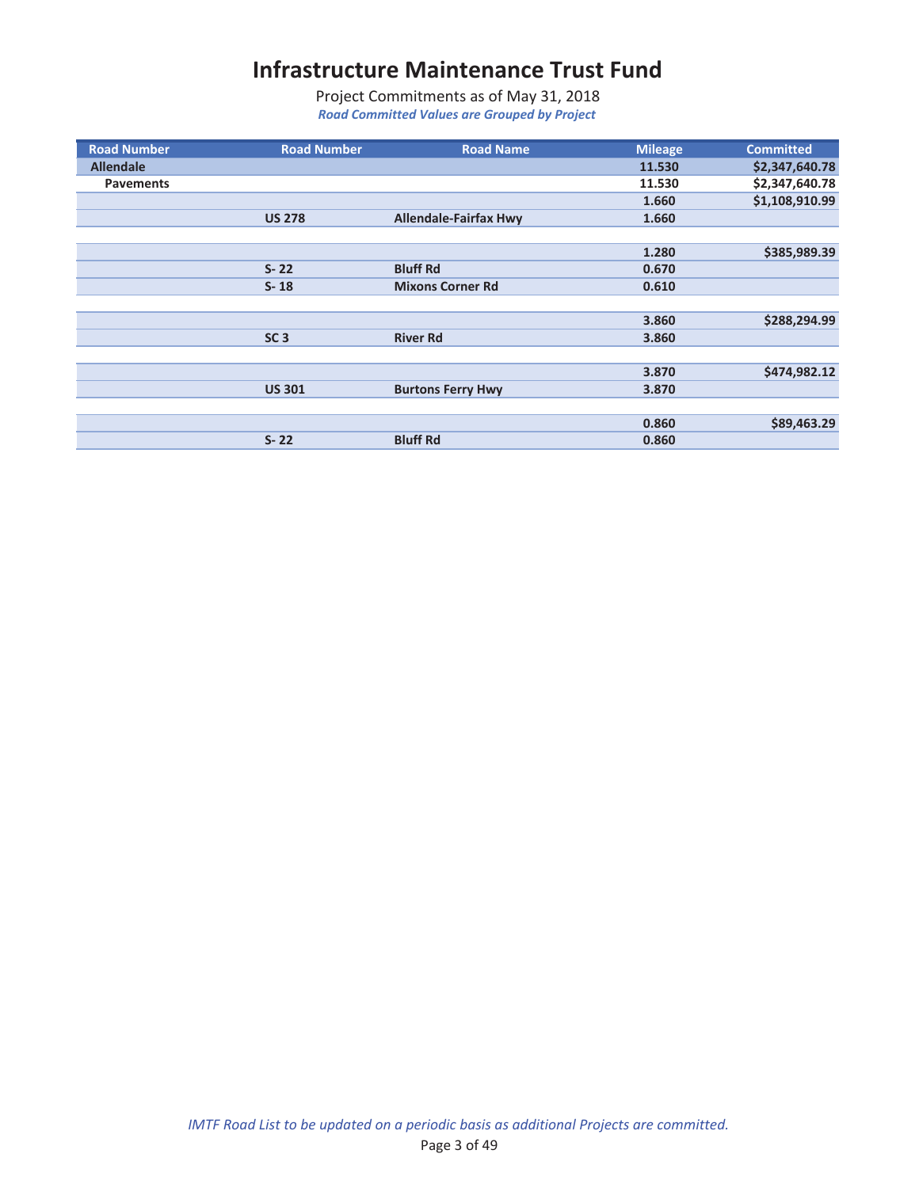# Infrastructure Maintenance Trust Fund

Project Commitments as of May 31, 2018

*Road Committed Values are Grouped by Project*

| Road Number | Road Number | Road Name | Mileage | Committed |
|---|---|---|---|---|
| **Allendale** | | | **11.530** | **$2,347,640.78** |
| **Pavements** | | | **11.530** | **$2,347,640.78** |
| | | | **1.660** | **$1,108,910.99** |
| | **US 278** | **Allendale-Fairfax Hwy** | **1.660** | |
| | | | | |
| | | | **1.280** | **$385,989.39** |
| | **S- 22** | **Bluff Rd** | **0.670** | |
| | **S- 18** | **Mixons Corner Rd** | **0.610** | |
| | | | | |
| | | | **3.860** | **$288,294.99** |
| | **SC 3** | **River Rd** | **3.860** | |
| | | | | |
| | | | **3.870** | **$474,982.12** |
| | **US 301** | **Burtons Ferry Hwy** | **3.870** | |
| | | | | |
| | | | **0.860** | **$89,463.29** |
| | **S- 22** | **Bluff Rd** | **0.860** | |

*IMTF Road List to be updated on a periodic basis as additional Projects are committed.*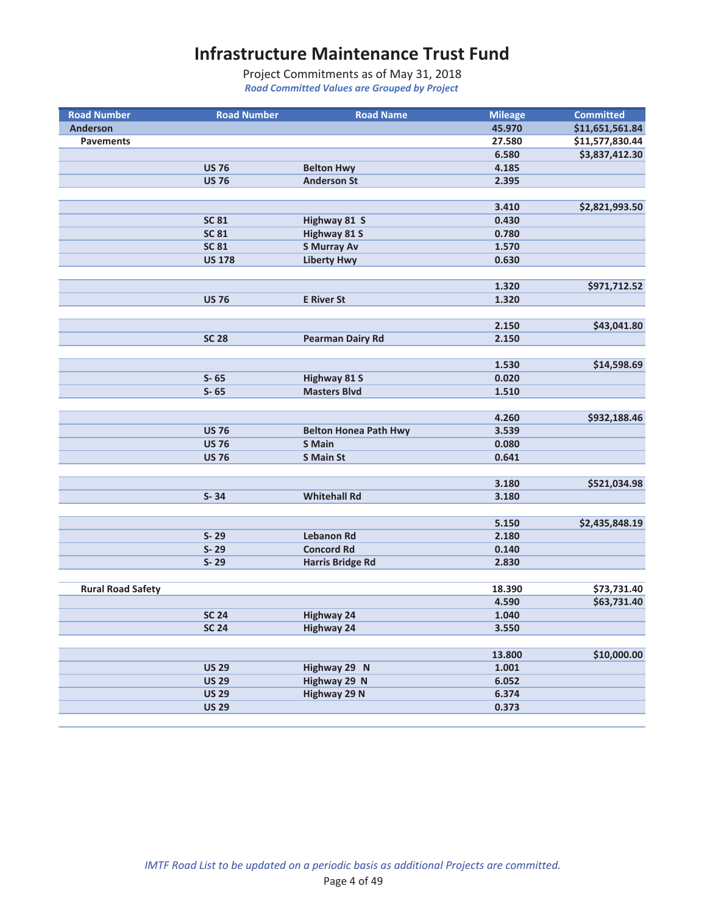# Infrastructure Maintenance Trust Fund

Project Commitments as of May 31, 2018

*Road Committed Values are Grouped by Project*

| Road Number | Road Number | Road Name | Mileage | Committed |
|---|---|---|---|---|
| **Anderson** | | | **45.970** | **$11,651,561.84** |
| **Pavements** | | | **27.580** | **$11,577,830.44** |
| | | | **6.580** | **$3,837,412.30** |
| | **US 76** | **Belton Hwy** | **4.185** | |
| | **US 76** | **Anderson St** | **2.395** | |
| | | | | |
| | | | **3.410** | **$2,821,993.50** |
| | **SC 81** | **Highway 81 S** | **0.430** | |
| | **SC 81** | **Highway 81 S** | **0.780** | |
| | **SC 81** | **S Murray Av** | **1.570** | |
| | **US 178** | **Liberty Hwy** | **0.630** | |
| | | | | |
| | | | **1.320** | **$971,712.52** |
| | **US 76** | **E River St** | **1.320** | |
| | | | | |
| | | | **2.150** | **$43,041.80** |
| | **SC 28** | **Pearman Dairy Rd** | **2.150** | |
| | | | | |
| | | | **1.530** | **$14,598.69** |
| | **S- 65** | **Highway 81 S** | **0.020** | |
| | **S- 65** | **Masters Blvd** | **1.510** | |
| | | | | |
| | | | **4.260** | **$932,188.46** |
| | **US 76** | **Belton Honea Path Hwy** | **3.539** | |
| | **US 76** | **S Main** | **0.080** | |
| | **US 76** | **S Main St** | **0.641** | |
| | | | | |
| | | | **3.180** | **$521,034.98** |
| | **S- 34** | **Whitehall Rd** | **3.180** | |
| | | | | |
| | | | **5.150** | **$2,435,848.19** |
| | **S- 29** | **Lebanon Rd** | **2.180** | |
| | **S- 29** | **Concord Rd** | **0.140** | |
| | **S- 29** | **Harris Bridge Rd** | **2.830** | |
| | | | | |
| **Rural Road Safety** | | | **18.390** | **$73,731.40** |
| | | | **4.590** | **$63,731.40** |
| | **SC 24** | **Highway 24** | **1.040** | |
| | **SC 24** | **Highway 24** | **3.550** | |
| | | | | |
| | | | **13.800** | **$10,000.00** |
| | **US 29** | **Highway 29 N** | **1.001** | |
| | **US 29** | **Highway 29 N** | **6.052** | |
| | **US 29** | **Highway 29 N** | **6.374** | |
| | **US 29** | | **0.373** | |

*IMTF Road List to be updated on a periodic basis as additional Projects are committed.*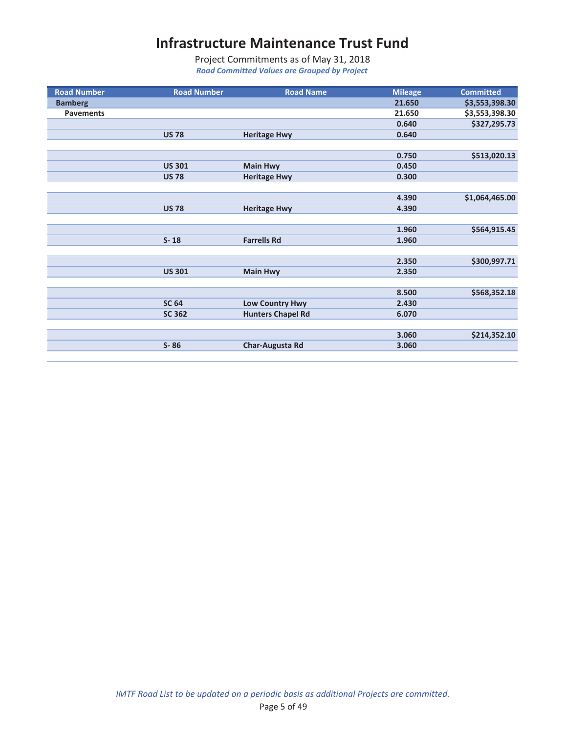# Infrastructure Maintenance Trust Fund

Project Commitments as of May 31, 2018

*Road Committed Values are Grouped by Project*

| Road Number | Road Number | Road Name | Mileage | Committed |
|---|---|---|---|---|
| **Bamberg** | | | **21.650** | **$3,553,398.30** |
| **Pavements** | | | **21.650** | **$3,553,398.30** |
| | | | **0.640** | **$327,295.73** |
| | **US 78** | **Heritage Hwy** | **0.640** | |
| | | | | |
| | | | **0.750** | **$513,020.13** |
| | **US 301** | **Main Hwy** | **0.450** | |
| | **US 78** | **Heritage Hwy** | **0.300** | |
| | | | | |
| | | | **4.390** | **$1,064,465.00** |
| | **US 78** | **Heritage Hwy** | **4.390** | |
| | | | | |
| | | | **1.960** | **$564,915.45** |
| | **S- 18** | **Farrells Rd** | **1.960** | |
| | | | | |
| | | | **2.350** | **$300,997.71** |
| | **US 301** | **Main Hwy** | **2.350** | |
| | | | | |
| | | | **8.500** | **$568,352.18** |
| | **SC 64** | **Low Country Hwy** | **2.430** | |
| | **SC 362** | **Hunters Chapel Rd** | **6.070** | |
| | | | | |
| | | | **3.060** | **$214,352.10** |
| | **S- 86** | **Char-Augusta Rd** | **3.060** | |

*IMTF Road List to be updated on a periodic basis as additional Projects are committed.*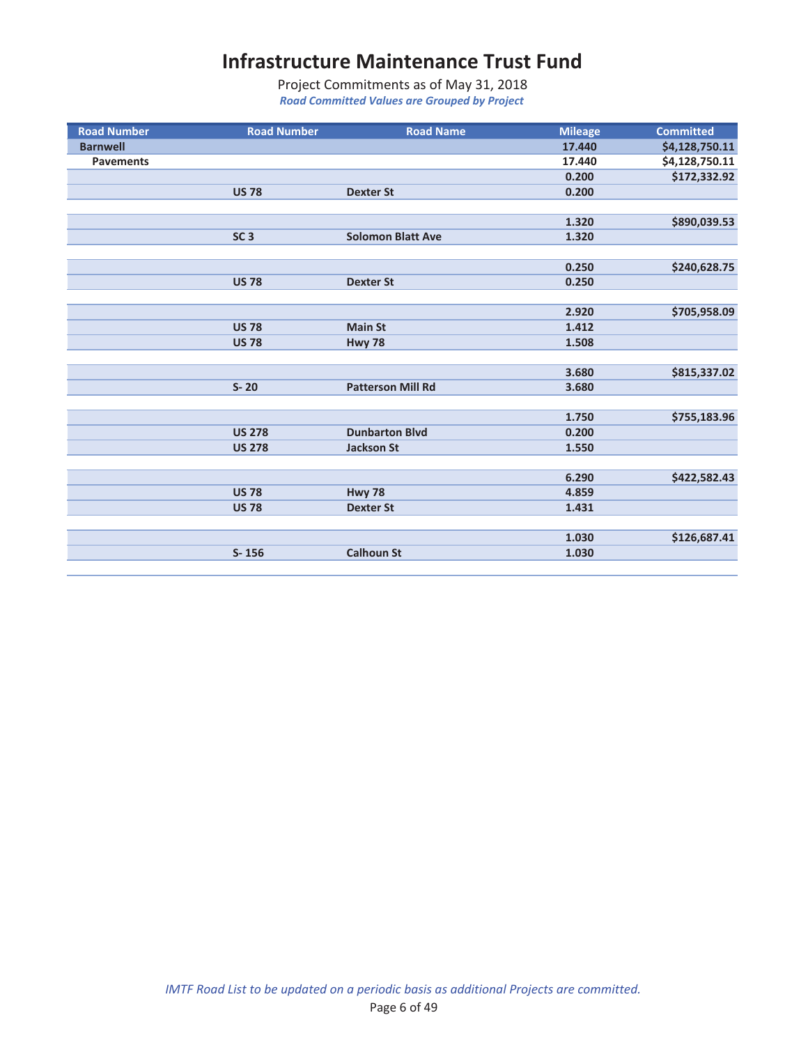# Infrastructure Maintenance Trust Fund

Project Commitments as of May 31, 2018

*Road Committed Values are Grouped by Project*

| Road Number | Road Number | Road Name | Mileage | Committed |
|---|---|---|---|---|
| **Barnwell** | | | **17.440** | **$4,128,750.11** |
| **Pavements** | | | **17.440** | **$4,128,750.11** |
| | | | **0.200** | **$172,332.92** |
| | **US 78** | **Dexter St** | **0.200** | |
| | | | | |
| | | | **1.320** | **$890,039.53** |
| | **SC 3** | **Solomon Blatt Ave** | **1.320** | |
| | | | | |
| | | | **0.250** | **$240,628.75** |
| | **US 78** | **Dexter St** | **0.250** | |
| | | | | |
| | | | **2.920** | **$705,958.09** |
| | **US 78** | **Main St** | **1.412** | |
| | **US 78** | **Hwy 78** | **1.508** | |
| | | | | |
| | | | **3.680** | **$815,337.02** |
| | **S- 20** | **Patterson Mill Rd** | **3.680** | |
| | | | | |
| | | | **1.750** | **$755,183.96** |
| | **US 278** | **Dunbarton Blvd** | **0.200** | |
| | **US 278** | **Jackson St** | **1.550** | |
| | | | | |
| | | | **6.290** | **$422,582.43** |
| | **US 78** | **Hwy 78** | **4.859** | |
| | **US 78** | **Dexter St** | **1.431** | |
| | | | | |
| | | | **1.030** | **$126,687.41** |
| | **S- 156** | **Calhoun St** | **1.030** | |

*IMTF Road List to be updated on a periodic basis as additional Projects are committed.*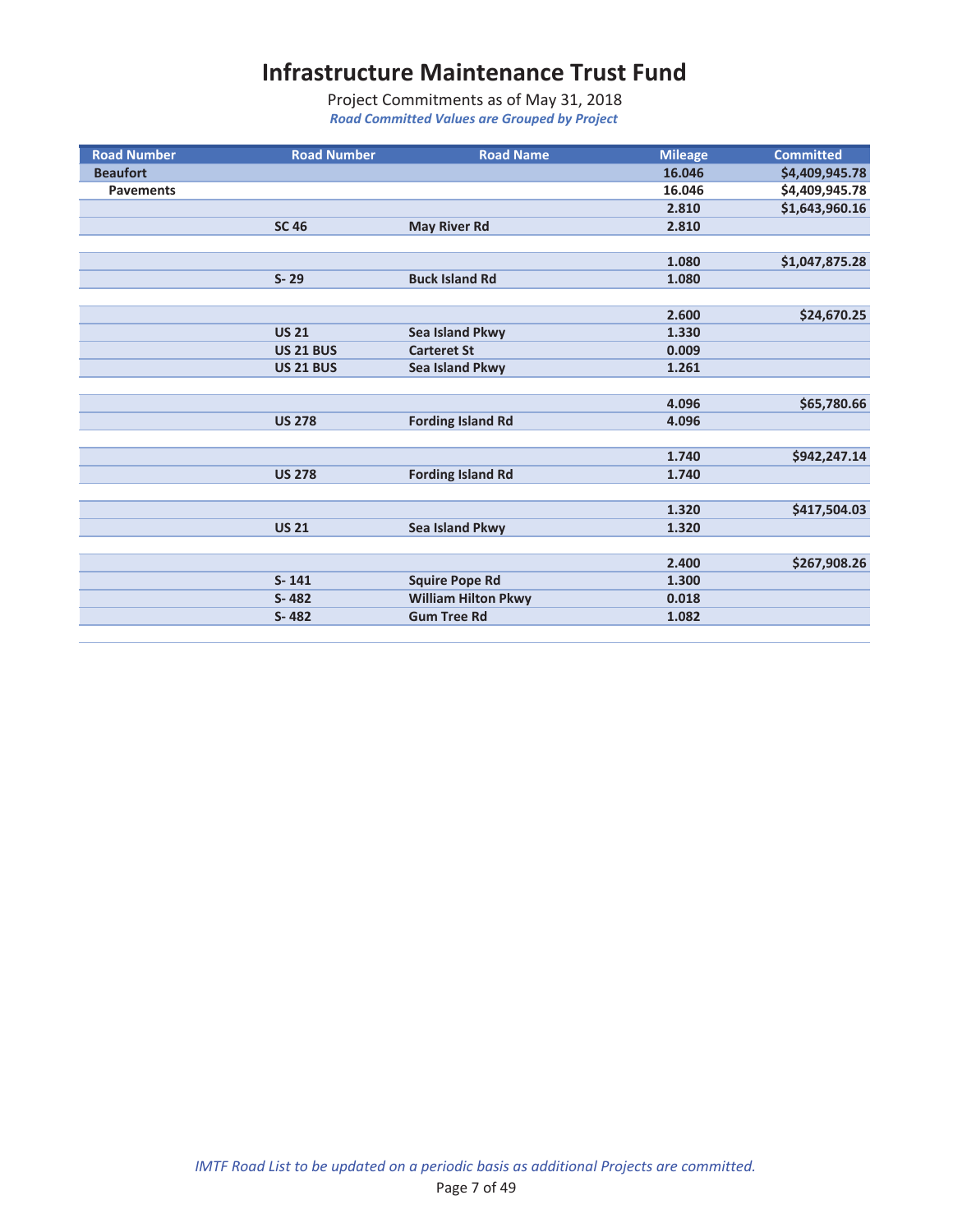# Infrastructure Maintenance Trust Fund

Project Commitments as of May 31, 2018

*Road Committed Values are Grouped by Project*

| Road Number | Road Number | Road Name | Mileage | Committed |
|---|---|---|---|---|
| **Beaufort** | | | 16.046 | $4,409,945.78 |
| **Pavements** | | | 16.046 | $4,409,945.78 |
| | | | 2.810 | $1,643,960.16 |
| | SC 46 | May River Rd | 2.810 | |
| | | | | |
| | | | 1.080 | $1,047,875.28 |
| | S- 29 | Buck Island Rd | 1.080 | |
| | | | | |
| | | | 2.600 | $24,670.25 |
| | US 21 | Sea Island Pkwy | 1.330 | |
| | US 21 BUS | Carteret St | 0.009 | |
| | US 21 BUS | Sea Island Pkwy | 1.261 | |
| | | | | |
| | | | 4.096 | $65,780.66 |
| | US 278 | Fording Island Rd | 4.096 | |
| | | | | |
| | | | 1.740 | $942,247.14 |
| | US 278 | Fording Island Rd | 1.740 | |
| | | | | |
| | | | 1.320 | $417,504.03 |
| | US 21 | Sea Island Pkwy | 1.320 | |
| | | | | |
| | | | 2.400 | $267,908.26 |
| | S- 141 | Squire Pope Rd | 1.300 | |
| | S- 482 | William Hilton Pkwy | 0.018 | |
| | S- 482 | Gum Tree Rd | 1.082 | |

*IMTF Road List to be updated on a periodic basis as additional Projects are committed.*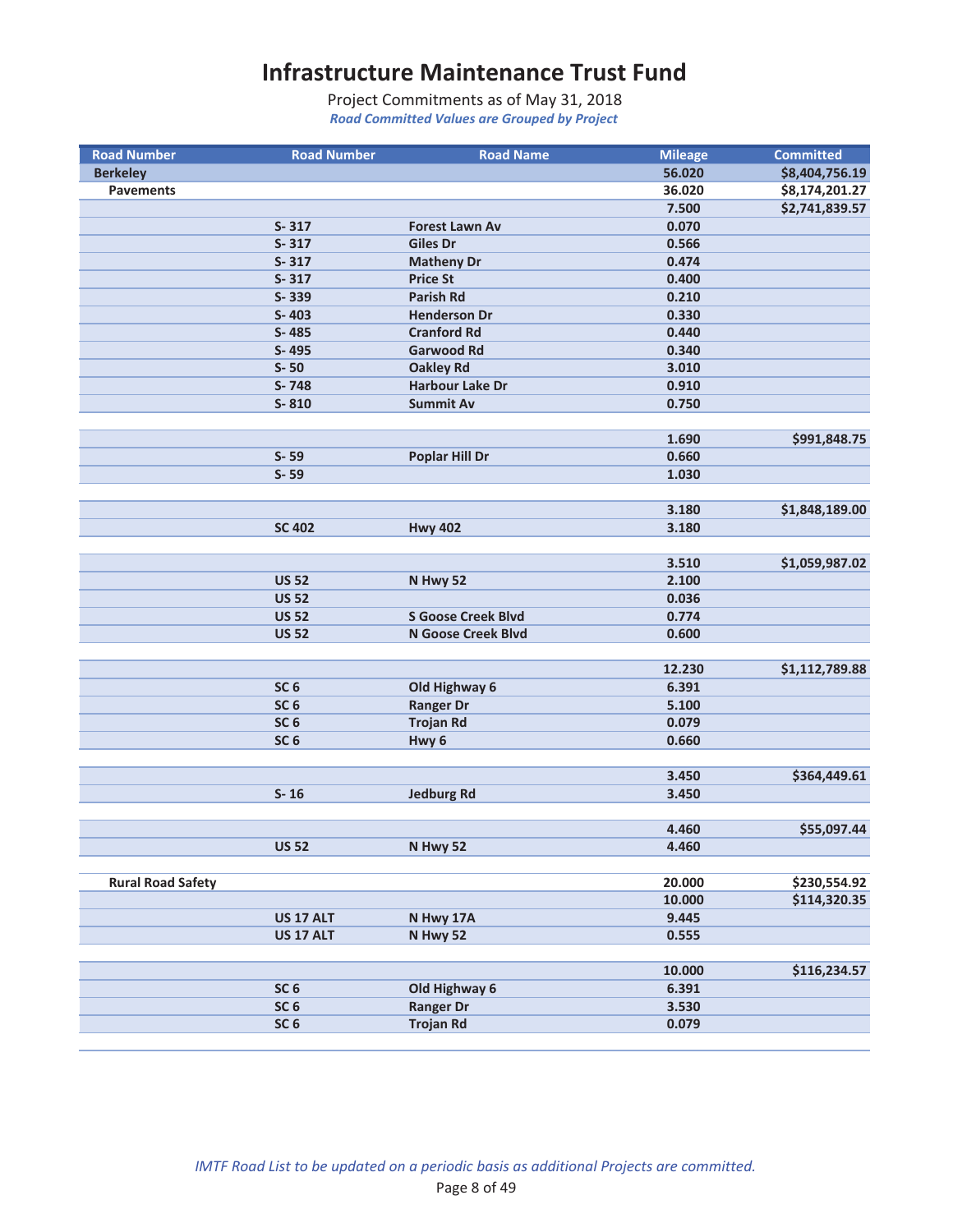# Infrastructure Maintenance Trust Fund

Project Commitments as of May 31, 2018

*Road Committed Values are Grouped by Project*

| Road Number | Road Number | Road Name | Mileage | Committed |
|---|---|---|---|---|
| **Berkeley** | | | **56.020** | **$8,404,756.19** |
| **Pavements** | | | **36.020** | **$8,174,201.27** |
| | | | **7.500** | **$2,741,839.57** |
| | **S- 317** | **Forest Lawn Av** | **0.070** | |
| | **S- 317** | **Giles Dr** | **0.566** | |
| | **S- 317** | **Matheny Dr** | **0.474** | |
| | **S- 317** | **Price St** | **0.400** | |
| | **S- 339** | **Parish Rd** | **0.210** | |
| | **S- 403** | **Henderson Dr** | **0.330** | |
| | **S- 485** | **Cranford Rd** | **0.440** | |
| | **S- 495** | **Garwood Rd** | **0.340** | |
| | **S- 50** | **Oakley Rd** | **3.010** | |
| | **S- 748** | **Harbour Lake Dr** | **0.910** | |
| | **S- 810** | **Summit Av** | **0.750** | |
| | | | | |
| | | | **1.690** | **$991,848.75** |
| | **S- 59** | **Poplar Hill Dr** | **0.660** | |
| | **S- 59** | | **1.030** | |
| | | | | |
| | | | **3.180** | **$1,848,189.00** |
| | **SC 402** | **Hwy 402** | **3.180** | |
| | | | | |
| | | | **3.510** | **$1,059,987.02** |
| | **US 52** | **N Hwy 52** | **2.100** | |
| | **US 52** | | **0.036** | |
| | **US 52** | **S Goose Creek Blvd** | **0.774** | |
| | **US 52** | **N Goose Creek Blvd** | **0.600** | |
| | | | | |
| | | | **12.230** | **$1,112,789.88** |
| | **SC 6** | **Old Highway 6** | **6.391** | |
| | **SC 6** | **Ranger Dr** | **5.100** | |
| | **SC 6** | **Trojan Rd** | **0.079** | |
| | **SC 6** | **Hwy 6** | **0.660** | |
| | | | | |
| | | | **3.450** | **$364,449.61** |
| | **S- 16** | **Jedburg Rd** | **3.450** | |
| | | | | |
| | | | **4.460** | **$55,097.44** |
| | **US 52** | **N Hwy 52** | **4.460** | |
| | | | | |
| **Rural Road Safety** | | | **20.000** | **$230,554.92** |
| | | | **10.000** | **$114,320.35** |
| | **US 17 ALT** | **N Hwy 17A** | **9.445** | |
| | **US 17 ALT** | **N Hwy 52** | **0.555** | |
| | | | | |
| | | | **10.000** | **$116,234.57** |
| | **SC 6** | **Old Highway 6** | **6.391** | |
| | **SC 6** | **Ranger Dr** | **3.530** | |
| | **SC 6** | **Trojan Rd** | **0.079** | |

*IMTF Road List to be updated on a periodic basis as additional Projects are committed.*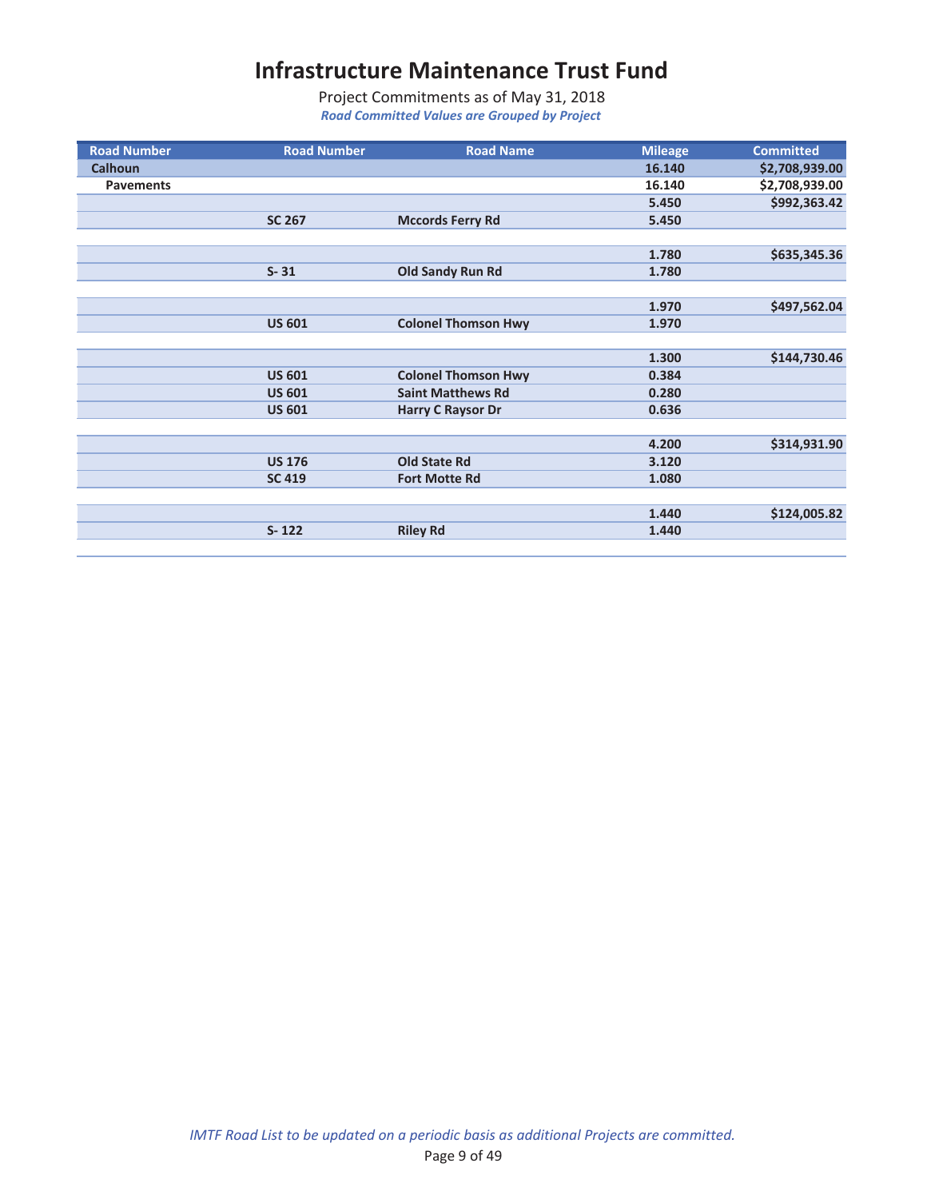# Infrastructure Maintenance Trust Fund

Project Commitments as of May 31, 2018

*Road Committed Values are Grouped by Project*

| Road Number | Road Number | Road Name | Mileage | Committed |
|---|---|---|---|---|
| **Calhoun** | | | **16.140** | **$2,708,939.00** |
| **Pavements** | | | **16.140** | **$2,708,939.00** |
| | | | **5.450** | **$992,363.42** |
| | **SC 267** | **Mccords Ferry Rd** | **5.450** | |
| | | | | |
| | | | **1.780** | **$635,345.36** |
| | **S- 31** | **Old Sandy Run Rd** | **1.780** | |
| | | | | |
| | | | **1.970** | **$497,562.04** |
| | **US 601** | **Colonel Thomson Hwy** | **1.970** | |
| | | | | |
| | | | **1.300** | **$144,730.46** |
| | **US 601** | **Colonel Thomson Hwy** | **0.384** | |
| | **US 601** | **Saint Matthews Rd** | **0.280** | |
| | **US 601** | **Harry C Raysor Dr** | **0.636** | |
| | | | | |
| | | | **4.200** | **$314,931.90** |
| | **US 176** | **Old State Rd** | **3.120** | |
| | **SC 419** | **Fort Motte Rd** | **1.080** | |
| | | | | |
| | | | **1.440** | **$124,005.82** |
| | **S- 122** | **Riley Rd** | **1.440** | |

*IMTF Road List to be updated on a periodic basis as additional Projects are committed.*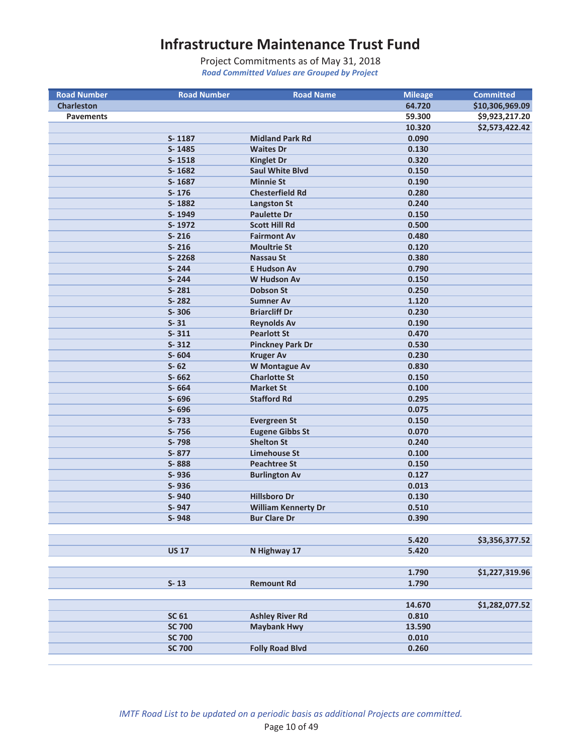# Infrastructure Maintenance Trust Fund

Project Commitments as of May 31, 2018

*Road Committed Values are Grouped by Project*

| Road Number | Road Number | Road Name | Mileage | Committed |
|---|---|---|---|---|
| **Charleston** | | | **64.720** | **$10,306,969.09** |
| **Pavements** | | | **59.300** | **$9,923,217.20** |
| | | | **10.320** | **$2,573,422.42** |
| | S- 1187 | Midland Park Rd | 0.090 | |
| | S- 1485 | Waites Dr | 0.130 | |
| | S- 1518 | Kinglet Dr | 0.320 | |
| | S- 1682 | Saul White Blvd | 0.150 | |
| | S- 1687 | Minnie St | 0.190 | |
| | S- 176 | Chesterfield Rd | 0.280 | |
| | S- 1882 | Langston St | 0.240 | |
| | S- 1949 | Paulette Dr | 0.150 | |
| | S- 1972 | Scott Hill Rd | 0.500 | |
| | S- 216 | Fairmont Av | 0.480 | |
| | S- 216 | Moultrie St | 0.120 | |
| | S- 2268 | Nassau St | 0.380 | |
| | S- 244 | E Hudson Av | 0.790 | |
| | S- 244 | W Hudson Av | 0.150 | |
| | S- 281 | Dobson St | 0.250 | |
| | S- 282 | Sumner Av | 1.120 | |
| | S- 306 | Briarcliff Dr | 0.230 | |
| | S- 31 | Reynolds Av | 0.190 | |
| | S- 311 | Pearlott St | 0.470 | |
| | S- 312 | Pinckney Park Dr | 0.530 | |
| | S- 604 | Kruger Av | 0.230 | |
| | S- 62 | W Montague Av | 0.830 | |
| | S- 662 | Charlotte St | 0.150 | |
| | S- 664 | Market St | 0.100 | |
| | S- 696 | Stafford Rd | 0.295 | |
| | S- 696 | | 0.075 | |
| | S- 733 | Evergreen St | 0.150 | |
| | S- 756 | Eugene Gibbs St | 0.070 | |
| | S- 798 | Shelton St | 0.240 | |
| | S- 877 | Limehouse St | 0.100 | |
| | S- 888 | Peachtree St | 0.150 | |
| | S- 936 | Burlington Av | 0.127 | |
| | S- 936 | | 0.013 | |
| | S- 940 | Hillsboro Dr | 0.130 | |
| | S- 947 | William Kennerty Dr | 0.510 | |
| | S- 948 | Bur Clare Dr | 0.390 | |
| | | | | |
| | | | **5.420** | **$3,356,377.52** |
| | US 17 | N Highway 17 | 5.420 | |
| | | | | |
| | | | **1.790** | **$1,227,319.96** |
| | S- 13 | Remount Rd | 1.790 | |
| | | | | |
| | | | **14.670** | **$1,282,077.52** |
| | SC 61 | Ashley River Rd | 0.810 | |
| | SC 700 | Maybank Hwy | 13.590 | |
| | SC 700 | | 0.010 | |
| | SC 700 | Folly Road Blvd | 0.260 | |

*IMTF Road List to be updated on a periodic basis as additional Projects are committed.*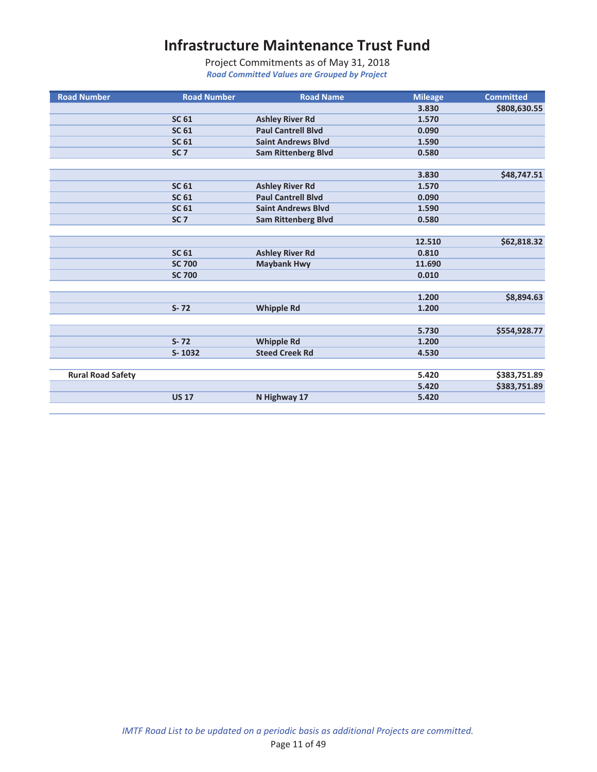# Infrastructure Maintenance Trust Fund

Project Commitments as of May 31, 2018

***Road Committed Values are Grouped by Project***

| Road Number | Road Number | Road Name | Mileage | Committed |
|---|---|---|---|---|
| | | | 3.830 | $808,630.55 |
| | SC 61 | Ashley River Rd | 1.570 | |
| | SC 61 | Paul Cantrell Blvd | 0.090 | |
| | SC 61 | Saint Andrews Blvd | 1.590 | |
| | SC 7 | Sam Rittenberg Blvd | 0.580 | |
| | | | | |
| | | | 3.830 | $48,747.51 |
| | SC 61 | Ashley River Rd | 1.570 | |
| | SC 61 | Paul Cantrell Blvd | 0.090 | |
| | SC 61 | Saint Andrews Blvd | 1.590 | |
| | SC 7 | Sam Rittenberg Blvd | 0.580 | |
| | | | | |
| | | | 12.510 | $62,818.32 |
| | SC 61 | Ashley River Rd | 0.810 | |
| | SC 700 | Maybank Hwy | 11.690 | |
| | SC 700 | | 0.010 | |
| | | | | |
| | | | 1.200 | $8,894.63 |
| | S- 72 | Whipple Rd | 1.200 | |
| | | | | |
| | | | 5.730 | $554,928.77 |
| | S- 72 | Whipple Rd | 1.200 | |
| | S- 1032 | Steed Creek Rd | 4.530 | |
| | | | | |
| Rural Road Safety | | | 5.420 | $383,751.89 |
| | | | 5.420 | $383,751.89 |
| | US 17 | N Highway 17 | 5.420 | |

*IMTF Road List to be updated on a periodic basis as additional Projects are committed.*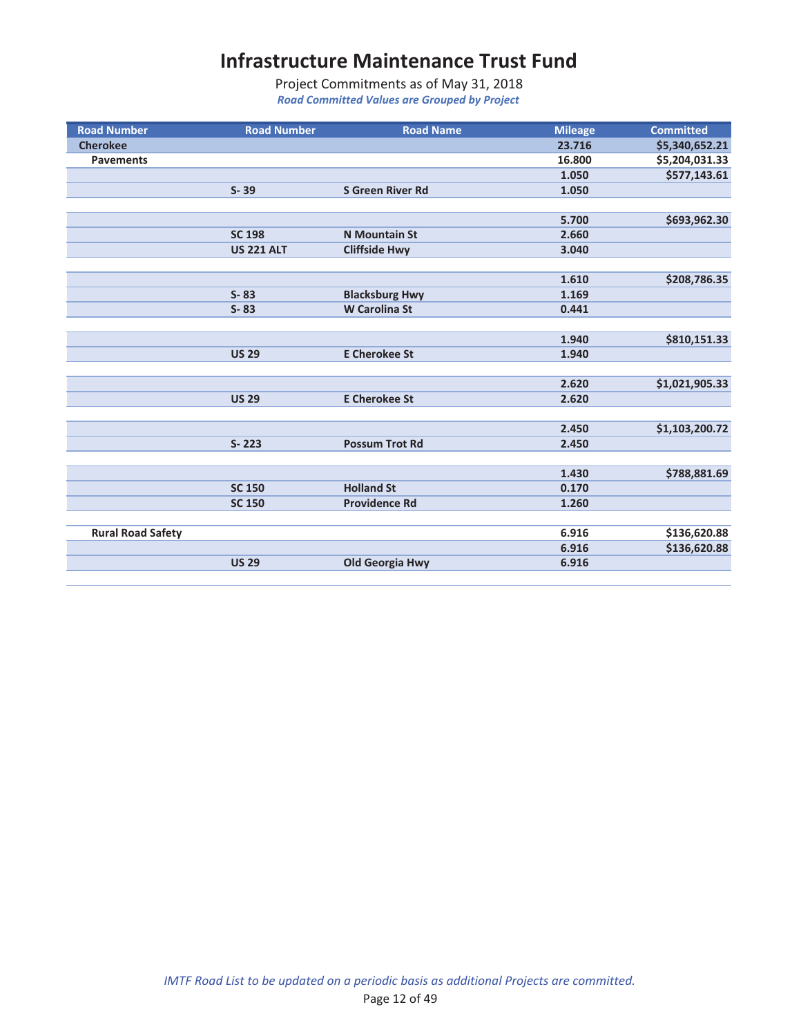# Infrastructure Maintenance Trust Fund

Project Commitments as of May 31, 2018

*Road Committed Values are Grouped by Project*

| Road Number | Road Number | Road Name | Mileage | Committed |
|---|---|---|---|---|
| **Cherokee** | | | **23.716** | **$5,340,652.21** |
| **Pavements** | | | **16.800** | **$5,204,031.33** |
| | | | **1.050** | **$577,143.61** |
| | **S- 39** | **S Green River Rd** | **1.050** | |
| | | | | |
| | | | **5.700** | **$693,962.30** |
| | **SC 198** | **N Mountain St** | **2.660** | |
| | **US 221 ALT** | **Cliffside Hwy** | **3.040** | |
| | | | | |
| | | | **1.610** | **$208,786.35** |
| | **S- 83** | **Blacksburg Hwy** | **1.169** | |
| | **S- 83** | **W Carolina St** | **0.441** | |
| | | | | |
| | | | **1.940** | **$810,151.33** |
| | **US 29** | **E Cherokee St** | **1.940** | |
| | | | | |
| | | | **2.620** | **$1,021,905.33** |
| | **US 29** | **E Cherokee St** | **2.620** | |
| | | | | |
| | | | **2.450** | **$1,103,200.72** |
| | **S- 223** | **Possum Trot Rd** | **2.450** | |
| | | | | |
| | | | **1.430** | **$788,881.69** |
| | **SC 150** | **Holland St** | **0.170** | |
| | **SC 150** | **Providence Rd** | **1.260** | |
| | | | | |
| **Rural Road Safety** | | | **6.916** | **$136,620.88** |
| | | | **6.916** | **$136,620.88** |
| | **US 29** | **Old Georgia Hwy** | **6.916** | |

*IMTF Road List to be updated on a periodic basis as additional Projects are committed.*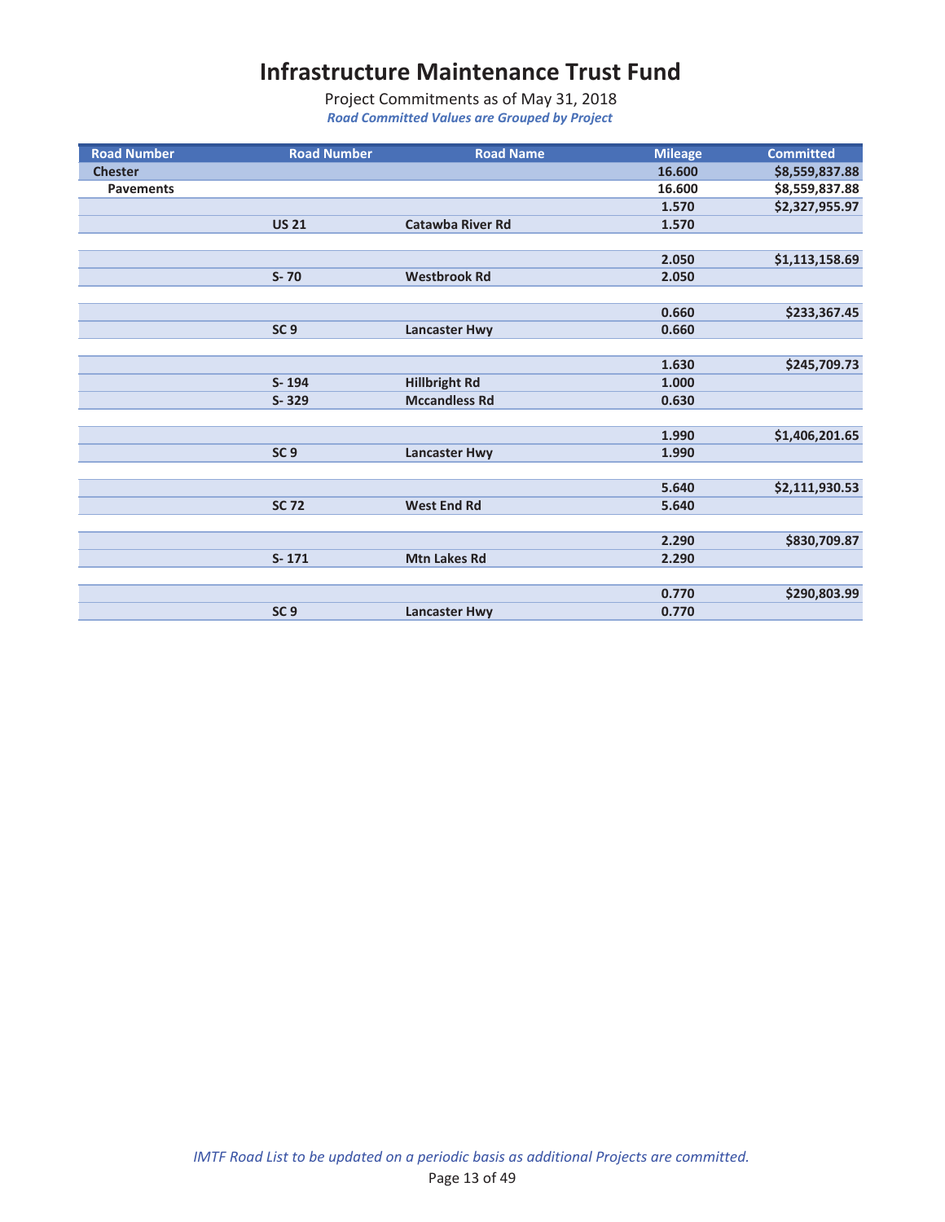# Infrastructure Maintenance Trust Fund

Project Commitments as of May 31, 2018

*Road Committed Values are Grouped by Project*

| Road Number | Road Number | Road Name | Mileage | Committed |
|---|---|---|---|---|
| **Chester** | | | **16.600** | **$8,559,837.88** |
| **Pavements** | | | **16.600** | **$8,559,837.88** |
| | | | **1.570** | **$2,327,955.97** |
| | **US 21** | **Catawba River Rd** | **1.570** | |
| | | | | |
| | | | **2.050** | **$1,113,158.69** |
| | **S- 70** | **Westbrook Rd** | **2.050** | |
| | | | | |
| | | | **0.660** | **$233,367.45** |
| | **SC 9** | **Lancaster Hwy** | **0.660** | |
| | | | | |
| | | | **1.630** | **$245,709.73** |
| | **S- 194** | **Hillbright Rd** | **1.000** | |
| | **S- 329** | **Mccandless Rd** | **0.630** | |
| | | | | |
| | | | **1.990** | **$1,406,201.65** |
| | **SC 9** | **Lancaster Hwy** | **1.990** | |
| | | | | |
| | | | **5.640** | **$2,111,930.53** |
| | **SC 72** | **West End Rd** | **5.640** | |
| | | | | |
| | | | **2.290** | **$830,709.87** |
| | **S- 171** | **Mtn Lakes Rd** | **2.290** | |
| | | | | |
| | | | **0.770** | **$290,803.99** |
| | **SC 9** | **Lancaster Hwy** | **0.770** | |

*IMTF Road List to be updated on a periodic basis as additional Projects are committed.*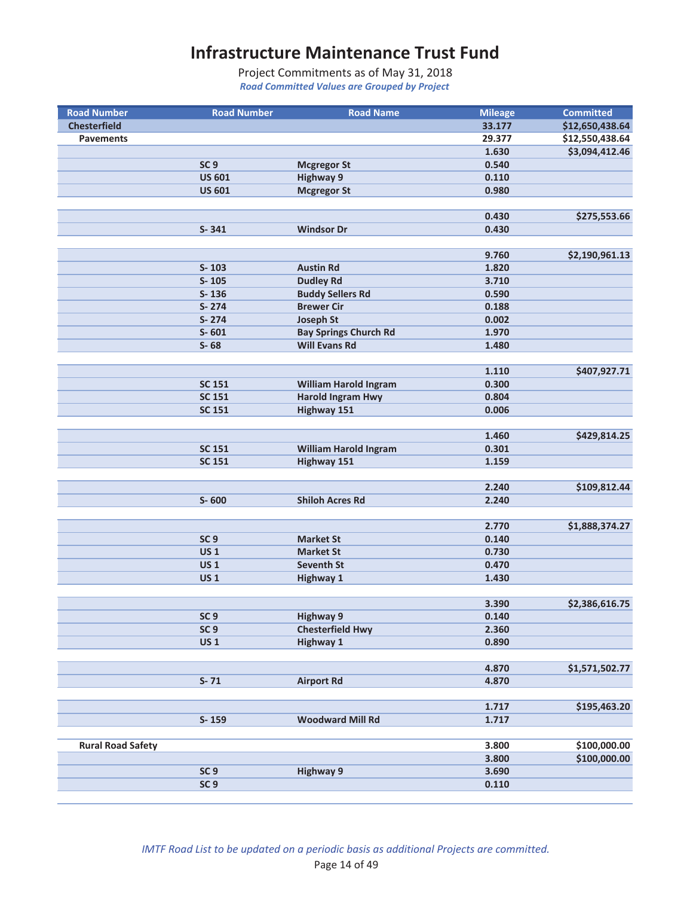# Infrastructure Maintenance Trust Fund

Project Commitments as of May 31, 2018

*Road Committed Values are Grouped by Project*

| Road Number | Road Number | Road Name | Mileage | Committed |
|---|---|---|---|---|
| **Chesterfield** | | | **33.177** | **$12,650,438.64** |
| **Pavements** | | | **29.377** | **$12,550,438.64** |
| | | | **1.630** | **$3,094,412.46** |
| | **SC 9** | **Mcgregor St** | **0.540** | |
| | **US 601** | **Highway 9** | **0.110** | |
| | **US 601** | **Mcgregor St** | **0.980** | |
| | | | | |
| | | | **0.430** | **$275,553.66** |
| | **S- 341** | **Windsor Dr** | **0.430** | |
| | | | | |
| | | | **9.760** | **$2,190,961.13** |
| | **S- 103** | **Austin Rd** | **1.820** | |
| | **S- 105** | **Dudley Rd** | **3.710** | |
| | **S- 136** | **Buddy Sellers Rd** | **0.590** | |
| | **S- 274** | **Brewer Cir** | **0.188** | |
| | **S- 274** | **Joseph St** | **0.002** | |
| | **S- 601** | **Bay Springs Church Rd** | **1.970** | |
| | **S- 68** | **Will Evans Rd** | **1.480** | |
| | | | | |
| | | | **1.110** | **$407,927.71** |
| | **SC 151** | **William Harold Ingram** | **0.300** | |
| | **SC 151** | **Harold Ingram Hwy** | **0.804** | |
| | **SC 151** | **Highway 151** | **0.006** | |
| | | | | |
| | | | **1.460** | **$429,814.25** |
| | **SC 151** | **William Harold Ingram** | **0.301** | |
| | **SC 151** | **Highway 151** | **1.159** | |
| | | | | |
| | | | **2.240** | **$109,812.44** |
| | **S- 600** | **Shiloh Acres Rd** | **2.240** | |
| | | | | |
| | | | **2.770** | **$1,888,374.27** |
| | **SC 9** | **Market St** | **0.140** | |
| | **US 1** | **Market St** | **0.730** | |
| | **US 1** | **Seventh St** | **0.470** | |
| | **US 1** | **Highway 1** | **1.430** | |
| | | | | |
| | | | **3.390** | **$2,386,616.75** |
| | **SC 9** | **Highway 9** | **0.140** | |
| | **SC 9** | **Chesterfield Hwy** | **2.360** | |
| | **US 1** | **Highway 1** | **0.890** | |
| | | | | |
| | | | **4.870** | **$1,571,502.77** |
| | **S- 71** | **Airport Rd** | **4.870** | |
| | | | | |
| | | | **1.717** | **$195,463.20** |
| | **S- 159** | **Woodward Mill Rd** | **1.717** | |
| | | | | |
| **Rural Road Safety** | | | **3.800** | **$100,000.00** |
| | | | **3.800** | **$100,000.00** |
| | **SC 9** | **Highway 9** | **3.690** | |
| | **SC 9** | | **0.110** | |

*IMTF Road List to be updated on a periodic basis as additional Projects are committed.*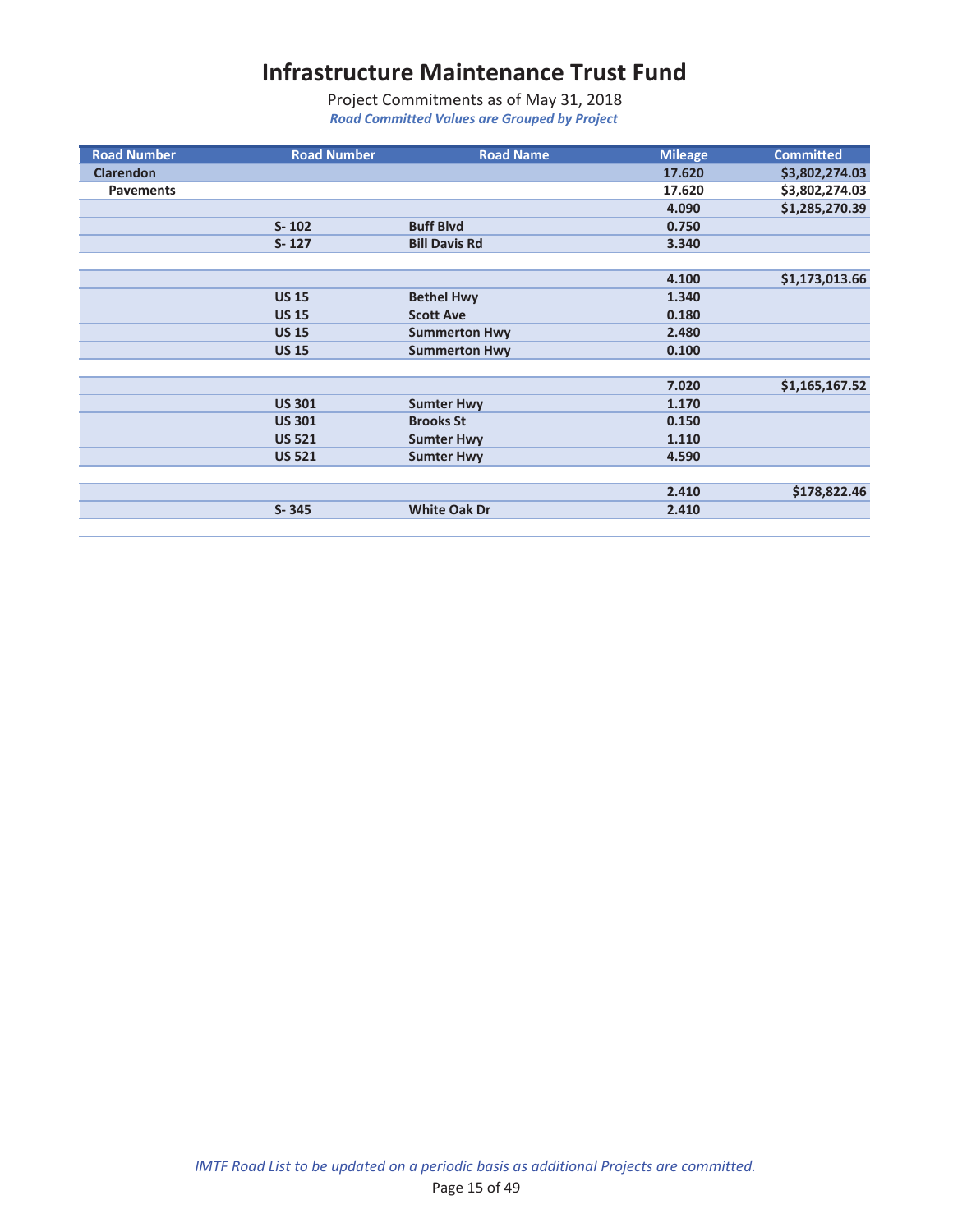// Infrastructure Maintenance Trust Fund — page 15 transcription

# Infrastructure Maintenance Trust Fund

Project Commitments as of May 31, 2018

*Road Committed Values are Grouped by Project*

| Road Number | Road Number | Road Name | Mileage | Committed |
|---|---|---|---|---|
| **Clarendon** | | | **17.620** | **$3,802,274.03** |
| **Pavements** | | | **17.620** | **$3,802,274.03** |
| | | | **4.090** | **$1,285,270.39** |
| | **S- 102** | **Buff Blvd** | **0.750** | |
| | **S- 127** | **Bill Davis Rd** | **3.340** | |
| | | | **4.100** | **$1,173,013.66** |
| | **US 15** | **Bethel Hwy** | **1.340** | |
| | **US 15** | **Scott Ave** | **0.180** | |
| | **US 15** | **Summerton Hwy** | **2.480** | |
| | **US 15** | **Summerton Hwy** | **0.100** | |
| | | | **7.020** | **$1,165,167.52** |
| | **US 301** | **Sumter Hwy** | **1.170** | |
| | **US 301** | **Brooks St** | **0.150** | |
| | **US 521** | **Sumter Hwy** | **1.110** | |
| | **US 521** | **Sumter Hwy** | **4.590** | |
| | | | **2.410** | **$178,822.46** |
| | **S- 345** | **White Oak Dr** | **2.410** | |

*IMTF Road List to be updated on a periodic basis as additional Projects are committed.*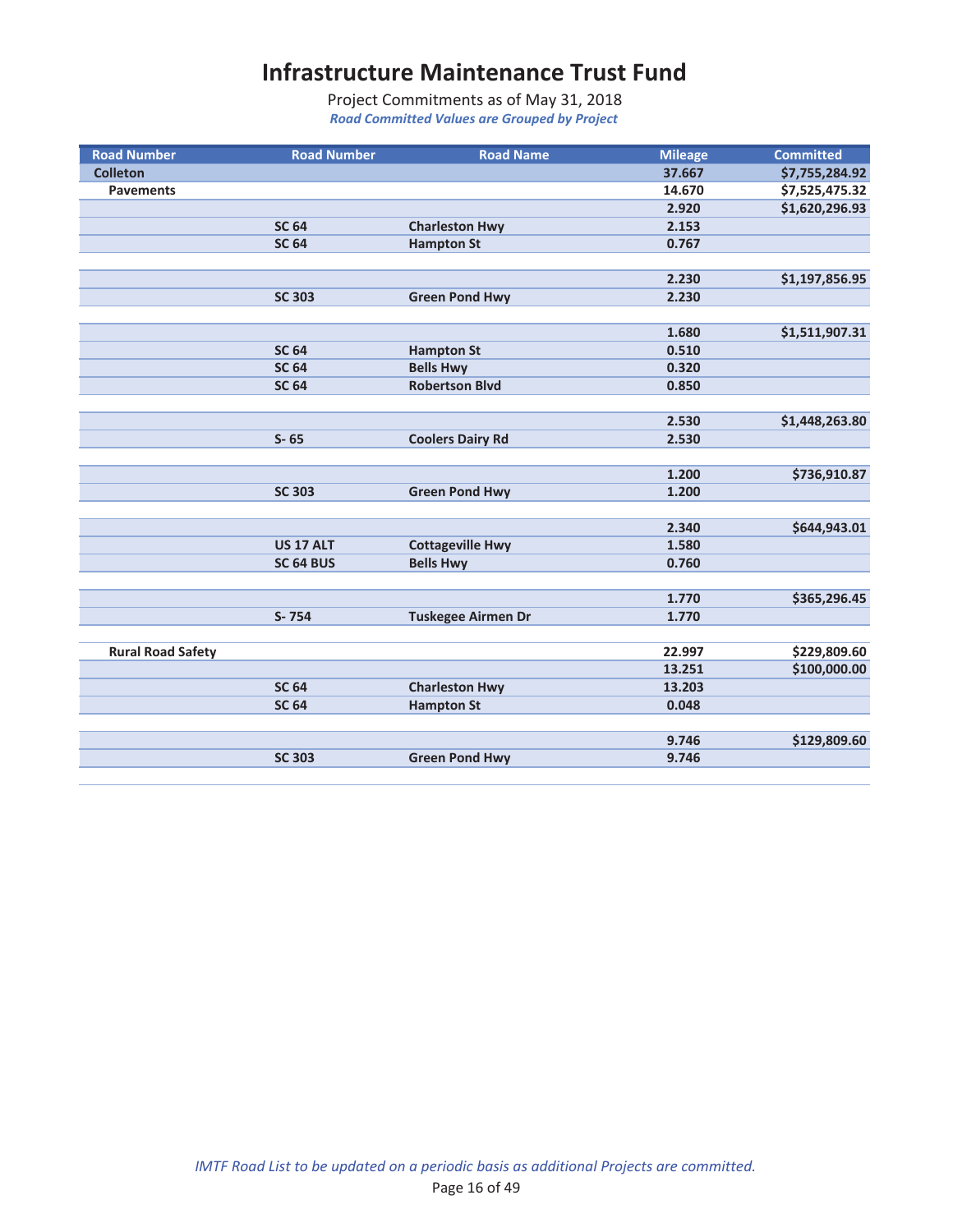# Infrastructure Maintenance Trust Fund

Project Commitments as of May 31, 2018

*Road Committed Values are Grouped by Project*

| Road Number | Road Number | Road Name | Mileage | Committed |
|---|---|---|---|---|
| **Colleton** | | | **37.667** | **$7,755,284.92** |
| **Pavements** | | | **14.670** | **$7,525,475.32** |
| | | | **2.920** | **$1,620,296.93** |
| | **SC 64** | **Charleston Hwy** | **2.153** | |
| | **SC 64** | **Hampton St** | **0.767** | |
| | | | | |
| | | | **2.230** | **$1,197,856.95** |
| | **SC 303** | **Green Pond Hwy** | **2.230** | |
| | | | | |
| | | | **1.680** | **$1,511,907.31** |
| | **SC 64** | **Hampton St** | **0.510** | |
| | **SC 64** | **Bells Hwy** | **0.320** | |
| | **SC 64** | **Robertson Blvd** | **0.850** | |
| | | | | |
| | | | **2.530** | **$1,448,263.80** |
| | **S- 65** | **Coolers Dairy Rd** | **2.530** | |
| | | | | |
| | | | **1.200** | **$736,910.87** |
| | **SC 303** | **Green Pond Hwy** | **1.200** | |
| | | | | |
| | | | **2.340** | **$644,943.01** |
| | **US 17 ALT** | **Cottageville Hwy** | **1.580** | |
| | **SC 64 BUS** | **Bells Hwy** | **0.760** | |
| | | | | |
| | | | **1.770** | **$365,296.45** |
| | **S- 754** | **Tuskegee Airmen Dr** | **1.770** | |
| | | | | |
| **Rural Road Safety** | | | **22.997** | **$229,809.60** |
| | | | **13.251** | **$100,000.00** |
| | **SC 64** | **Charleston Hwy** | **13.203** | |
| | **SC 64** | **Hampton St** | **0.048** | |
| | | | | |
| | | | **9.746** | **$129,809.60** |
| | **SC 303** | **Green Pond Hwy** | **9.746** | |

*IMTF Road List to be updated on a periodic basis as additional Projects are committed.*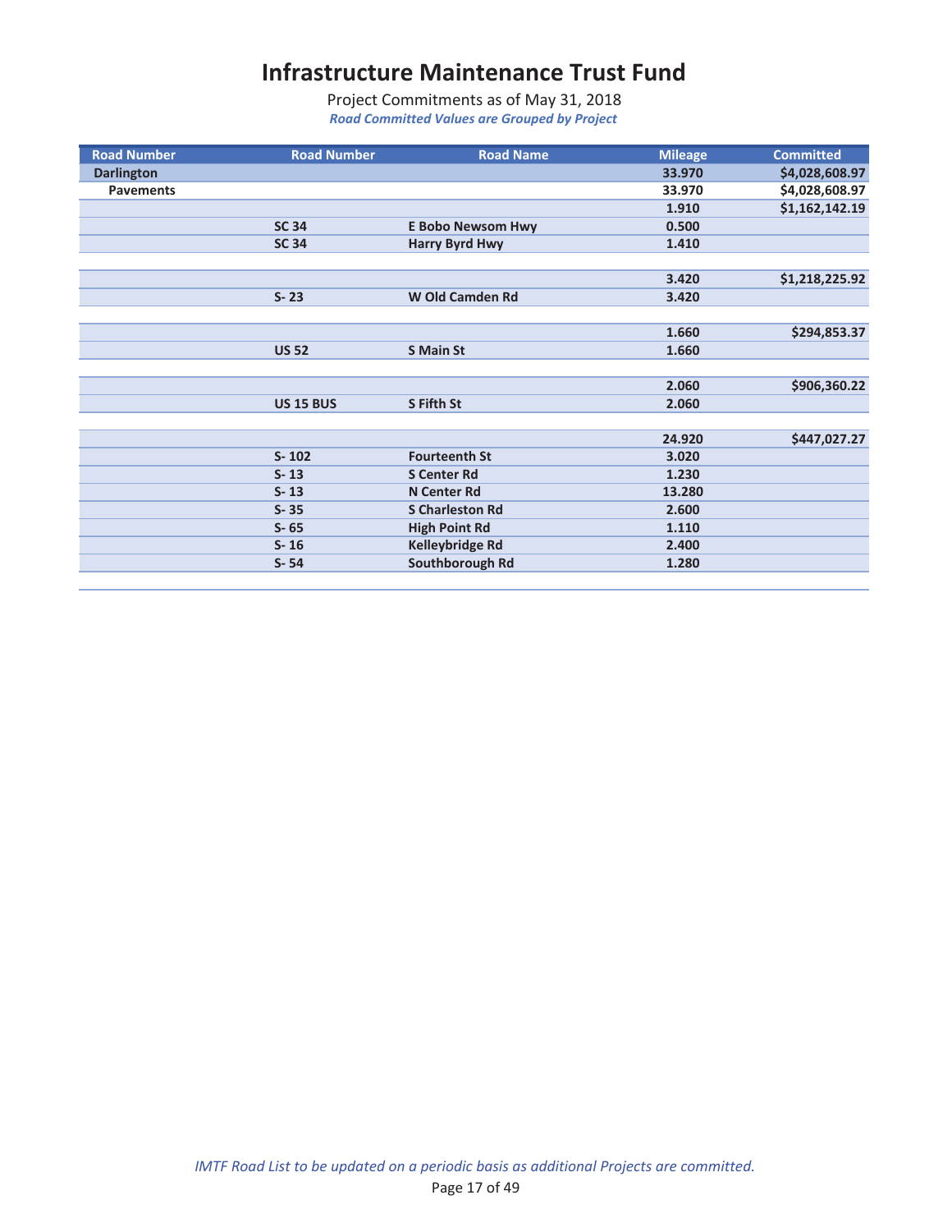# Infrastructure Maintenance Trust Fund

Project Commitments as of May 31, 2018

*Road Committed Values are Grouped by Project*

| Road Number | Road Number | Road Name | Mileage | Committed |
|---|---|---|---|---|
| **Darlington** | | | **33.970** | **$4,028,608.97** |
| **Pavements** | | | **33.970** | **$4,028,608.97** |
| | | | **1.910** | **$1,162,142.19** |
| | **SC 34** | **E Bobo Newsom Hwy** | **0.500** | |
| | **SC 34** | **Harry Byrd Hwy** | **1.410** | |
| | | | | |
| | | | **3.420** | **$1,218,225.92** |
| | **S- 23** | **W Old Camden Rd** | **3.420** | |
| | | | | |
| | | | **1.660** | **$294,853.37** |
| | **US 52** | **S Main St** | **1.660** | |
| | | | | |
| | | | **2.060** | **$906,360.22** |
| | **US 15 BUS** | **S Fifth St** | **2.060** | |
| | | | | |
| | | | **24.920** | **$447,027.27** |
| | **S- 102** | **Fourteenth St** | **3.020** | |
| | **S- 13** | **S Center Rd** | **1.230** | |
| | **S- 13** | **N Center Rd** | **13.280** | |
| | **S- 35** | **S Charleston Rd** | **2.600** | |
| | **S- 65** | **High Point Rd** | **1.110** | |
| | **S- 16** | **Kelleybridge Rd** | **2.400** | |
| | **S- 54** | **Southborough Rd** | **1.280** | |

*IMTF Road List to be updated on a periodic basis as additional Projects are committed.*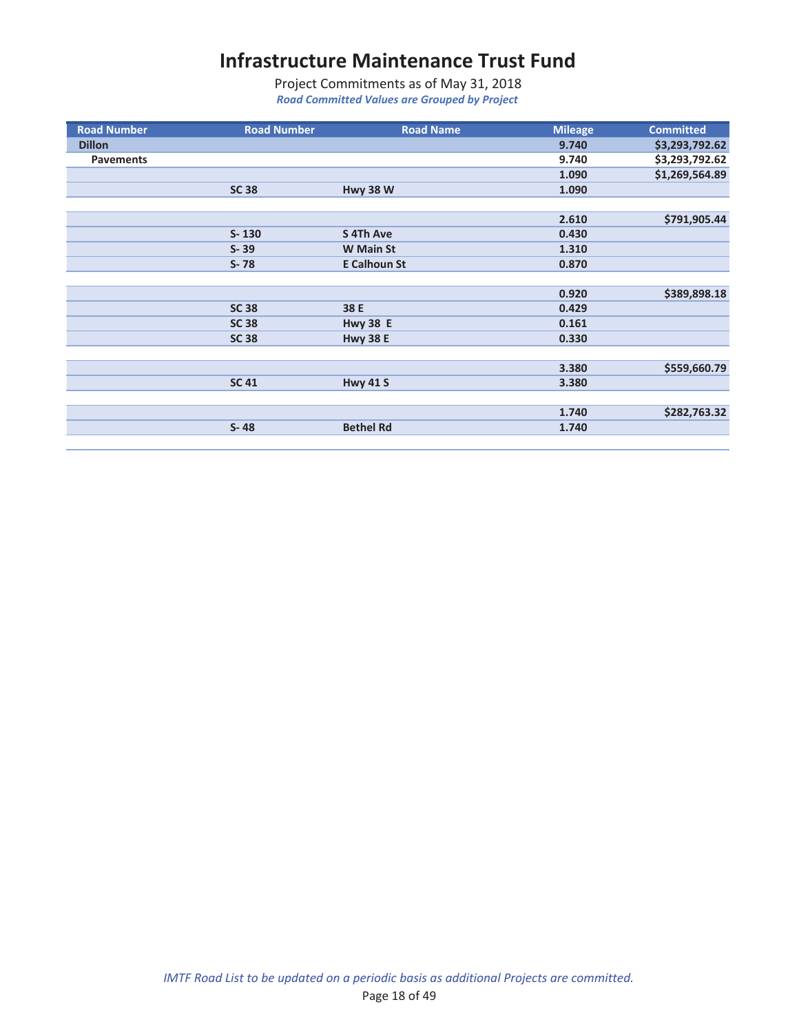# Infrastructure Maintenance Trust Fund

Project Commitments as of May 31, 2018

*Road Committed Values are Grouped by Project*

| Road Number | Road Number | Road Name | Mileage | Committed |
|---|---|---|---|---|
| **Dillon** | | | **9.740** | **$3,293,792.62** |
| **Pavements** | | | **9.740** | **$3,293,792.62** |
| | | | **1.090** | **$1,269,564.89** |
| | **SC 38** | **Hwy 38 W** | **1.090** | |
| | | | | |
| | | | **2.610** | **$791,905.44** |
| | **S- 130** | **S 4Th Ave** | **0.430** | |
| | **S- 39** | **W Main St** | **1.310** | |
| | **S- 78** | **E Calhoun St** | **0.870** | |
| | | | | |
| | | | **0.920** | **$389,898.18** |
| | **SC 38** | **38 E** | **0.429** | |
| | **SC 38** | **Hwy 38 E** | **0.161** | |
| | **SC 38** | **Hwy 38 E** | **0.330** | |
| | | | | |
| | | | **3.380** | **$559,660.79** |
| | **SC 41** | **Hwy 41 S** | **3.380** | |
| | | | | |
| | | | **1.740** | **$282,763.32** |
| | **S- 48** | **Bethel Rd** | **1.740** | |

*IMTF Road List to be updated on a periodic basis as additional Projects are committed.*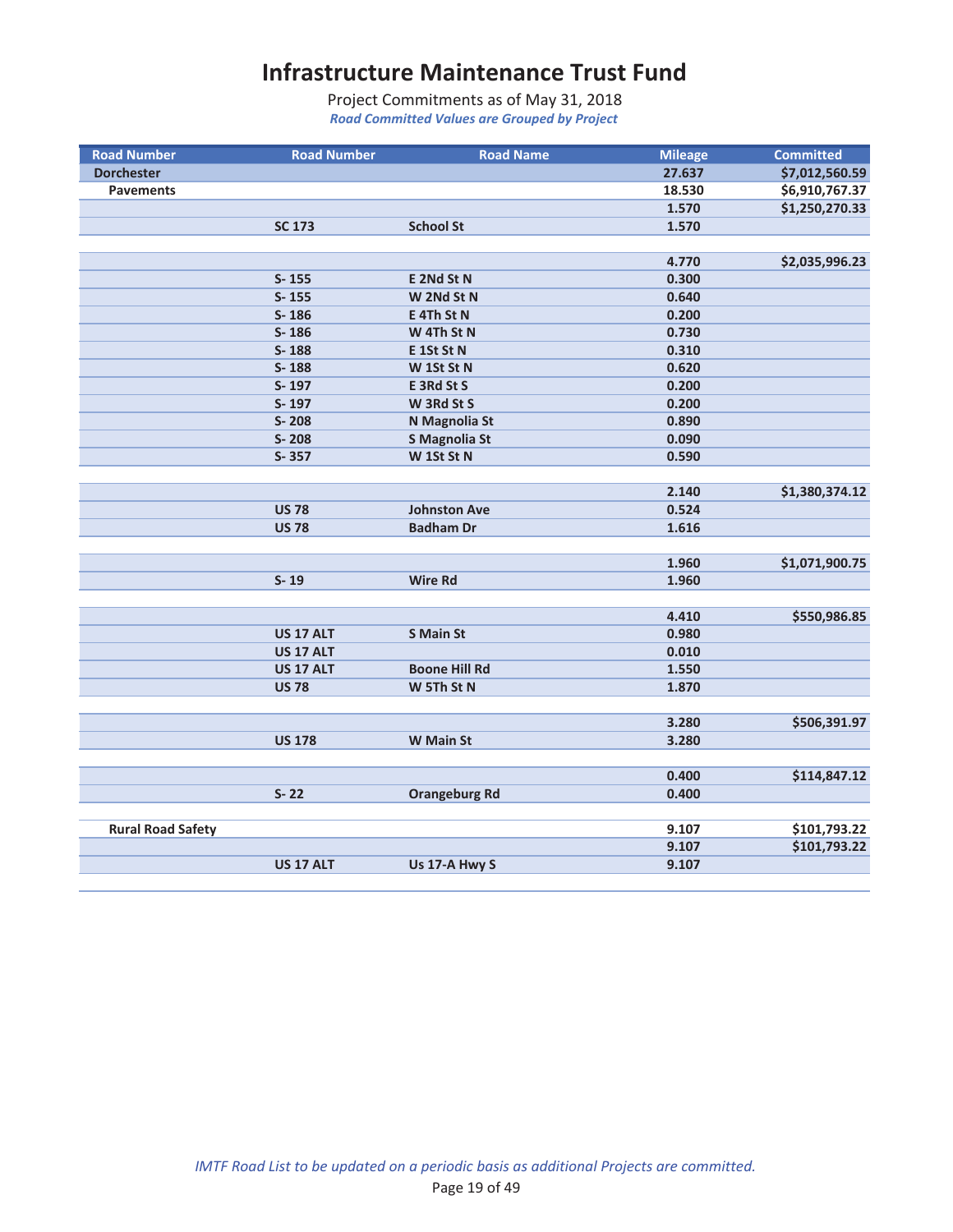# Infrastructure Maintenance Trust Fund

Project Commitments as of May 31, 2018

*Road Committed Values are Grouped by Project*

| Road Number | Road Number | Road Name | Mileage | Committed |
|---|---|---|---|---|
| **Dorchester** | | | **27.637** | **$7,012,560.59** |
| **Pavements** | | | **18.530** | **$6,910,767.37** |
| | | | **1.570** | **$1,250,270.33** |
| | **SC 173** | **School St** | **1.570** | |
| | | | | |
| | | | **4.770** | **$2,035,996.23** |
| | **S- 155** | **E 2Nd St N** | **0.300** | |
| | **S- 155** | **W 2Nd St N** | **0.640** | |
| | **S- 186** | **E 4Th St N** | **0.200** | |
| | **S- 186** | **W 4Th St N** | **0.730** | |
| | **S- 188** | **E 1St St N** | **0.310** | |
| | **S- 188** | **W 1St St N** | **0.620** | |
| | **S- 197** | **E 3Rd St S** | **0.200** | |
| | **S- 197** | **W 3Rd St S** | **0.200** | |
| | **S- 208** | **N Magnolia St** | **0.890** | |
| | **S- 208** | **S Magnolia St** | **0.090** | |
| | **S- 357** | **W 1St St N** | **0.590** | |
| | | | | |
| | | | **2.140** | **$1,380,374.12** |
| | **US 78** | **Johnston Ave** | **0.524** | |
| | **US 78** | **Badham Dr** | **1.616** | |
| | | | | |
| | | | **1.960** | **$1,071,900.75** |
| | **S- 19** | **Wire Rd** | **1.960** | |
| | | | | |
| | | | **4.410** | **$550,986.85** |
| | **US 17 ALT** | **S Main St** | **0.980** | |
| | **US 17 ALT** | | **0.010** | |
| | **US 17 ALT** | **Boone Hill Rd** | **1.550** | |
| | **US 78** | **W 5Th St N** | **1.870** | |
| | | | | |
| | | | **3.280** | **$506,391.97** |
| | **US 178** | **W Main St** | **3.280** | |
| | | | | |
| | | | **0.400** | **$114,847.12** |
| | **S- 22** | **Orangeburg Rd** | **0.400** | |
| | | | | |
| **Rural Road Safety** | | | **9.107** | **$101,793.22** |
| | | | **9.107** | **$101,793.22** |
| | **US 17 ALT** | **Us 17-A Hwy S** | **9.107** | |

*IMTF Road List to be updated on a periodic basis as additional Projects are committed.*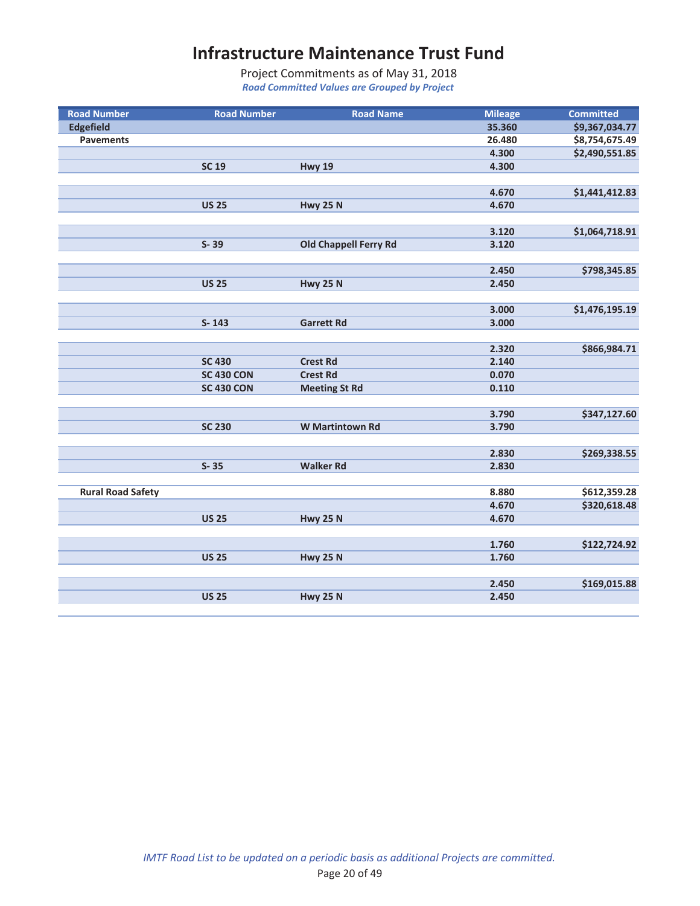# Infrastructure Maintenance Trust Fund

Project Commitments as of May 31, 2018

*Road Committed Values are Grouped by Project*

| Road Number | Road Number | Road Name | Mileage | Committed |
|---|---|---|---|---|
| **Edgefield** | | | **35.360** | **$9,367,034.77** |
| **Pavements** | | | **26.480** | **$8,754,675.49** |
| | | | **4.300** | **$2,490,551.85** |
| | **SC 19** | **Hwy 19** | **4.300** | |
| | | | | |
| | | | **4.670** | **$1,441,412.83** |
| | **US 25** | **Hwy 25 N** | **4.670** | |
| | | | | |
| | | | **3.120** | **$1,064,718.91** |
| | **S- 39** | **Old Chappell Ferry Rd** | **3.120** | |
| | | | | |
| | | | **2.450** | **$798,345.85** |
| | **US 25** | **Hwy 25 N** | **2.450** | |
| | | | | |
| | | | **3.000** | **$1,476,195.19** |
| | **S- 143** | **Garrett Rd** | **3.000** | |
| | | | | |
| | | | **2.320** | **$866,984.71** |
| | **SC 430** | **Crest Rd** | **2.140** | |
| | **SC 430 CON** | **Crest Rd** | **0.070** | |
| | **SC 430 CON** | **Meeting St Rd** | **0.110** | |
| | | | | |
| | | | **3.790** | **$347,127.60** |
| | **SC 230** | **W Martintown Rd** | **3.790** | |
| | | | | |
| | | | **2.830** | **$269,338.55** |
| | **S- 35** | **Walker Rd** | **2.830** | |
| | | | | |
| **Rural Road Safety** | | | **8.880** | **$612,359.28** |
| | | | **4.670** | **$320,618.48** |
| | **US 25** | **Hwy 25 N** | **4.670** | |
| | | | | |
| | | | **1.760** | **$122,724.92** |
| | **US 25** | **Hwy 25 N** | **1.760** | |
| | | | | |
| | | | **2.450** | **$169,015.88** |
| | **US 25** | **Hwy 25 N** | **2.450** | |

*IMTF Road List to be updated on a periodic basis as additional Projects are committed.*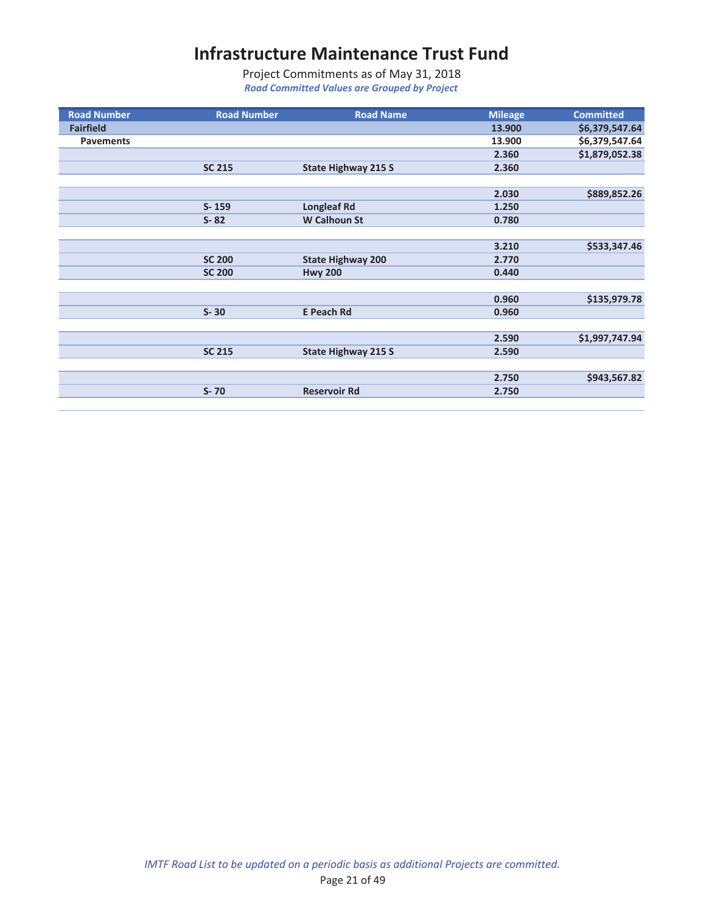# Infrastructure Maintenance Trust Fund

Project Commitments as of May 31, 2018

***Road Committed Values are Grouped by Project***

| Road Number | Road Number | Road Name | Mileage | Committed |
|---|---|---|---|---|
| **Fairfield** | | | **13.900** | **$6,379,547.64** |
| **Pavements** | | | **13.900** | **$6,379,547.64** |
| | | | **2.360** | **$1,879,052.38** |
| | **SC 215** | **State Highway 215 S** | **2.360** | |
| | | | | |
| | | | **2.030** | **$889,852.26** |
| | **S- 159** | **Longleaf Rd** | **1.250** | |
| | **S- 82** | **W Calhoun St** | **0.780** | |
| | | | | |
| | | | **3.210** | **$533,347.46** |
| | **SC 200** | **State Highway 200** | **2.770** | |
| | **SC 200** | **Hwy 200** | **0.440** | |
| | | | | |
| | | | **0.960** | **$135,979.78** |
| | **S- 30** | **E Peach Rd** | **0.960** | |
| | | | | |
| | | | **2.590** | **$1,997,747.94** |
| | **SC 215** | **State Highway 215 S** | **2.590** | |
| | | | | |
| | | | **2.750** | **$943,567.82** |
| | **S- 70** | **Reservoir Rd** | **2.750** | |

*IMTF Road List to be updated on a periodic basis as additional Projects are committed.*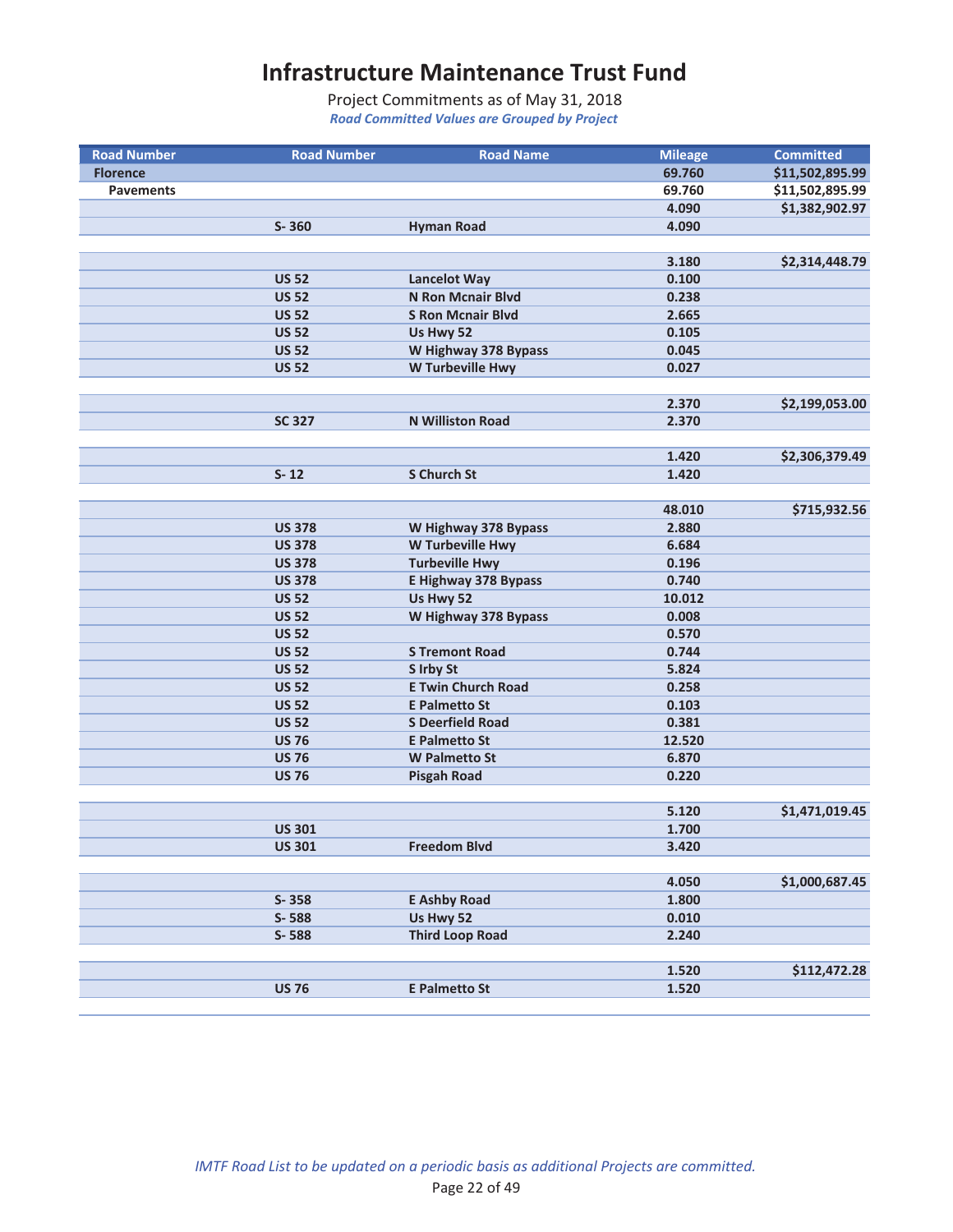# Infrastructure Maintenance Trust Fund

Project Commitments as of May 31, 2018

*Road Committed Values are Grouped by Project*

| Road Number | Road Number | Road Name | Mileage | Committed |
|---|---|---|---|---|
| **Florence** | | | **69.760** | **$11,502,895.99** |
| **Pavements** | | | **69.760** | **$11,502,895.99** |
| | | | **4.090** | **$1,382,902.97** |
| | **S- 360** | **Hyman Road** | **4.090** | |
| | | | **3.180** | **$2,314,448.79** |
| | **US 52** | **Lancelot Way** | **0.100** | |
| | **US 52** | **N Ron Mcnair Blvd** | **0.238** | |
| | **US 52** | **S Ron Mcnair Blvd** | **2.665** | |
| | **US 52** | **Us Hwy 52** | **0.105** | |
| | **US 52** | **W Highway 378 Bypass** | **0.045** | |
| | **US 52** | **W Turbeville Hwy** | **0.027** | |
| | | | **2.370** | **$2,199,053.00** |
| | **SC 327** | **N Williston Road** | **2.370** | |
| | | | **1.420** | **$2,306,379.49** |
| | **S- 12** | **S Church St** | **1.420** | |
| | | | **48.010** | **$715,932.56** |
| | **US 378** | **W Highway 378 Bypass** | **2.880** | |
| | **US 378** | **W Turbeville Hwy** | **6.684** | |
| | **US 378** | **Turbeville Hwy** | **0.196** | |
| | **US 378** | **E Highway 378 Bypass** | **0.740** | |
| | **US 52** | **Us Hwy 52** | **10.012** | |
| | **US 52** | **W Highway 378 Bypass** | **0.008** | |
| | **US 52** | | **0.570** | |
| | **US 52** | **S Tremont Road** | **0.744** | |
| | **US 52** | **S Irby St** | **5.824** | |
| | **US 52** | **E Twin Church Road** | **0.258** | |
| | **US 52** | **E Palmetto St** | **0.103** | |
| | **US 52** | **S Deerfield Road** | **0.381** | |
| | **US 76** | **E Palmetto St** | **12.520** | |
| | **US 76** | **W Palmetto St** | **6.870** | |
| | **US 76** | **Pisgah Road** | **0.220** | |
| | | | **5.120** | **$1,471,019.45** |
| | **US 301** | | **1.700** | |
| | **US 301** | **Freedom Blvd** | **3.420** | |
| | | | **4.050** | **$1,000,687.45** |
| | **S- 358** | **E Ashby Road** | **1.800** | |
| | **S- 588** | **Us Hwy 52** | **0.010** | |
| | **S- 588** | **Third Loop Road** | **2.240** | |
| | | | **1.520** | **$112,472.28** |
| | **US 76** | **E Palmetto St** | **1.520** | |

*IMTF Road List to be updated on a periodic basis as additional Projects are committed.*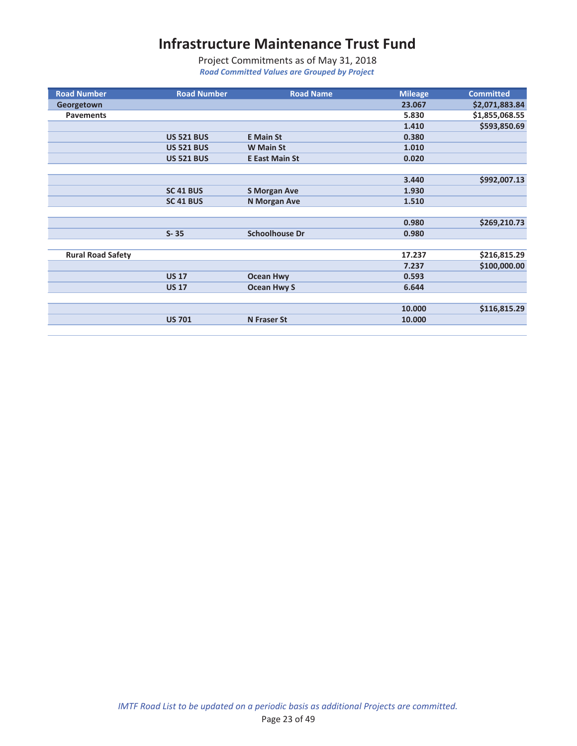# Infrastructure Maintenance Trust Fund

Project Commitments as of May 31, 2018

***Road Committed Values are Grouped by Project***

| Road Number | Road Number | Road Name | Mileage | Committed |
|---|---|---|---|---|
| **Georgetown** | | | **23.067** | **$2,071,883.84** |
| **Pavements** | | | **5.830** | **$1,855,068.55** |
| | | | **1.410** | **$593,850.69** |
| | **US 521 BUS** | **E Main St** | **0.380** | |
| | **US 521 BUS** | **W Main St** | **1.010** | |
| | **US 521 BUS** | **E East Main St** | **0.020** | |
| | | | | |
| | | | **3.440** | **$992,007.13** |
| | **SC 41 BUS** | **S Morgan Ave** | **1.930** | |
| | **SC 41 BUS** | **N Morgan Ave** | **1.510** | |
| | | | | |
| | | | **0.980** | **$269,210.73** |
| | **S- 35** | **Schoolhouse Dr** | **0.980** | |
| | | | | |
| **Rural Road Safety** | | | **17.237** | **$216,815.29** |
| | | | **7.237** | **$100,000.00** |
| | **US 17** | **Ocean Hwy** | **0.593** | |
| | **US 17** | **Ocean Hwy S** | **6.644** | |
| | | | | |
| | | | **10.000** | **$116,815.29** |
| | **US 701** | **N Fraser St** | **10.000** | |

*IMTF Road List to be updated on a periodic basis as additional Projects are committed.*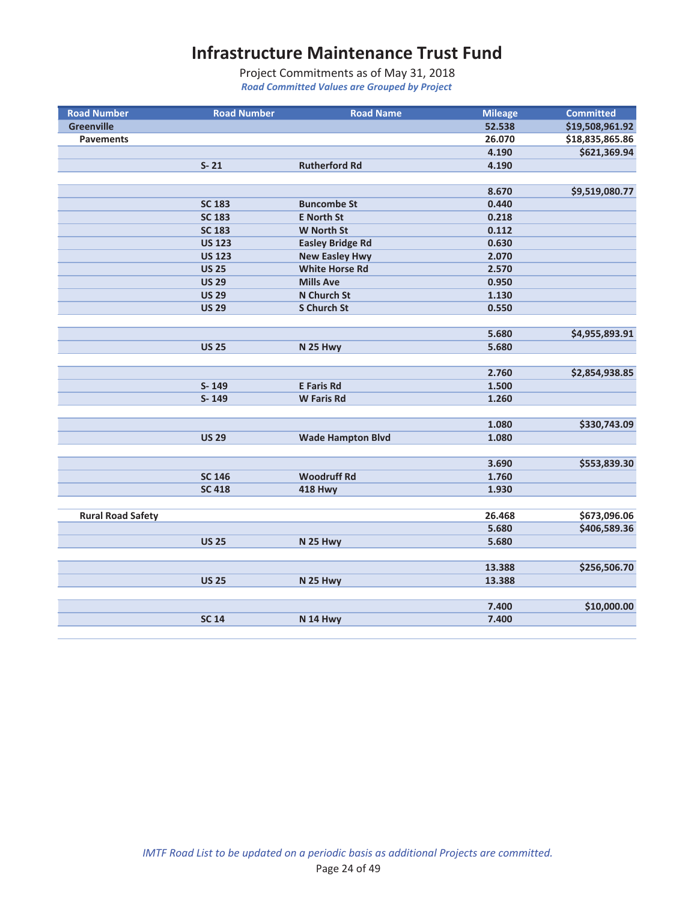# Infrastructure Maintenance Trust Fund

Project Commitments as of May 31, 2018

*Road Committed Values are Grouped by Project*

| Road Number | Road Number | Road Name | Mileage | Committed |
|---|---|---|---|---|
| **Greenville** | | | **52.538** | **$19,508,961.92** |
| **Pavements** | | | **26.070** | **$18,835,865.86** |
| | | | **4.190** | **$621,369.94** |
| | **S- 21** | **Rutherford Rd** | **4.190** | |
| | | | | |
| | | | **8.670** | **$9,519,080.77** |
| | **SC 183** | **Buncombe St** | **0.440** | |
| | **SC 183** | **E North St** | **0.218** | |
| | **SC 183** | **W North St** | **0.112** | |
| | **US 123** | **Easley Bridge Rd** | **0.630** | |
| | **US 123** | **New Easley Hwy** | **2.070** | |
| | **US 25** | **White Horse Rd** | **2.570** | |
| | **US 29** | **Mills Ave** | **0.950** | |
| | **US 29** | **N Church St** | **1.130** | |
| | **US 29** | **S Church St** | **0.550** | |
| | | | | |
| | | | **5.680** | **$4,955,893.91** |
| | **US 25** | **N 25 Hwy** | **5.680** | |
| | | | | |
| | | | **2.760** | **$2,854,938.85** |
| | **S- 149** | **E Faris Rd** | **1.500** | |
| | **S- 149** | **W Faris Rd** | **1.260** | |
| | | | | |
| | | | **1.080** | **$330,743.09** |
| | **US 29** | **Wade Hampton Blvd** | **1.080** | |
| | | | | |
| | | | **3.690** | **$553,839.30** |
| | **SC 146** | **Woodruff Rd** | **1.760** | |
| | **SC 418** | **418 Hwy** | **1.930** | |
| | | | | |
| **Rural Road Safety** | | | **26.468** | **$673,096.06** |
| | | | **5.680** | **$406,589.36** |
| | **US 25** | **N 25 Hwy** | **5.680** | |
| | | | | |
| | | | **13.388** | **$256,506.70** |
| | **US 25** | **N 25 Hwy** | **13.388** | |
| | | | | |
| | | | **7.400** | **$10,000.00** |
| | **SC 14** | **N 14 Hwy** | **7.400** | |

*IMTF Road List to be updated on a periodic basis as additional Projects are committed.*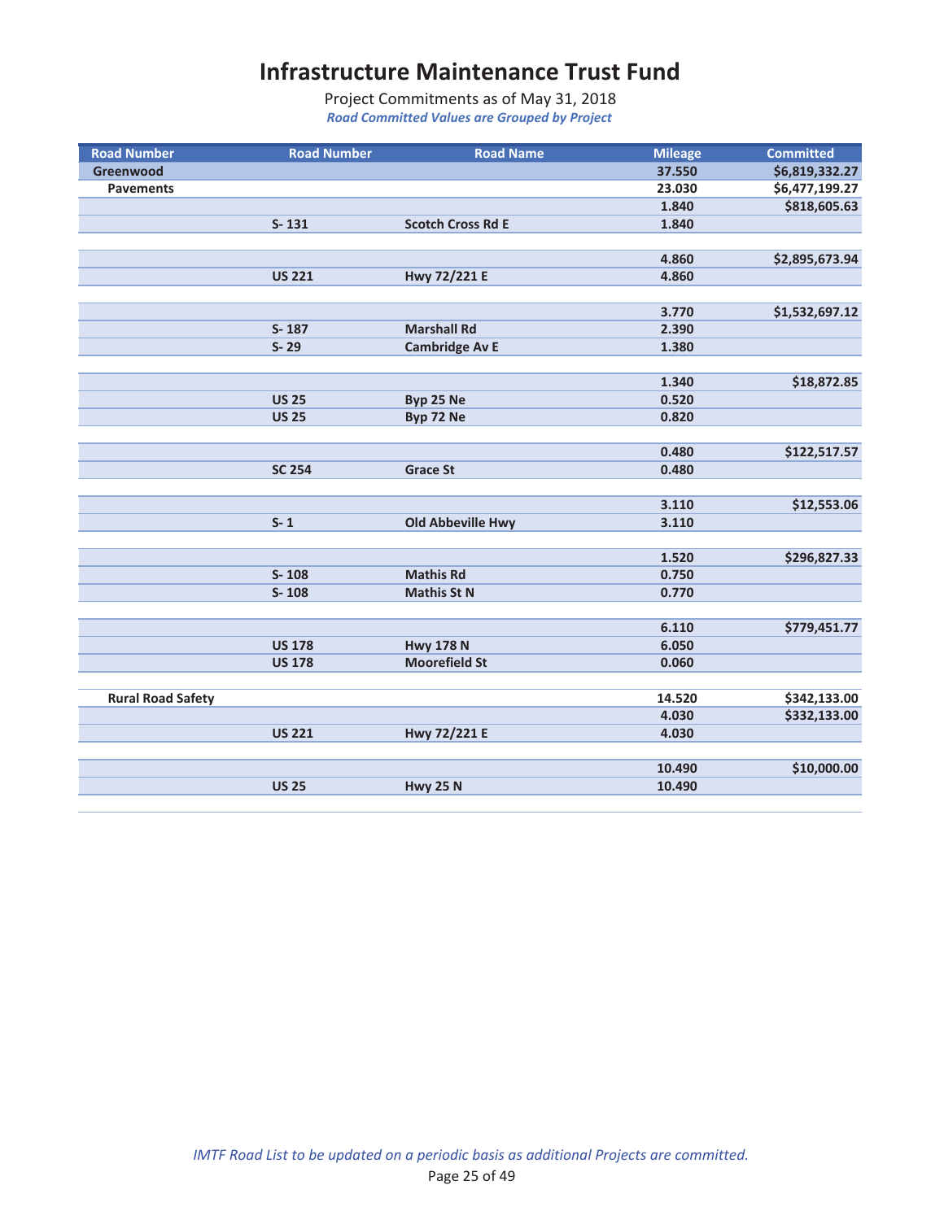# Infrastructure Maintenance Trust Fund

Project Commitments as of May 31, 2018

*Road Committed Values are Grouped by Project*

| Road Number | Road Number | Road Name | Mileage | Committed |
|---|---|---|---|---|
| **Greenwood** | | | **37.550** | **$6,819,332.27** |
| **Pavements** | | | **23.030** | **$6,477,199.27** |
| | | | **1.840** | **$818,605.63** |
| | **S- 131** | **Scotch Cross Rd E** | **1.840** | |
| | | | | |
| | | | **4.860** | **$2,895,673.94** |
| | **US 221** | **Hwy 72/221 E** | **4.860** | |
| | | | | |
| | | | **3.770** | **$1,532,697.12** |
| | **S- 187** | **Marshall Rd** | **2.390** | |
| | **S- 29** | **Cambridge Av E** | **1.380** | |
| | | | | |
| | | | **1.340** | **$18,872.85** |
| | **US 25** | **Byp 25 Ne** | **0.520** | |
| | **US 25** | **Byp 72 Ne** | **0.820** | |
| | | | | |
| | | | **0.480** | **$122,517.57** |
| | **SC 254** | **Grace St** | **0.480** | |
| | | | | |
| | | | **3.110** | **$12,553.06** |
| | **S- 1** | **Old Abbeville Hwy** | **3.110** | |
| | | | | |
| | | | **1.520** | **$296,827.33** |
| | **S- 108** | **Mathis Rd** | **0.750** | |
| | **S- 108** | **Mathis St N** | **0.770** | |
| | | | | |
| | | | **6.110** | **$779,451.77** |
| | **US 178** | **Hwy 178 N** | **6.050** | |
| | **US 178** | **Moorefield St** | **0.060** | |
| | | | | |
| **Rural Road Safety** | | | **14.520** | **$342,133.00** |
| | | | **4.030** | **$332,133.00** |
| | **US 221** | **Hwy 72/221 E** | **4.030** | |
| | | | | |
| | | | **10.490** | **$10,000.00** |
| | **US 25** | **Hwy 25 N** | **10.490** | |

*IMTF Road List to be updated on a periodic basis as additional Projects are committed.*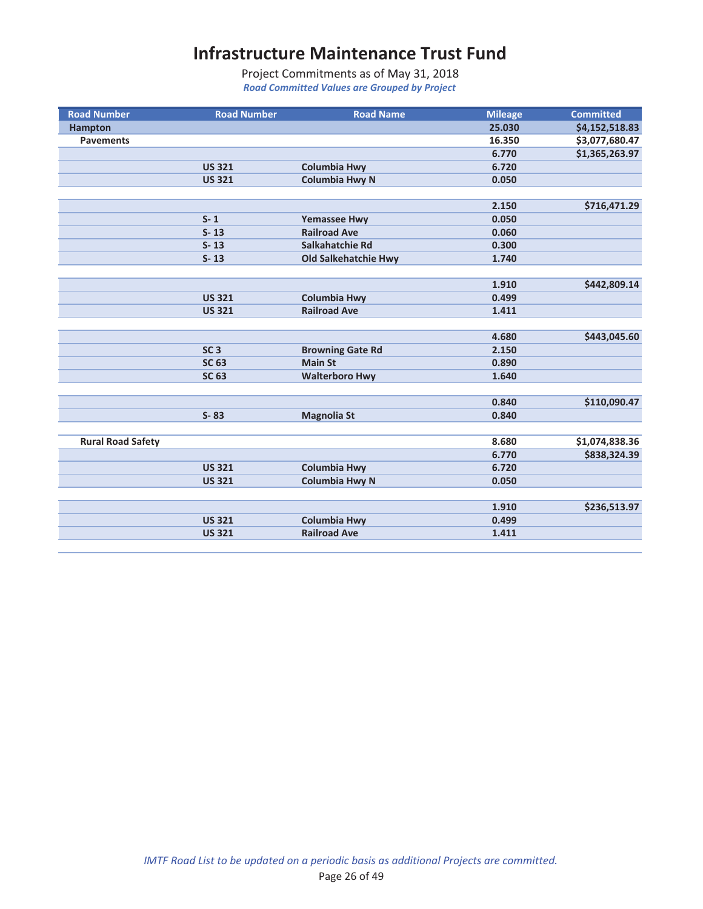# Infrastructure Maintenance Trust Fund

Project Commitments as of May 31, 2018

*Road Committed Values are Grouped by Project*

| Road Number | Road Number | Road Name | Mileage | Committed |
|---|---|---|---|---|
| **Hampton** | | | **25.030** | **$4,152,518.83** |
| **Pavements** | | | **16.350** | **$3,077,680.47** |
| | | | **6.770** | **$1,365,263.97** |
| | **US 321** | **Columbia Hwy** | **6.720** | |
| | **US 321** | **Columbia Hwy N** | **0.050** | |
| | | | | |
| | | | **2.150** | **$716,471.29** |
| | **S- 1** | **Yemassee Hwy** | **0.050** | |
| | **S- 13** | **Railroad Ave** | **0.060** | |
| | **S- 13** | **Salkahatchie Rd** | **0.300** | |
| | **S- 13** | **Old Salkehatchie Hwy** | **1.740** | |
| | | | | |
| | | | **1.910** | **$442,809.14** |
| | **US 321** | **Columbia Hwy** | **0.499** | |
| | **US 321** | **Railroad Ave** | **1.411** | |
| | | | | |
| | | | **4.680** | **$443,045.60** |
| | **SC 3** | **Browning Gate Rd** | **2.150** | |
| | **SC 63** | **Main St** | **0.890** | |
| | **SC 63** | **Walterboro Hwy** | **1.640** | |
| | | | | |
| | | | **0.840** | **$110,090.47** |
| | **S- 83** | **Magnolia St** | **0.840** | |
| | | | | |
| **Rural Road Safety** | | | **8.680** | **$1,074,838.36** |
| | | | **6.770** | **$838,324.39** |
| | **US 321** | **Columbia Hwy** | **6.720** | |
| | **US 321** | **Columbia Hwy N** | **0.050** | |
| | | | | |
| | | | **1.910** | **$236,513.97** |
| | **US 321** | **Columbia Hwy** | **0.499** | |
| | **US 321** | **Railroad Ave** | **1.411** | |

*IMTF Road List to be updated on a periodic basis as additional Projects are committed.*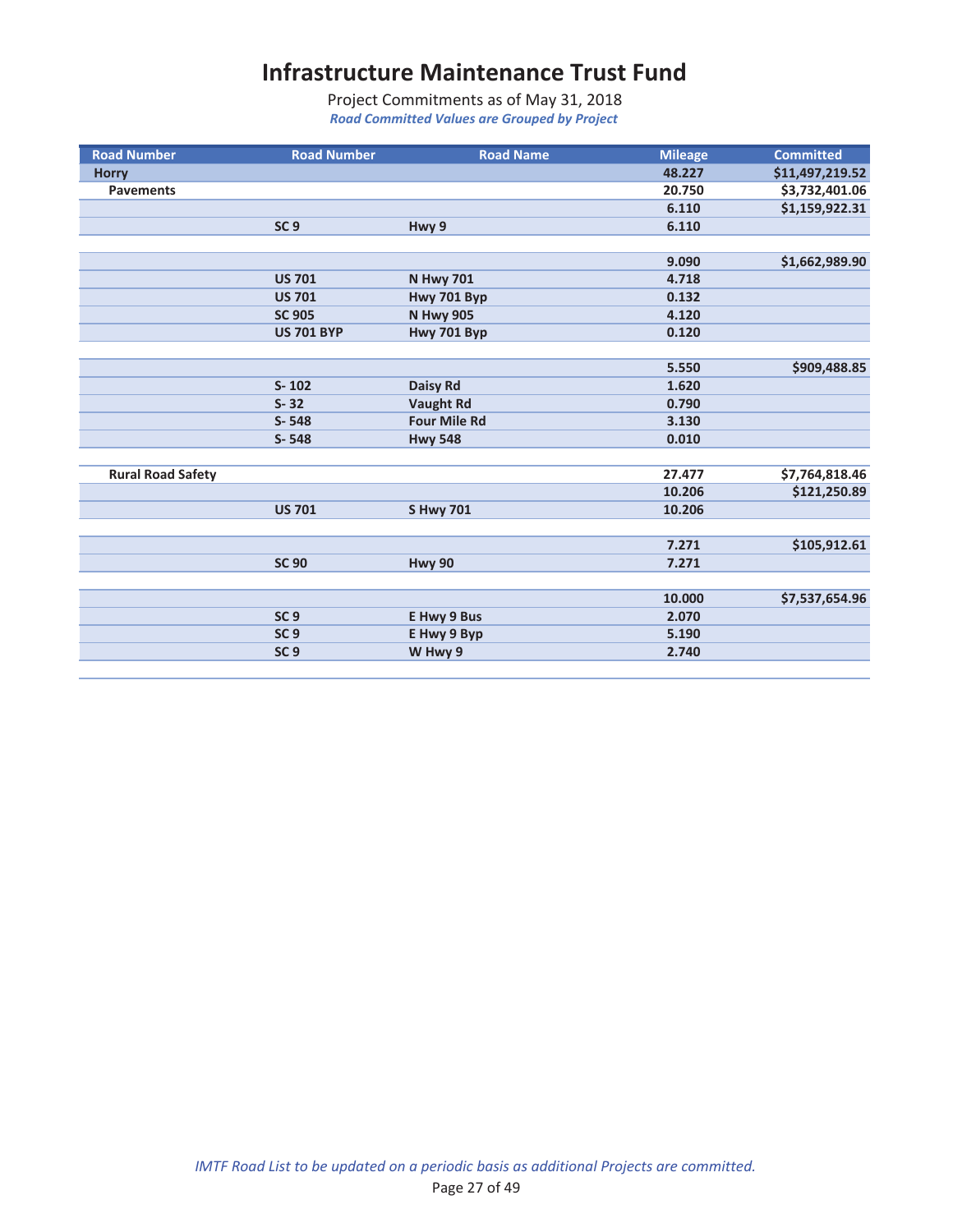# Infrastructure Maintenance Trust Fund

Project Commitments as of May 31, 2018

*Road Committed Values are Grouped by Project*

| Road Number | Road Number | Road Name | Mileage | Committed |
|---|---|---|---|---|
| **Horry** | | | **48.227** | **$11,497,219.52** |
| **Pavements** | | | **20.750** | **$3,732,401.06** |
| | | | **6.110** | **$1,159,922.31** |
| | **SC 9** | **Hwy 9** | **6.110** | |
| | | | | |
| | | | **9.090** | **$1,662,989.90** |
| | **US 701** | **N Hwy 701** | **4.718** | |
| | **US 701** | **Hwy 701 Byp** | **0.132** | |
| | **SC 905** | **N Hwy 905** | **4.120** | |
| | **US 701 BYP** | **Hwy 701 Byp** | **0.120** | |
| | | | | |
| | | | **5.550** | **$909,488.85** |
| | **S- 102** | **Daisy Rd** | **1.620** | |
| | **S- 32** | **Vaught Rd** | **0.790** | |
| | **S- 548** | **Four Mile Rd** | **3.130** | |
| | **S- 548** | **Hwy 548** | **0.010** | |
| | | | | |
| **Rural Road Safety** | | | **27.477** | **$7,764,818.46** |
| | | | **10.206** | **$121,250.89** |
| | **US 701** | **S Hwy 701** | **10.206** | |
| | | | | |
| | | | **7.271** | **$105,912.61** |
| | **SC 90** | **Hwy 90** | **7.271** | |
| | | | | |
| | | | **10.000** | **$7,537,654.96** |
| | **SC 9** | **E Hwy 9 Bus** | **2.070** | |
| | **SC 9** | **E Hwy 9 Byp** | **5.190** | |
| | **SC 9** | **W Hwy 9** | **2.740** | |

*IMTF Road List to be updated on a periodic basis as additional Projects are committed.*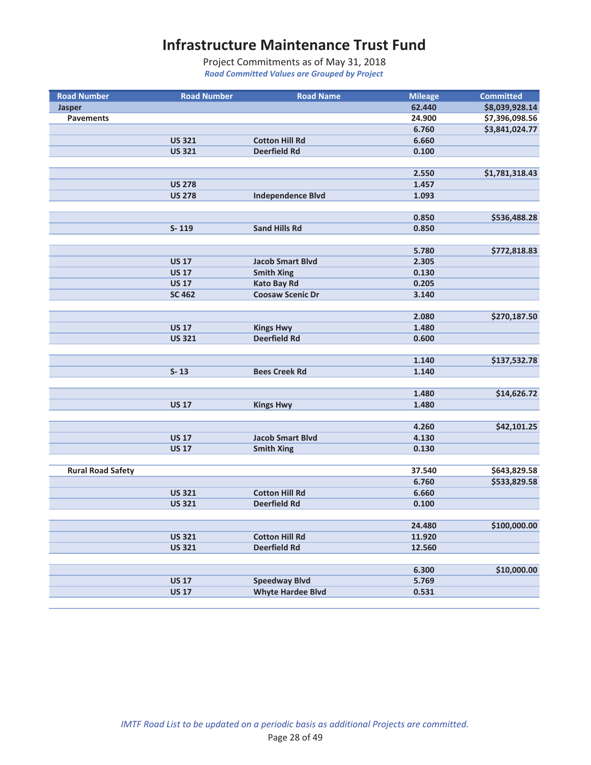# Infrastructure Maintenance Trust Fund

Project Commitments as of May 31, 2018

*Road Committed Values are Grouped by Project*

| Road Number | Road Number | Road Name | Mileage | Committed |
|---|---|---|---|---|
| **Jasper** | | | **62.440** | **$8,039,928.14** |
| **Pavements** | | | **24.900** | **$7,396,098.56** |
| | | | **6.760** | **$3,841,024.77** |
| | **US 321** | **Cotton Hill Rd** | **6.660** | |
| | **US 321** | **Deerfield Rd** | **0.100** | |
| | | | | |
| | | | **2.550** | **$1,781,318.43** |
| | **US 278** | | **1.457** | |
| | **US 278** | **Independence Blvd** | **1.093** | |
| | | | | |
| | | | **0.850** | **$536,488.28** |
| | **S- 119** | **Sand Hills Rd** | **0.850** | |
| | | | | |
| | | | **5.780** | **$772,818.83** |
| | **US 17** | **Jacob Smart Blvd** | **2.305** | |
| | **US 17** | **Smith Xing** | **0.130** | |
| | **US 17** | **Kato Bay Rd** | **0.205** | |
| | **SC 462** | **Coosaw Scenic Dr** | **3.140** | |
| | | | | |
| | | | **2.080** | **$270,187.50** |
| | **US 17** | **Kings Hwy** | **1.480** | |
| | **US 321** | **Deerfield Rd** | **0.600** | |
| | | | | |
| | | | **1.140** | **$137,532.78** |
| | **S- 13** | **Bees Creek Rd** | **1.140** | |
| | | | | |
| | | | **1.480** | **$14,626.72** |
| | **US 17** | **Kings Hwy** | **1.480** | |
| | | | | |
| | | | **4.260** | **$42,101.25** |
| | **US 17** | **Jacob Smart Blvd** | **4.130** | |
| | **US 17** | **Smith Xing** | **0.130** | |
| | | | | |
| **Rural Road Safety** | | | **37.540** | **$643,829.58** |
| | | | **6.760** | **$533,829.58** |
| | **US 321** | **Cotton Hill Rd** | **6.660** | |
| | **US 321** | **Deerfield Rd** | **0.100** | |
| | | | | |
| | | | **24.480** | **$100,000.00** |
| | **US 321** | **Cotton Hill Rd** | **11.920** | |
| | **US 321** | **Deerfield Rd** | **12.560** | |
| | | | | |
| | | | **6.300** | **$10,000.00** |
| | **US 17** | **Speedway Blvd** | **5.769** | |
| | **US 17** | **Whyte Hardee Blvd** | **0.531** | |

*IMTF Road List to be updated on a periodic basis as additional Projects are committed.*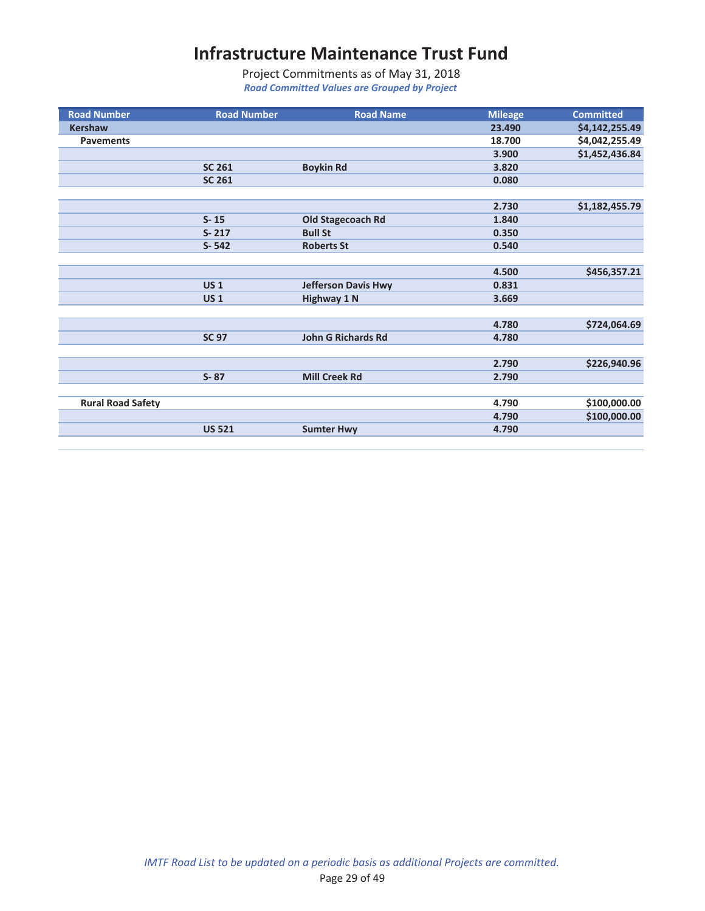# Infrastructure Maintenance Trust Fund

Project Commitments as of May 31, 2018

*Road Committed Values are Grouped by Project*

| Road Number | Road Number | Road Name | Mileage | Committed |
|---|---|---|---|---|
| **Kershaw** | | | **23.490** | **$4,142,255.49** |
| **Pavements** | | | **18.700** | **$4,042,255.49** |
| | | | **3.900** | **$1,452,436.84** |
| | **SC 261** | **Boykin Rd** | **3.820** | |
| | **SC 261** | | **0.080** | |
| | | | | |
| | | | **2.730** | **$1,182,455.79** |
| | **S- 15** | **Old Stagecoach Rd** | **1.840** | |
| | **S- 217** | **Bull St** | **0.350** | |
| | **S- 542** | **Roberts St** | **0.540** | |
| | | | | |
| | | | **4.500** | **$456,357.21** |
| | **US 1** | **Jefferson Davis Hwy** | **0.831** | |
| | **US 1** | **Highway 1 N** | **3.669** | |
| | | | | |
| | | | **4.780** | **$724,064.69** |
| | **SC 97** | **John G Richards Rd** | **4.780** | |
| | | | | |
| | | | **2.790** | **$226,940.96** |
| | **S- 87** | **Mill Creek Rd** | **2.790** | |
| | | | | |
| **Rural Road Safety** | | | **4.790** | **$100,000.00** |
| | | | **4.790** | **$100,000.00** |
| | **US 521** | **Sumter Hwy** | **4.790** | |

*IMTF Road List to be updated on a periodic basis as additional Projects are committed.*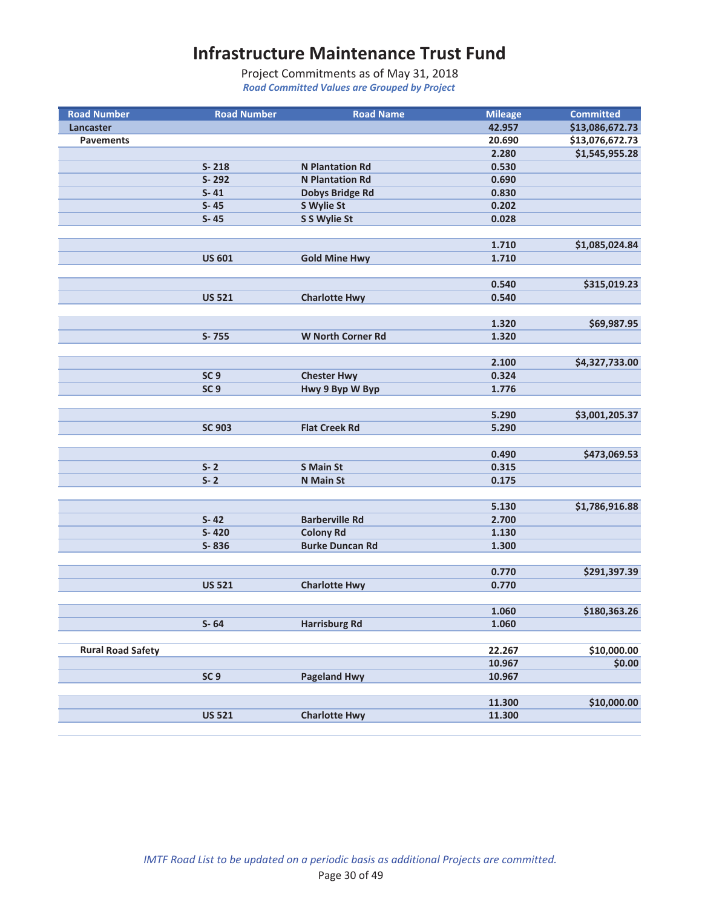# Infrastructure Maintenance Trust Fund

Project Commitments as of May 31, 2018

*Road Committed Values are Grouped by Project*

| Road Number | Road Number | Road Name | Mileage | Committed |
|---|---|---|---|---|
| **Lancaster** | | | **42.957** | **$13,086,672.73** |
| **Pavements** | | | **20.690** | **$13,076,672.73** |
| | | | 2.280 | $1,545,955.28 |
| | S- 218 | N Plantation Rd | 0.530 | |
| | S- 292 | N Plantation Rd | 0.690 | |
| | S- 41 | Dobys Bridge Rd | 0.830 | |
| | S- 45 | S Wylie St | 0.202 | |
| | S- 45 | S S Wylie St | 0.028 | |
| | | | | |
| | | | 1.710 | $1,085,024.84 |
| | US 601 | Gold Mine Hwy | 1.710 | |
| | | | | |
| | | | 0.540 | $315,019.23 |
| | US 521 | Charlotte Hwy | 0.540 | |
| | | | | |
| | | | 1.320 | $69,987.95 |
| | S- 755 | W North Corner Rd | 1.320 | |
| | | | | |
| | | | 2.100 | $4,327,733.00 |
| | SC 9 | Chester Hwy | 0.324 | |
| | SC 9 | Hwy 9 Byp W Byp | 1.776 | |
| | | | | |
| | | | 5.290 | $3,001,205.37 |
| | SC 903 | Flat Creek Rd | 5.290 | |
| | | | | |
| | | | 0.490 | $473,069.53 |
| | S- 2 | S Main St | 0.315 | |
| | S- 2 | N Main St | 0.175 | |
| | | | | |
| | | | 5.130 | $1,786,916.88 |
| | S- 42 | Barberville Rd | 2.700 | |
| | S- 420 | Colony Rd | 1.130 | |
| | S- 836 | Burke Duncan Rd | 1.300 | |
| | | | | |
| | | | 0.770 | $291,397.39 |
| | US 521 | Charlotte Hwy | 0.770 | |
| | | | | |
| | | | 1.060 | $180,363.26 |
| | S- 64 | Harrisburg Rd | 1.060 | |
| | | | | |
| **Rural Road Safety** | | | **22.267** | **$10,000.00** |
| | | | 10.967 | $0.00 |
| | SC 9 | Pageland Hwy | 10.967 | |
| | | | | |
| | | | 11.300 | $10,000.00 |
| | US 521 | Charlotte Hwy | 11.300 | |

*IMTF Road List to be updated on a periodic basis as additional Projects are committed.*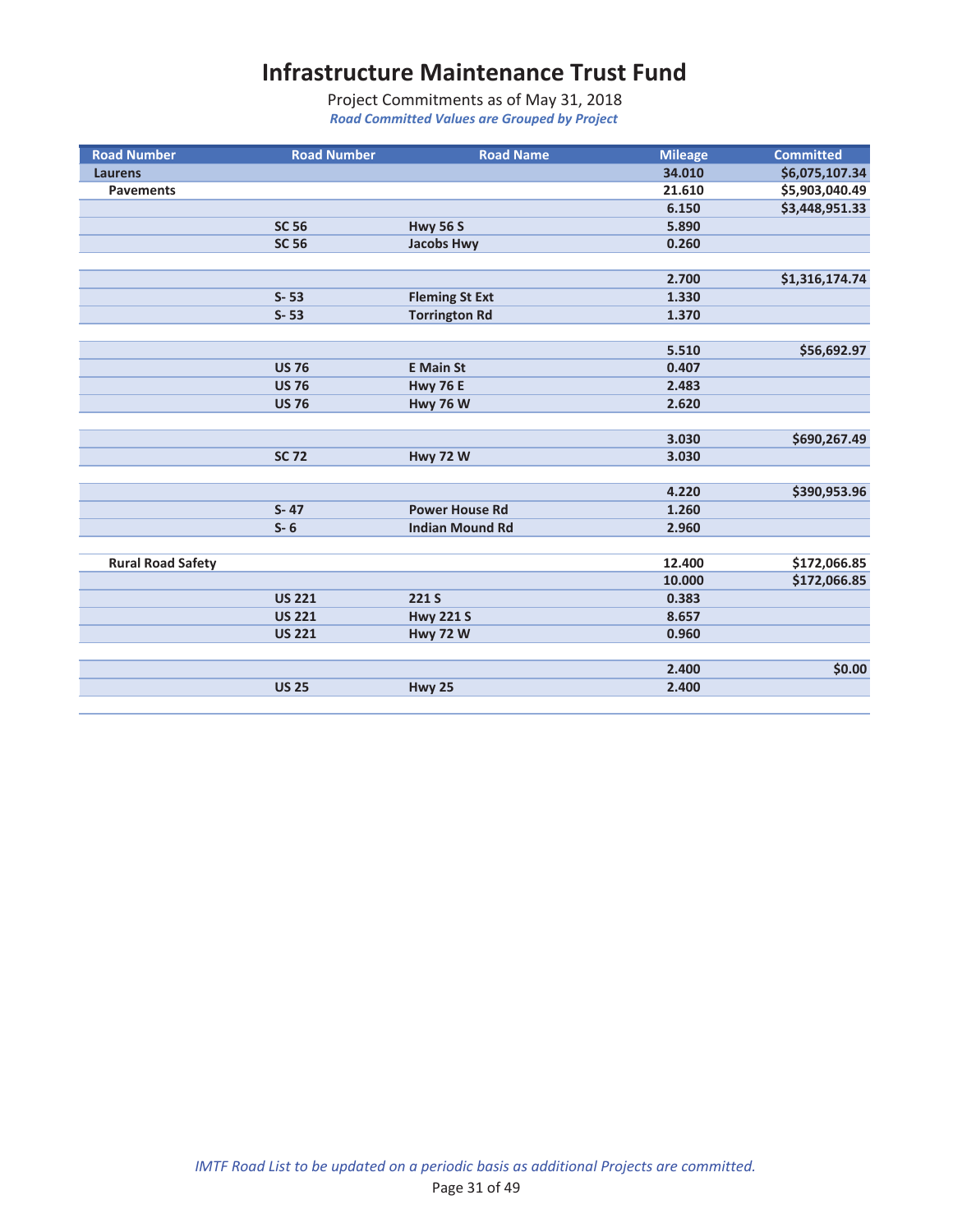# Infrastructure Maintenance Trust Fund

Project Commitments as of May 31, 2018

*Road Committed Values are Grouped by Project*

| Road Number | Road Number | Road Name | Mileage | Committed |
|---|---|---|---|---|
| **Laurens** | | | **34.010** | **$6,075,107.34** |
| **Pavements** | | | **21.610** | **$5,903,040.49** |
| | | | **6.150** | **$3,448,951.33** |
| | **SC 56** | **Hwy 56 S** | **5.890** | |
| | **SC 56** | **Jacobs Hwy** | **0.260** | |
| | | | | |
| | | | **2.700** | **$1,316,174.74** |
| | **S- 53** | **Fleming St Ext** | **1.330** | |
| | **S- 53** | **Torrington Rd** | **1.370** | |
| | | | | |
| | | | **5.510** | **$56,692.97** |
| | **US 76** | **E Main St** | **0.407** | |
| | **US 76** | **Hwy 76 E** | **2.483** | |
| | **US 76** | **Hwy 76 W** | **2.620** | |
| | | | | |
| | | | **3.030** | **$690,267.49** |
| | **SC 72** | **Hwy 72 W** | **3.030** | |
| | | | | |
| | | | **4.220** | **$390,953.96** |
| | **S- 47** | **Power House Rd** | **1.260** | |
| | **S- 6** | **Indian Mound Rd** | **2.960** | |
| | | | | |
| **Rural Road Safety** | | | **12.400** | **$172,066.85** |
| | | | **10.000** | **$172,066.85** |
| | **US 221** | **221 S** | **0.383** | |
| | **US 221** | **Hwy 221 S** | **8.657** | |
| | **US 221** | **Hwy 72 W** | **0.960** | |
| | | | | |
| | | | **2.400** | **$0.00** |
| | **US 25** | **Hwy 25** | **2.400** | |

*IMTF Road List to be updated on a periodic basis as additional Projects are committed.*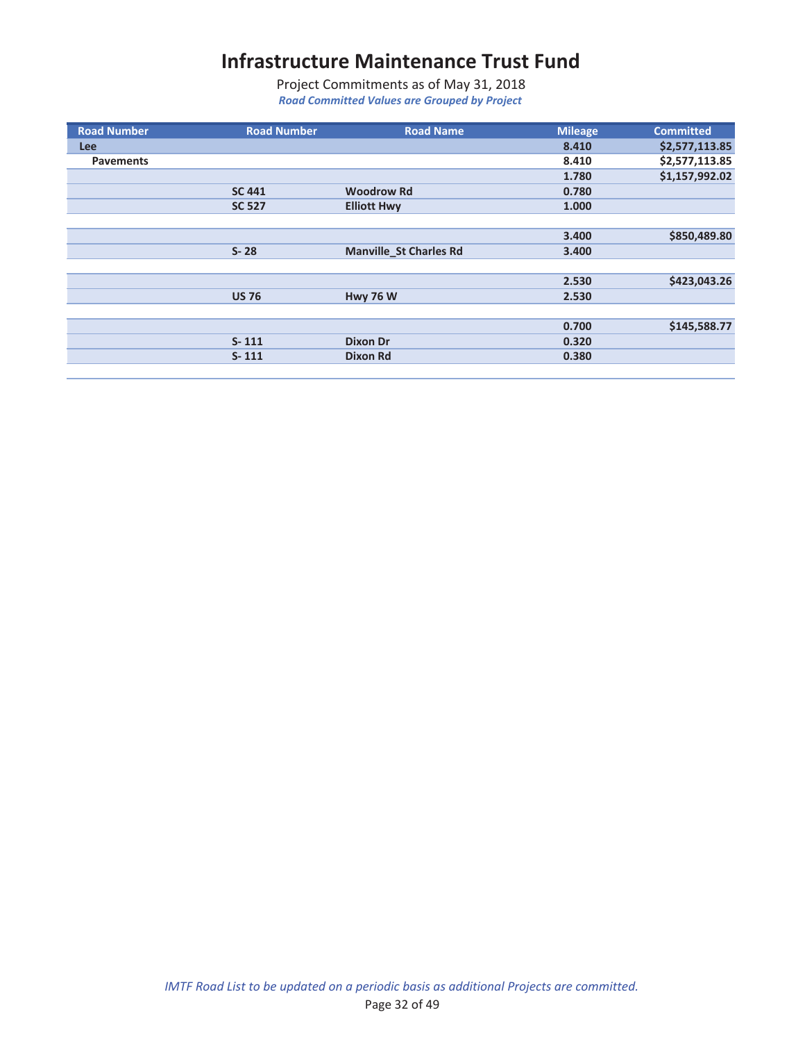# Infrastructure Maintenance Trust Fund

Project Commitments as of May 31, 2018

*Road Committed Values are Grouped by Project*

| Road Number | Road Number | Road Name | Mileage | Committed |
|---|---|---|---|---|
| Lee | | | 8.410 | $2,577,113.85 |
| Pavements | | | 8.410 | $2,577,113.85 |
| | | | 1.780 | $1,157,992.02 |
| | SC 441 | Woodrow Rd | 0.780 | |
| | SC 527 | Elliott Hwy | 1.000 | |
| | | | | |
| | | | 3.400 | $850,489.80 |
| | S- 28 | Manville_St Charles Rd | 3.400 | |
| | | | | |
| | | | 2.530 | $423,043.26 |
| | US 76 | Hwy 76 W | 2.530 | |
| | | | | |
| | | | 0.700 | $145,588.77 |
| | S- 111 | Dixon Dr | 0.320 | |
| | S- 111 | Dixon Rd | 0.380 | |

*IMTF Road List to be updated on a periodic basis as additional Projects are committed.*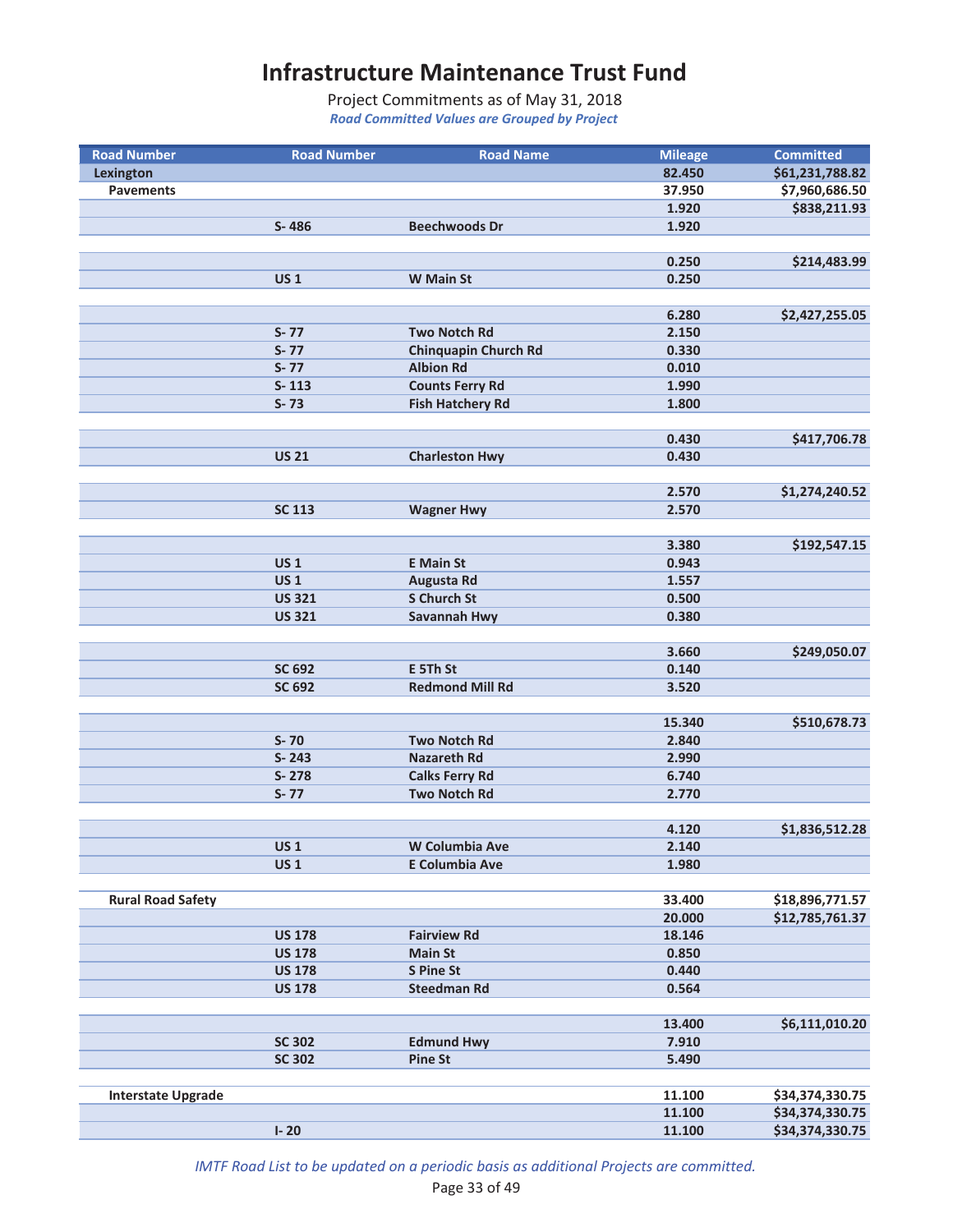# Infrastructure Maintenance Trust Fund

Project Commitments as of May 31, 2018

*Road Committed Values are Grouped by Project*

| Road Number | Road Number | Road Name | Mileage | Committed |
|---|---|---|---|---|
| **Lexington** | | | **82.450** | **$61,231,788.82** |
| **Pavements** | | | **37.950** | **$7,960,686.50** |
| | | | **1.920** | **$838,211.93** |
| | **S- 486** | **Beechwoods Dr** | **1.920** | |
| | | | | |
| | | | **0.250** | **$214,483.99** |
| | **US 1** | **W Main St** | **0.250** | |
| | | | | |
| | | | **6.280** | **$2,427,255.05** |
| | **S- 77** | **Two Notch Rd** | **2.150** | |
| | **S- 77** | **Chinquapin Church Rd** | **0.330** | |
| | **S- 77** | **Albion Rd** | **0.010** | |
| | **S- 113** | **Counts Ferry Rd** | **1.990** | |
| | **S- 73** | **Fish Hatchery Rd** | **1.800** | |
| | | | | |
| | | | **0.430** | **$417,706.78** |
| | **US 21** | **Charleston Hwy** | **0.430** | |
| | | | | |
| | | | **2.570** | **$1,274,240.52** |
| | **SC 113** | **Wagner Hwy** | **2.570** | |
| | | | | |
| | | | **3.380** | **$192,547.15** |
| | **US 1** | **E Main St** | **0.943** | |
| | **US 1** | **Augusta Rd** | **1.557** | |
| | **US 321** | **S Church St** | **0.500** | |
| | **US 321** | **Savannah Hwy** | **0.380** | |
| | | | | |
| | | | **3.660** | **$249,050.07** |
| | **SC 692** | **E 5Th St** | **0.140** | |
| | **SC 692** | **Redmond Mill Rd** | **3.520** | |
| | | | | |
| | | | **15.340** | **$510,678.73** |
| | **S- 70** | **Two Notch Rd** | **2.840** | |
| | **S- 243** | **Nazareth Rd** | **2.990** | |
| | **S- 278** | **Calks Ferry Rd** | **6.740** | |
| | **S- 77** | **Two Notch Rd** | **2.770** | |
| | | | | |
| | | | **4.120** | **$1,836,512.28** |
| | **US 1** | **W Columbia Ave** | **2.140** | |
| | **US 1** | **E Columbia Ave** | **1.980** | |
| | | | | |
| **Rural Road Safety** | | | **33.400** | **$18,896,771.57** |
| | | | **20.000** | **$12,785,761.37** |
| | **US 178** | **Fairview Rd** | **18.146** | |
| | **US 178** | **Main St** | **0.850** | |
| | **US 178** | **S Pine St** | **0.440** | |
| | **US 178** | **Steedman Rd** | **0.564** | |
| | | | | |
| | | | **13.400** | **$6,111,010.20** |
| | **SC 302** | **Edmund Hwy** | **7.910** | |
| | **SC 302** | **Pine St** | **5.490** | |
| | | | | |
| **Interstate Upgrade** | | | **11.100** | **$34,374,330.75** |
| | | | **11.100** | **$34,374,330.75** |
| | **I- 20** | | **11.100** | **$34,374,330.75** |

*IMTF Road List to be updated on a periodic basis as additional Projects are committed.*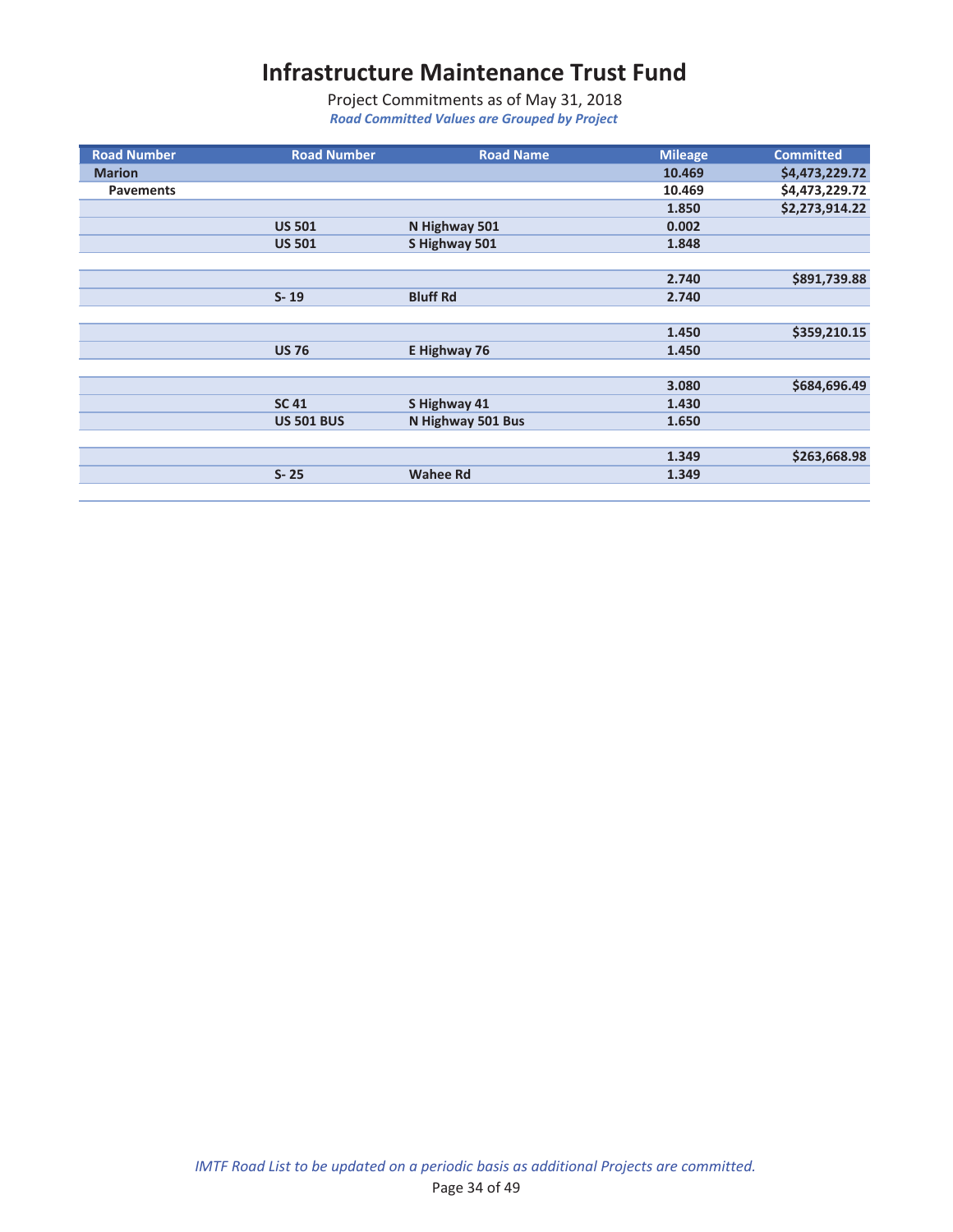# Infrastructure Maintenance Trust Fund

Project Commitments as of May 31, 2018

***Road Committed Values are Grouped by Project***

| Road Number | Road Number | Road Name | Mileage | Committed |
|---|---|---|---|---|
| **Marion** | | | **10.469** | **$4,473,229.72** |
| **Pavements** | | | **10.469** | **$4,473,229.72** |
| | | | **1.850** | **$2,273,914.22** |
| | **US 501** | **N Highway 501** | **0.002** | |
| | **US 501** | **S Highway 501** | **1.848** | |
| | | | | |
| | | | **2.740** | **$891,739.88** |
| | **S- 19** | **Bluff Rd** | **2.740** | |
| | | | | |
| | | | **1.450** | **$359,210.15** |
| | **US 76** | **E Highway 76** | **1.450** | |
| | | | | |
| | | | **3.080** | **$684,696.49** |
| | **SC 41** | **S Highway 41** | **1.430** | |
| | **US 501 BUS** | **N Highway 501 Bus** | **1.650** | |
| | | | | |
| | | | **1.349** | **$263,668.98** |
| | **S- 25** | **Wahee Rd** | **1.349** | |

*IMTF Road List to be updated on a periodic basis as additional Projects are committed.*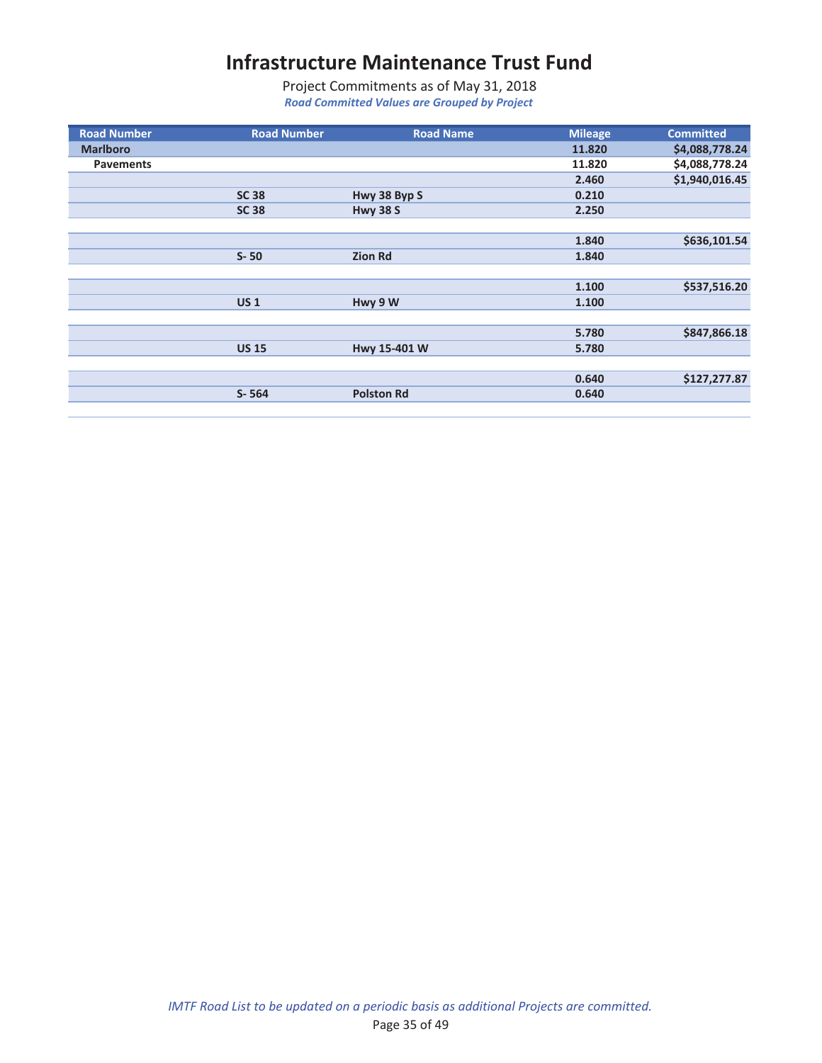# Infrastructure Maintenance Trust Fund

Project Commitments as of May 31, 2018

*Road Committed Values are Grouped by Project*

| Road Number | Road Number | Road Name | Mileage | Committed |
|---|---|---|---|---|
| **Marlboro** | | | **11.820** | **$4,088,778.24** |
| **Pavements** | | | **11.820** | **$4,088,778.24** |
| | | | **2.460** | **$1,940,016.45** |
| | **SC 38** | **Hwy 38 Byp S** | **0.210** | |
| | **SC 38** | **Hwy 38 S** | **2.250** | |
| | | | **1.840** | **$636,101.54** |
| | **S- 50** | **Zion Rd** | **1.840** | |
| | | | **1.100** | **$537,516.20** |
| | **US 1** | **Hwy 9 W** | **1.100** | |
| | | | **5.780** | **$847,866.18** |
| | **US 15** | **Hwy 15-401 W** | **5.780** | |
| | | | **0.640** | **$127,277.87** |
| | **S- 564** | **Polston Rd** | **0.640** | |

*IMTF Road List to be updated on a periodic basis as additional Projects are committed.*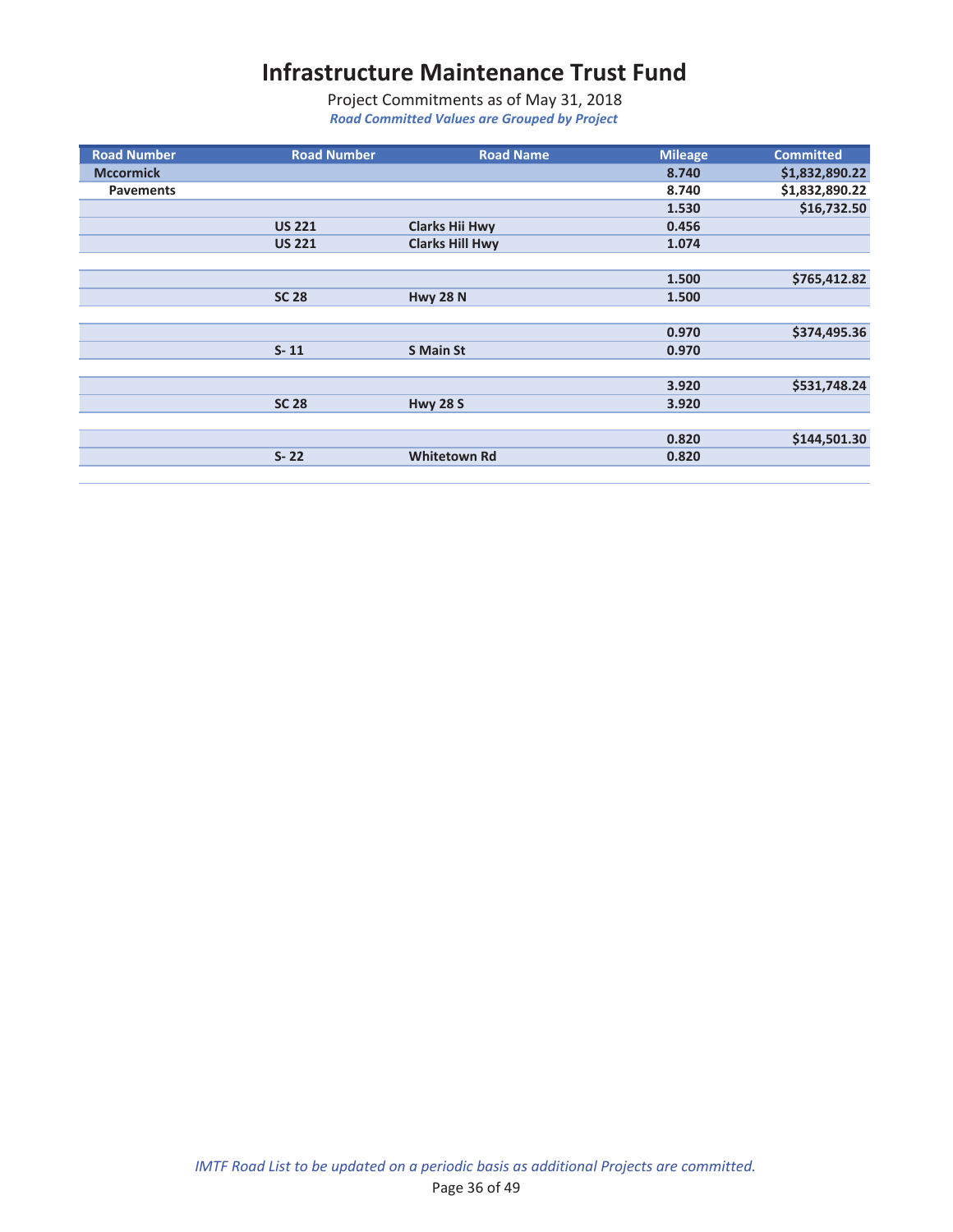# Infrastructure Maintenance Trust Fund

Project Commitments as of May 31, 2018

*Road Committed Values are Grouped by Project*

| Road Number | Road Number | Road Name | Mileage | Committed |
|---|---|---|---|---|
| **Mccormick** | | | **8.740** | **$1,832,890.22** |
| **Pavements** | | | **8.740** | **$1,832,890.22** |
| | | | **1.530** | **$16,732.50** |
| | **US 221** | **Clarks Hii Hwy** | **0.456** | |
| | **US 221** | **Clarks Hill Hwy** | **1.074** | |
| | | | | |
| | | | **1.500** | **$765,412.82** |
| | **SC 28** | **Hwy 28 N** | **1.500** | |
| | | | | |
| | | | **0.970** | **$374,495.36** |
| | **S- 11** | **S Main St** | **0.970** | |
| | | | | |
| | | | **3.920** | **$531,748.24** |
| | **SC 28** | **Hwy 28 S** | **3.920** | |
| | | | | |
| | | | **0.820** | **$144,501.30** |
| | **S- 22** | **Whitetown Rd** | **0.820** | |

*IMTF Road List to be updated on a periodic basis as additional Projects are committed.*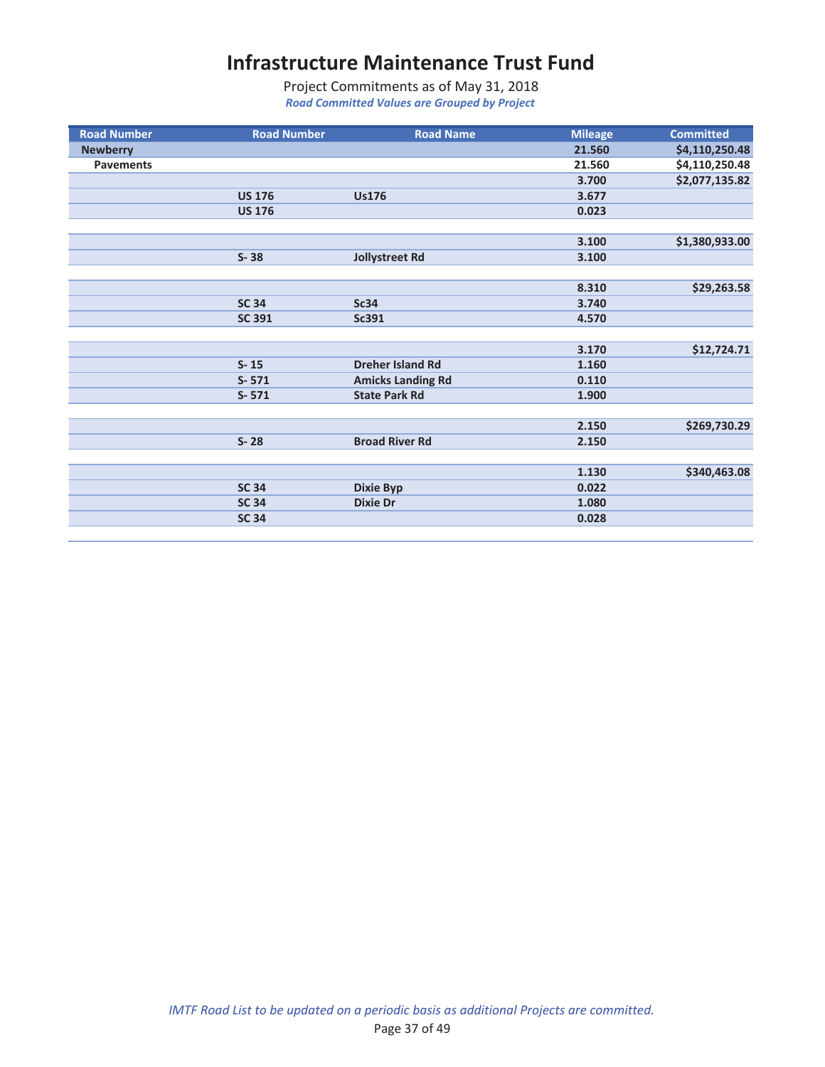# Infrastructure Maintenance Trust Fund

Project Commitments as of May 31, 2018

***Road Committed Values are Grouped by Project***

| Road Number | Road Number | Road Name | Mileage | Committed |
|---|---|---|---|---|
| **Newberry** | | | **21.560** | **$4,110,250.48** |
| **Pavements** | | | **21.560** | **$4,110,250.48** |
| | | | **3.700** | **$2,077,135.82** |
| | **US 176** | **Us176** | **3.677** | |
| | **US 176** | | **0.023** | |
| | | | | |
| | | | **3.100** | **$1,380,933.00** |
| | **S- 38** | **Jollystreet Rd** | **3.100** | |
| | | | | |
| | | | **8.310** | **$29,263.58** |
| | **SC 34** | **Sc34** | **3.740** | |
| | **SC 391** | **Sc391** | **4.570** | |
| | | | | |
| | | | **3.170** | **$12,724.71** |
| | **S- 15** | **Dreher Island Rd** | **1.160** | |
| | **S- 571** | **Amicks Landing Rd** | **0.110** | |
| | **S- 571** | **State Park Rd** | **1.900** | |
| | | | | |
| | | | **2.150** | **$269,730.29** |
| | **S- 28** | **Broad River Rd** | **2.150** | |
| | | | | |
| | | | **1.130** | **$340,463.08** |
| | **SC 34** | **Dixie Byp** | **0.022** | |
| | **SC 34** | **Dixie Dr** | **1.080** | |
| | **SC 34** | | **0.028** | |

*IMTF Road List to be updated on a periodic basis as additional Projects are committed.*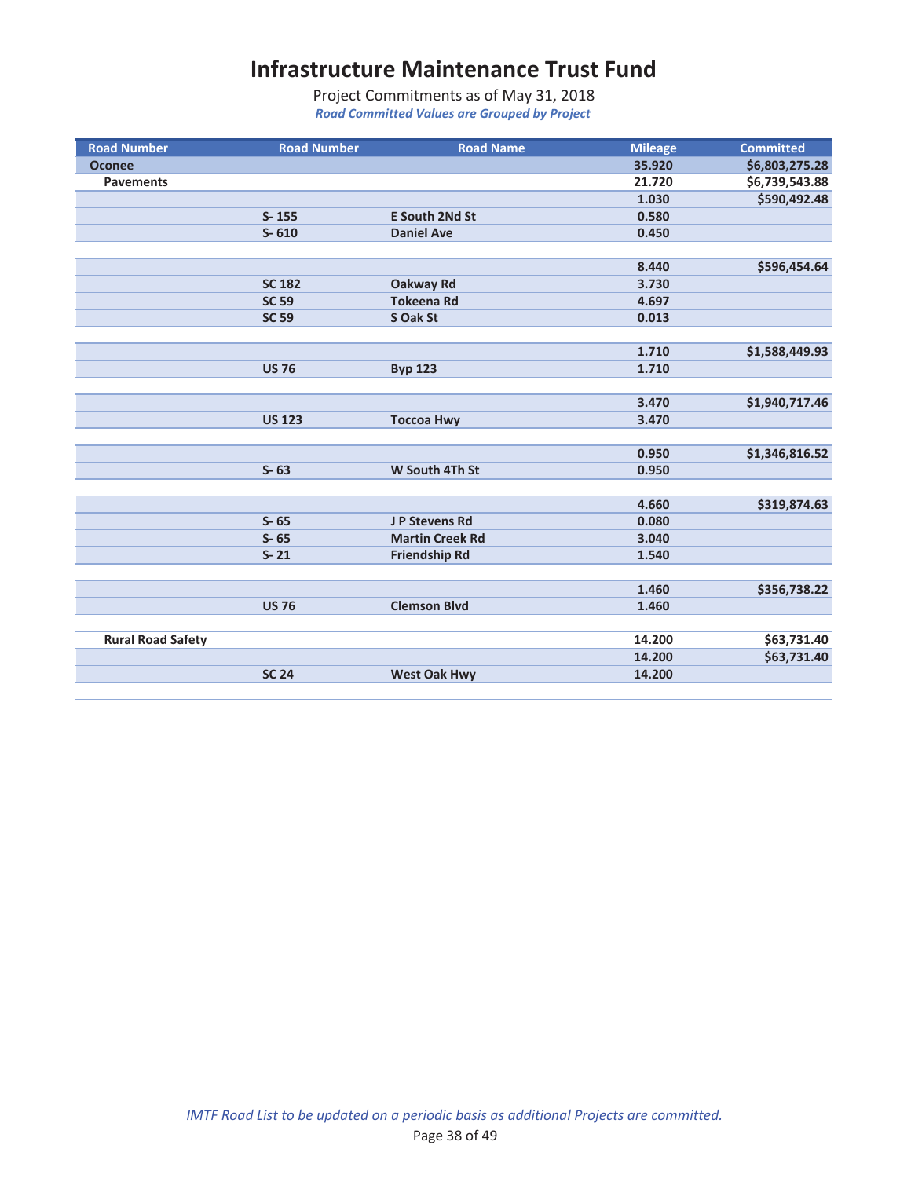# Infrastructure Maintenance Trust Fund

Project Commitments as of May 31, 2018

*Road Committed Values are Grouped by Project*

| Road Number | Road Number | Road Name | Mileage | Committed |
|---|---|---|---|---|
| **Oconee** | | | **35.920** | **$6,803,275.28** |
| **Pavements** | | | **21.720** | **$6,739,543.88** |
| | | | **1.030** | **$590,492.48** |
| | **S- 155** | **E South 2Nd St** | **0.580** | |
| | **S- 610** | **Daniel Ave** | **0.450** | |
| | | | | |
| | | | **8.440** | **$596,454.64** |
| | **SC 182** | **Oakway Rd** | **3.730** | |
| | **SC 59** | **Tokeena Rd** | **4.697** | |
| | **SC 59** | **S Oak St** | **0.013** | |
| | | | | |
| | | | **1.710** | **$1,588,449.93** |
| | **US 76** | **Byp 123** | **1.710** | |
| | | | | |
| | | | **3.470** | **$1,940,717.46** |
| | **US 123** | **Toccoa Hwy** | **3.470** | |
| | | | | |
| | | | **0.950** | **$1,346,816.52** |
| | **S- 63** | **W South 4Th St** | **0.950** | |
| | | | | |
| | | | **4.660** | **$319,874.63** |
| | **S- 65** | **J P Stevens Rd** | **0.080** | |
| | **S- 65** | **Martin Creek Rd** | **3.040** | |
| | **S- 21** | **Friendship Rd** | **1.540** | |
| | | | | |
| | | | **1.460** | **$356,738.22** |
| | **US 76** | **Clemson Blvd** | **1.460** | |
| | | | | |
| **Rural Road Safety** | | | **14.200** | **$63,731.40** |
| | | | **14.200** | **$63,731.40** |
| | **SC 24** | **West Oak Hwy** | **14.200** | |

*IMTF Road List to be updated on a periodic basis as additional Projects are committed.*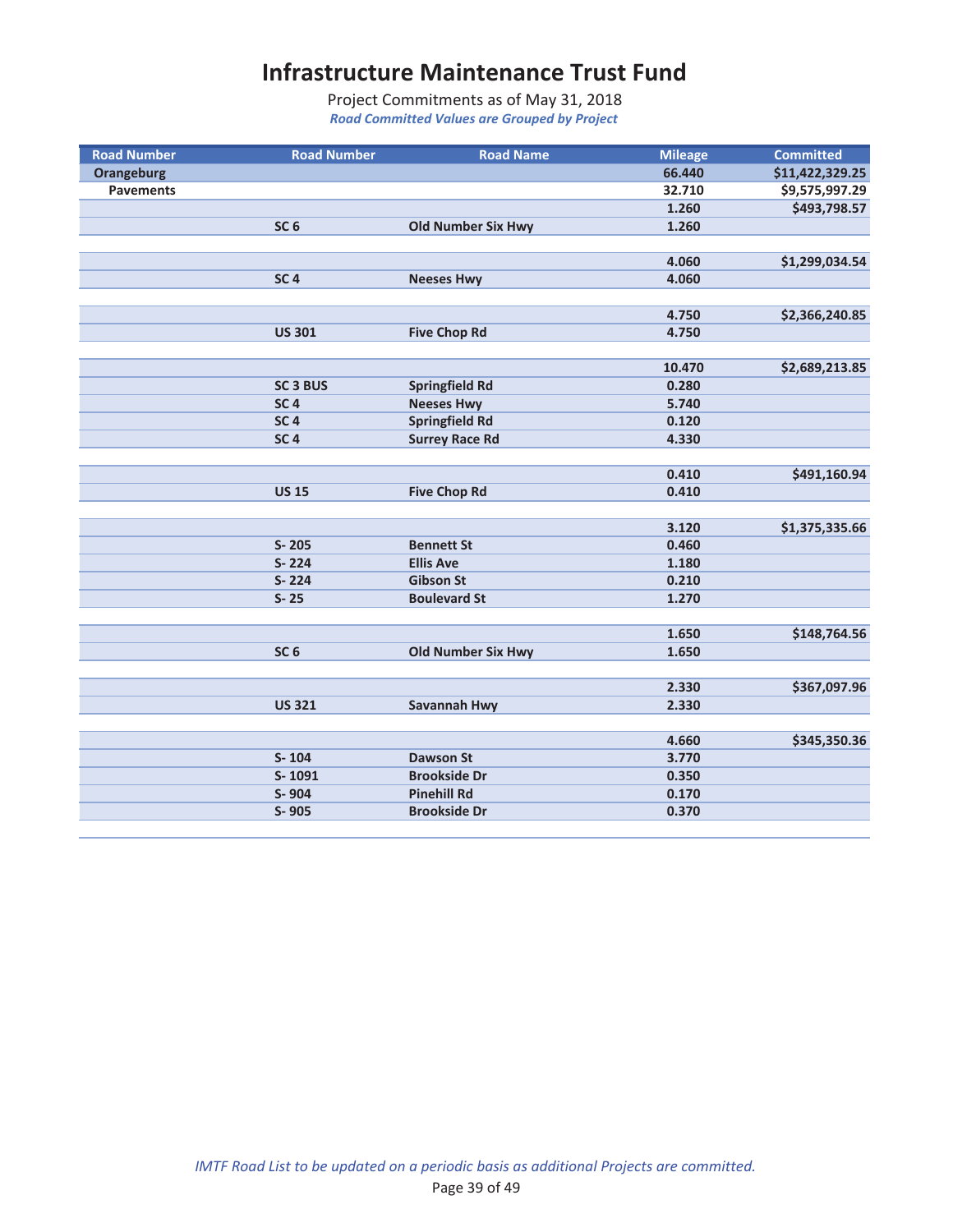# Infrastructure Maintenance Trust Fund

Project Commitments as of May 31, 2018

*Road Committed Values are Grouped by Project*

| Road Number | Road Number | Road Name | Mileage | Committed |
|---|---|---|---|---|
| **Orangeburg** | | | **66.440** | **$11,422,329.25** |
| **Pavements** | | | **32.710** | **$9,575,997.29** |
| | | | 1.260 | $493,798.57 |
| | SC 6 | Old Number Six Hwy | 1.260 | |
| | | | | |
| | | | 4.060 | $1,299,034.54 |
| | SC 4 | Neeses Hwy | 4.060 | |
| | | | | |
| | | | 4.750 | $2,366,240.85 |
| | US 301 | Five Chop Rd | 4.750 | |
| | | | | |
| | | | 10.470 | $2,689,213.85 |
| | SC 3 BUS | Springfield Rd | 0.280 | |
| | SC 4 | Neeses Hwy | 5.740 | |
| | SC 4 | Springfield Rd | 0.120 | |
| | SC 4 | Surrey Race Rd | 4.330 | |
| | | | | |
| | | | 0.410 | $491,160.94 |
| | US 15 | Five Chop Rd | 0.410 | |
| | | | | |
| | | | 3.120 | $1,375,335.66 |
| | S- 205 | Bennett St | 0.460 | |
| | S- 224 | Ellis Ave | 1.180 | |
| | S- 224 | Gibson St | 0.210 | |
| | S- 25 | Boulevard St | 1.270 | |
| | | | | |
| | | | 1.650 | $148,764.56 |
| | SC 6 | Old Number Six Hwy | 1.650 | |
| | | | | |
| | | | 2.330 | $367,097.96 |
| | US 321 | Savannah Hwy | 2.330 | |
| | | | | |
| | | | 4.660 | $345,350.36 |
| | S- 104 | Dawson St | 3.770 | |
| | S- 1091 | Brookside Dr | 0.350 | |
| | S- 904 | Pinehill Rd | 0.170 | |
| | S- 905 | Brookside Dr | 0.370 | |

*IMTF Road List to be updated on a periodic basis as additional Projects are committed.*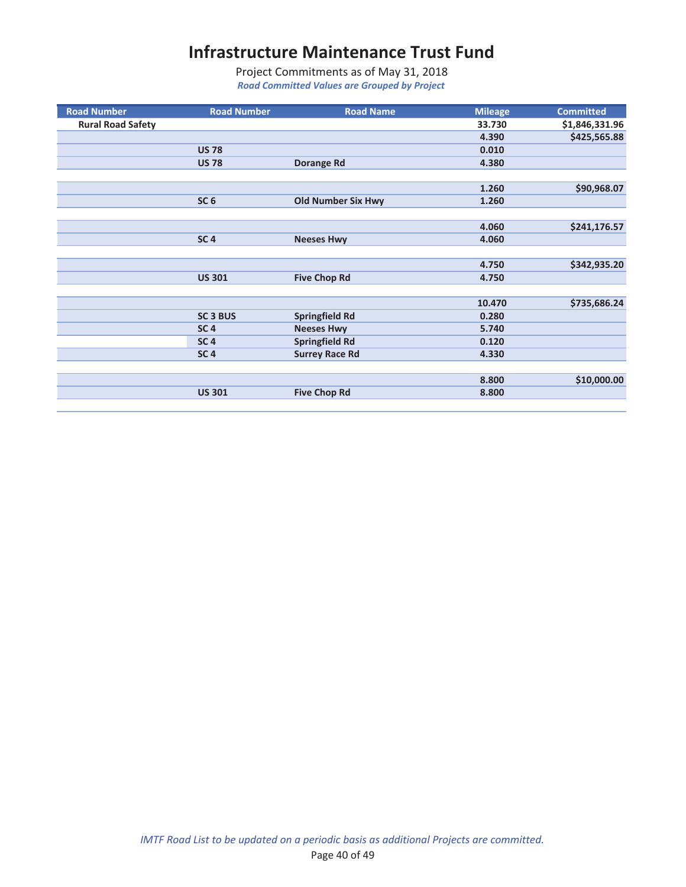# Infrastructure Maintenance Trust Fund

Project Commitments as of May 31, 2018

*Road Committed Values are Grouped by Project*

| Road Number | Road Number | Road Name | Mileage | Committed |
|---|---|---|---|---|
| **Rural Road Safety** | | | **33.730** | **$1,846,331.96** |
| | | | **4.390** | **$425,565.88** |
| | **US 78** | | **0.010** | |
| | **US 78** | **Dorange Rd** | **4.380** | |
| | | | | |
| | | | **1.260** | **$90,968.07** |
| | **SC 6** | **Old Number Six Hwy** | **1.260** | |
| | | | | |
| | | | **4.060** | **$241,176.57** |
| | **SC 4** | **Neeses Hwy** | **4.060** | |
| | | | | |
| | | | **4.750** | **$342,935.20** |
| | **US 301** | **Five Chop Rd** | **4.750** | |
| | | | | |
| | | | **10.470** | **$735,686.24** |
| | **SC 3 BUS** | **Springfield Rd** | **0.280** | |
| | **SC 4** | **Neeses Hwy** | **5.740** | |
| | **SC 4** | **Springfield Rd** | **0.120** | |
| | **SC 4** | **Surrey Race Rd** | **4.330** | |
| | | | | |
| | | | **8.800** | **$10,000.00** |
| | **US 301** | **Five Chop Rd** | **8.800** | |

*IMTF Road List to be updated on a periodic basis as additional Projects are committed.*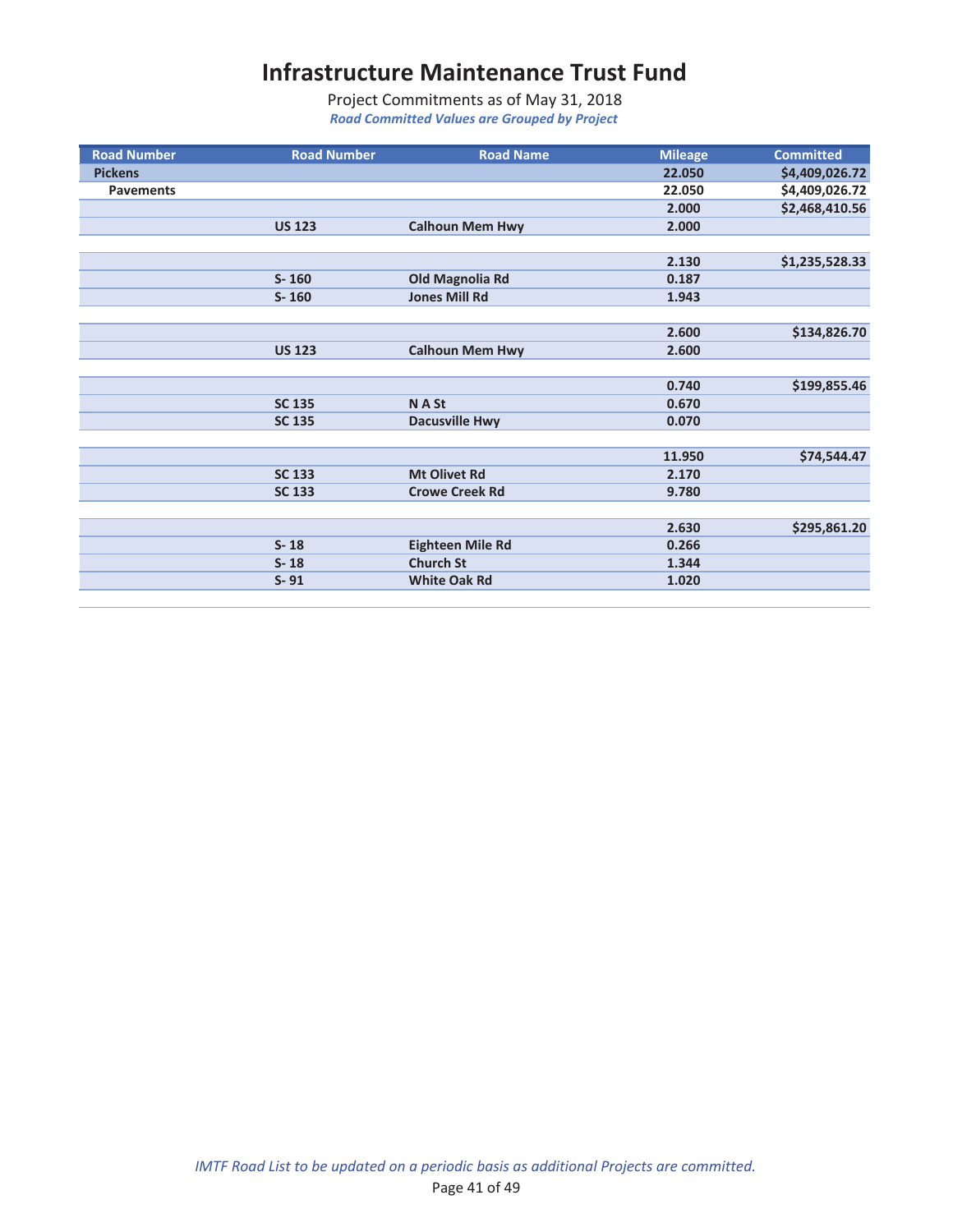# Infrastructure Maintenance Trust Fund

Project Commitments as of May 31, 2018

*Road Committed Values are Grouped by Project*

| Road Number | Road Number | Road Name | Mileage | Committed |
|---|---|---|---|---|
| **Pickens** | | | **22.050** | **$4,409,026.72** |
| **Pavements** | | | **22.050** | **$4,409,026.72** |
| | | | **2.000** | **$2,468,410.56** |
| | **US 123** | **Calhoun Mem Hwy** | **2.000** | |
| | | | | |
| | | | **2.130** | **$1,235,528.33** |
| | **S- 160** | **Old Magnolia Rd** | **0.187** | |
| | **S- 160** | **Jones Mill Rd** | **1.943** | |
| | | | | |
| | | | **2.600** | **$134,826.70** |
| | **US 123** | **Calhoun Mem Hwy** | **2.600** | |
| | | | | |
| | | | **0.740** | **$199,855.46** |
| | **SC 135** | **N A St** | **0.670** | |
| | **SC 135** | **Dacusville Hwy** | **0.070** | |
| | | | | |
| | | | **11.950** | **$74,544.47** |
| | **SC 133** | **Mt Olivet Rd** | **2.170** | |
| | **SC 133** | **Crowe Creek Rd** | **9.780** | |
| | | | | |
| | | | **2.630** | **$295,861.20** |
| | **S- 18** | **Eighteen Mile Rd** | **0.266** | |
| | **S- 18** | **Church St** | **1.344** | |
| | **S- 91** | **White Oak Rd** | **1.020** | |

*IMTF Road List to be updated on a periodic basis as additional Projects are committed.*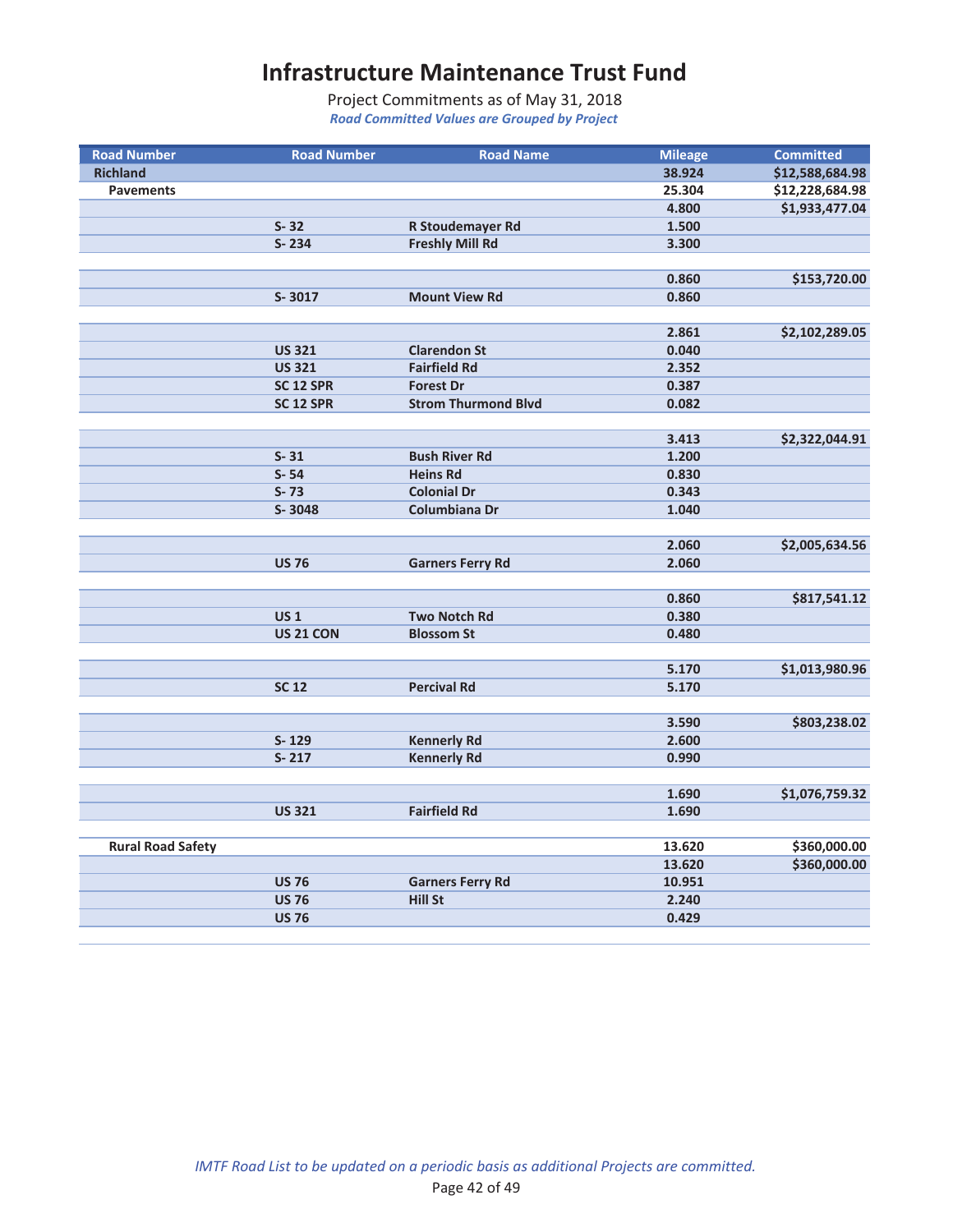# Infrastructure Maintenance Trust Fund

Project Commitments as of May 31, 2018

*Road Committed Values are Grouped by Project*

| Road Number | Road Number | Road Name | Mileage | Committed |
|---|---|---|---|---|
| **Richland** | | | **38.924** | **$12,588,684.98** |
| **Pavements** | | | **25.304** | **$12,228,684.98** |
| | | | **4.800** | **$1,933,477.04** |
| | **S- 32** | **R Stoudemayer Rd** | **1.500** | |
| | **S- 234** | **Freshly Mill Rd** | **3.300** | |
| | | | | |
| | | | **0.860** | **$153,720.00** |
| | **S- 3017** | **Mount View Rd** | **0.860** | |
| | | | | |
| | | | **2.861** | **$2,102,289.05** |
| | **US 321** | **Clarendon St** | **0.040** | |
| | **US 321** | **Fairfield Rd** | **2.352** | |
| | **SC 12 SPR** | **Forest Dr** | **0.387** | |
| | **SC 12 SPR** | **Strom Thurmond Blvd** | **0.082** | |
| | | | | |
| | | | **3.413** | **$2,322,044.91** |
| | **S- 31** | **Bush River Rd** | **1.200** | |
| | **S- 54** | **Heins Rd** | **0.830** | |
| | **S- 73** | **Colonial Dr** | **0.343** | |
| | **S- 3048** | **Columbiana Dr** | **1.040** | |
| | | | | |
| | | | **2.060** | **$2,005,634.56** |
| | **US 76** | **Garners Ferry Rd** | **2.060** | |
| | | | | |
| | | | **0.860** | **$817,541.12** |
| | **US 1** | **Two Notch Rd** | **0.380** | |
| | **US 21 CON** | **Blossom St** | **0.480** | |
| | | | | |
| | | | **5.170** | **$1,013,980.96** |
| | **SC 12** | **Percival Rd** | **5.170** | |
| | | | | |
| | | | **3.590** | **$803,238.02** |
| | **S- 129** | **Kennerly Rd** | **2.600** | |
| | **S- 217** | **Kennerly Rd** | **0.990** | |
| | | | | |
| | | | **1.690** | **$1,076,759.32** |
| | **US 321** | **Fairfield Rd** | **1.690** | |
| | | | | |
| **Rural Road Safety** | | | **13.620** | **$360,000.00** |
| | | | **13.620** | **$360,000.00** |
| | **US 76** | **Garners Ferry Rd** | **10.951** | |
| | **US 76** | **Hill St** | **2.240** | |
| | **US 76** | | **0.429** | |

*IMTF Road List to be updated on a periodic basis as additional Projects are committed.*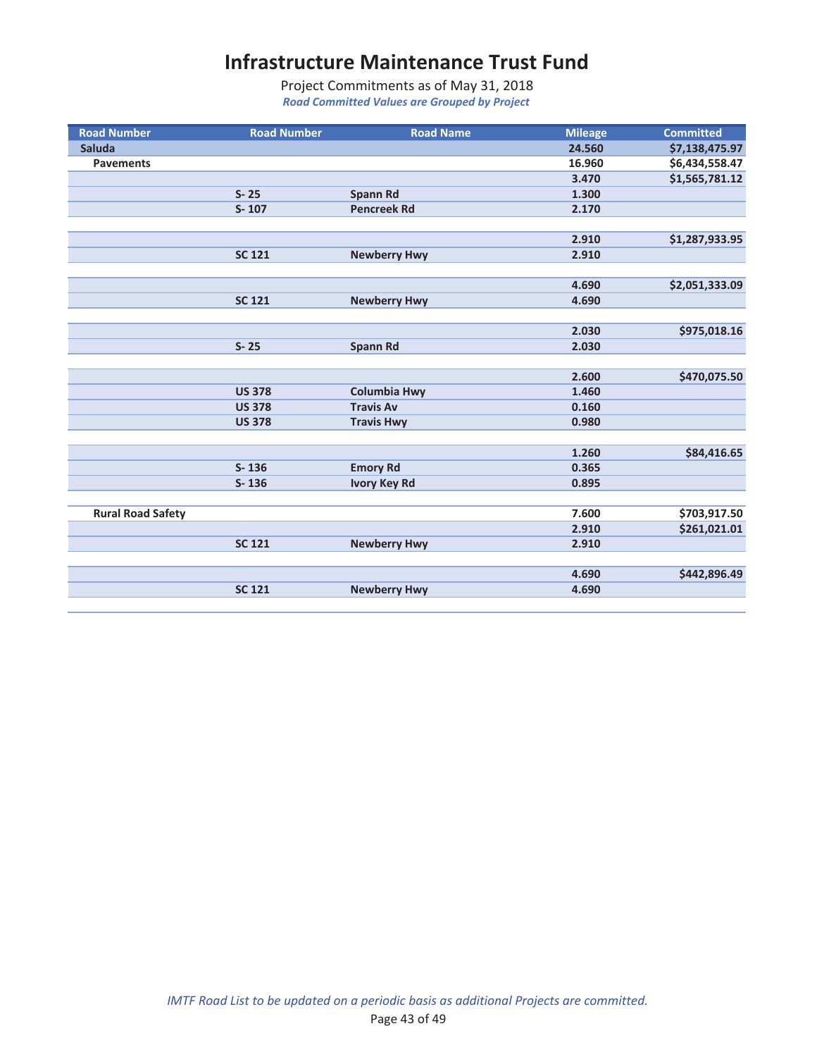# Infrastructure Maintenance Trust Fund

Project Commitments as of May 31, 2018

*Road Committed Values are Grouped by Project*

| Road Number | Road Number | Road Name | Mileage | Committed |
|---|---|---|---|---|
| **Saluda** | | | **24.560** | **$7,138,475.97** |
| **Pavements** | | | **16.960** | **$6,434,558.47** |
| | | | **3.470** | **$1,565,781.12** |
| | **S- 25** | **Spann Rd** | **1.300** | |
| | **S- 107** | **Pencreek Rd** | **2.170** | |
| | | | | |
| | | | **2.910** | **$1,287,933.95** |
| | **SC 121** | **Newberry Hwy** | **2.910** | |
| | | | | |
| | | | **4.690** | **$2,051,333.09** |
| | **SC 121** | **Newberry Hwy** | **4.690** | |
| | | | | |
| | | | **2.030** | **$975,018.16** |
| | **S- 25** | **Spann Rd** | **2.030** | |
| | | | | |
| | | | **2.600** | **$470,075.50** |
| | **US 378** | **Columbia Hwy** | **1.460** | |
| | **US 378** | **Travis Av** | **0.160** | |
| | **US 378** | **Travis Hwy** | **0.980** | |
| | | | | |
| | | | **1.260** | **$84,416.65** |
| | **S- 136** | **Emory Rd** | **0.365** | |
| | **S- 136** | **Ivory Key Rd** | **0.895** | |
| | | | | |
| **Rural Road Safety** | | | **7.600** | **$703,917.50** |
| | | | **2.910** | **$261,021.01** |
| | **SC 121** | **Newberry Hwy** | **2.910** | |
| | | | | |
| | | | **4.690** | **$442,896.49** |
| | **SC 121** | **Newberry Hwy** | **4.690** | |

*IMTF Road List to be updated on a periodic basis as additional Projects are committed.*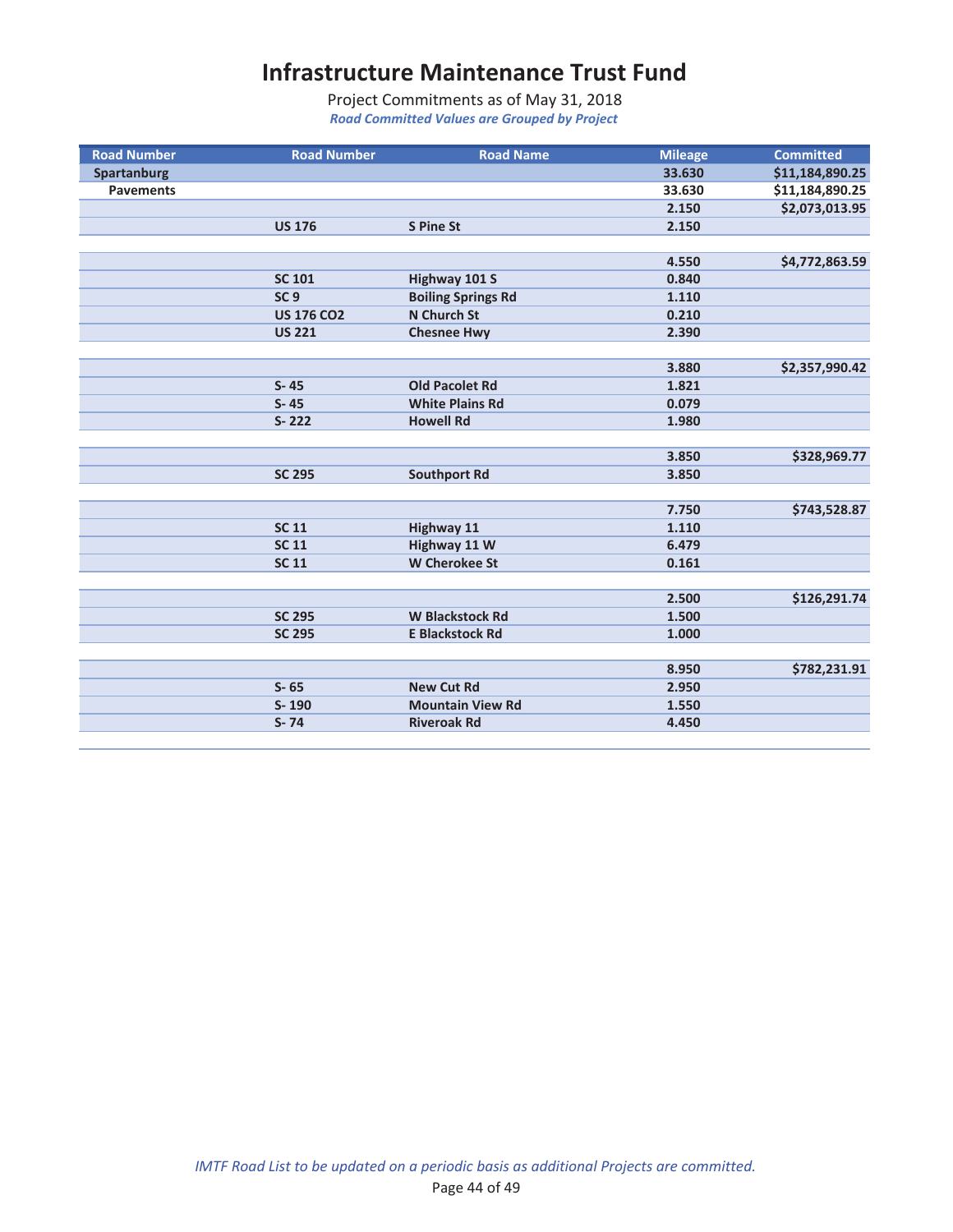# Infrastructure Maintenance Trust Fund

Project Commitments as of May 31, 2018

*Road Committed Values are Grouped by Project*

| Road Number | Road Number | Road Name | Mileage | Committed |
|---|---|---|---|---|
| **Spartanburg** | | | **33.630** | **$11,184,890.25** |
| **Pavements** | | | **33.630** | **$11,184,890.25** |
| | | | **2.150** | **$2,073,013.95** |
| | **US 176** | **S Pine St** | **2.150** | |
| | | | | |
| | | | **4.550** | **$4,772,863.59** |
| | **SC 101** | **Highway 101 S** | **0.840** | |
| | **SC 9** | **Boiling Springs Rd** | **1.110** | |
| | **US 176 CO2** | **N Church St** | **0.210** | |
| | **US 221** | **Chesnee Hwy** | **2.390** | |
| | | | | |
| | | | **3.880** | **$2,357,990.42** |
| | **S- 45** | **Old Pacolet Rd** | **1.821** | |
| | **S- 45** | **White Plains Rd** | **0.079** | |
| | **S- 222** | **Howell Rd** | **1.980** | |
| | | | | |
| | | | **3.850** | **$328,969.77** |
| | **SC 295** | **Southport Rd** | **3.850** | |
| | | | | |
| | | | **7.750** | **$743,528.87** |
| | **SC 11** | **Highway 11** | **1.110** | |
| | **SC 11** | **Highway 11 W** | **6.479** | |
| | **SC 11** | **W Cherokee St** | **0.161** | |
| | | | | |
| | | | **2.500** | **$126,291.74** |
| | **SC 295** | **W Blackstock Rd** | **1.500** | |
| | **SC 295** | **E Blackstock Rd** | **1.000** | |
| | | | | |
| | | | **8.950** | **$782,231.91** |
| | **S- 65** | **New Cut Rd** | **2.950** | |
| | **S- 190** | **Mountain View Rd** | **1.550** | |
| | **S- 74** | **Riveroak Rd** | **4.450** | |

*IMTF Road List to be updated on a periodic basis as additional Projects are committed.*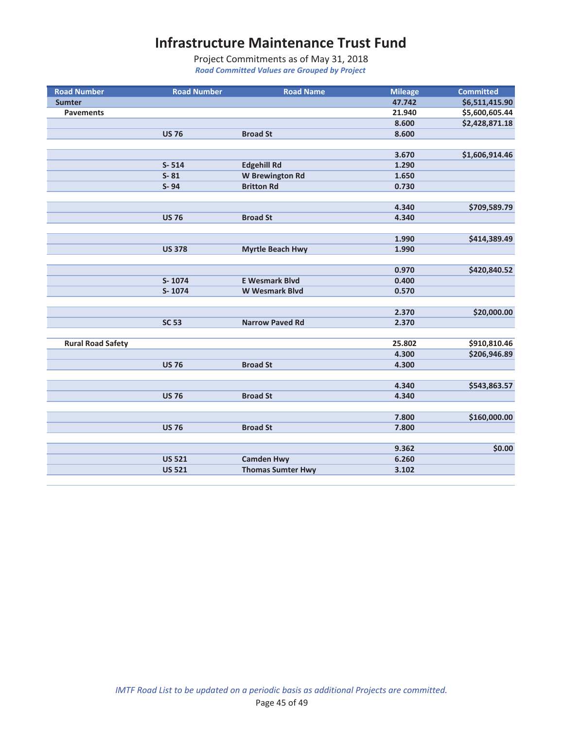# Infrastructure Maintenance Trust Fund

Project Commitments as of May 31, 2018

*Road Committed Values are Grouped by Project*

| Road Number | Road Number | Road Name | Mileage | Committed |
|---|---|---|---|---|
| **Sumter** | | | **47.742** | **$6,511,415.90** |
| **Pavements** | | | **21.940** | **$5,600,605.44** |
| | | | **8.600** | **$2,428,871.18** |
| | **US 76** | **Broad St** | **8.600** | |
| | | | | |
| | | | **3.670** | **$1,606,914.46** |
| | **S- 514** | **Edgehill Rd** | **1.290** | |
| | **S- 81** | **W Brewington Rd** | **1.650** | |
| | **S- 94** | **Britton Rd** | **0.730** | |
| | | | | |
| | | | **4.340** | **$709,589.79** |
| | **US 76** | **Broad St** | **4.340** | |
| | | | | |
| | | | **1.990** | **$414,389.49** |
| | **US 378** | **Myrtle Beach Hwy** | **1.990** | |
| | | | | |
| | | | **0.970** | **$420,840.52** |
| | **S- 1074** | **E Wesmark Blvd** | **0.400** | |
| | **S- 1074** | **W Wesmark Blvd** | **0.570** | |
| | | | | |
| | | | **2.370** | **$20,000.00** |
| | **SC 53** | **Narrow Paved Rd** | **2.370** | |
| | | | | |
| **Rural Road Safety** | | | **25.802** | **$910,810.46** |
| | | | **4.300** | **$206,946.89** |
| | **US 76** | **Broad St** | **4.300** | |
| | | | | |
| | | | **4.340** | **$543,863.57** |
| | **US 76** | **Broad St** | **4.340** | |
| | | | | |
| | | | **7.800** | **$160,000.00** |
| | **US 76** | **Broad St** | **7.800** | |
| | | | | |
| | | | **9.362** | **$0.00** |
| | **US 521** | **Camden Hwy** | **6.260** | |
| | **US 521** | **Thomas Sumter Hwy** | **3.102** | |

*IMTF Road List to be updated on a periodic basis as additional Projects are committed.*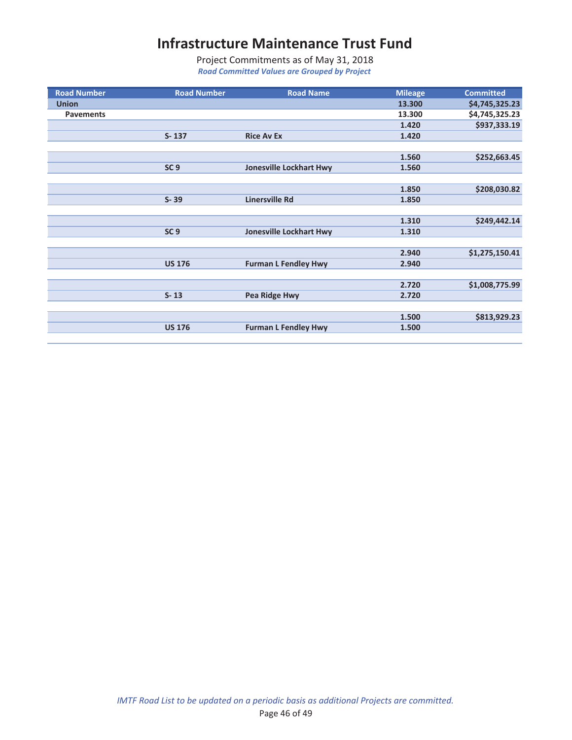# Infrastructure Maintenance Trust Fund

Project Commitments as of May 31, 2018

***Road Committed Values are Grouped by Project***

| Road Number | Road Number | Road Name | Mileage | Committed |
|---|---|---|---|---|
| **Union** | | | **13.300** | **$4,745,325.23** |
| **Pavements** | | | **13.300** | **$4,745,325.23** |
| | | | **1.420** | **$937,333.19** |
| | **S- 137** | **Rice Av Ex** | **1.420** | |
| | | | | |
| | | | **1.560** | **$252,663.45** |
| | **SC 9** | **Jonesville Lockhart Hwy** | **1.560** | |
| | | | | |
| | | | **1.850** | **$208,030.82** |
| | **S- 39** | **Linersville Rd** | **1.850** | |
| | | | | |
| | | | **1.310** | **$249,442.14** |
| | **SC 9** | **Jonesville Lockhart Hwy** | **1.310** | |
| | | | | |
| | | | **2.940** | **$1,275,150.41** |
| | **US 176** | **Furman L Fendley Hwy** | **2.940** | |
| | | | | |
| | | | **2.720** | **$1,008,775.99** |
| | **S- 13** | **Pea Ridge Hwy** | **2.720** | |
| | | | | |
| | | | **1.500** | **$813,929.23** |
| | **US 176** | **Furman L Fendley Hwy** | **1.500** | |

*IMTF Road List to be updated on a periodic basis as additional Projects are committed.*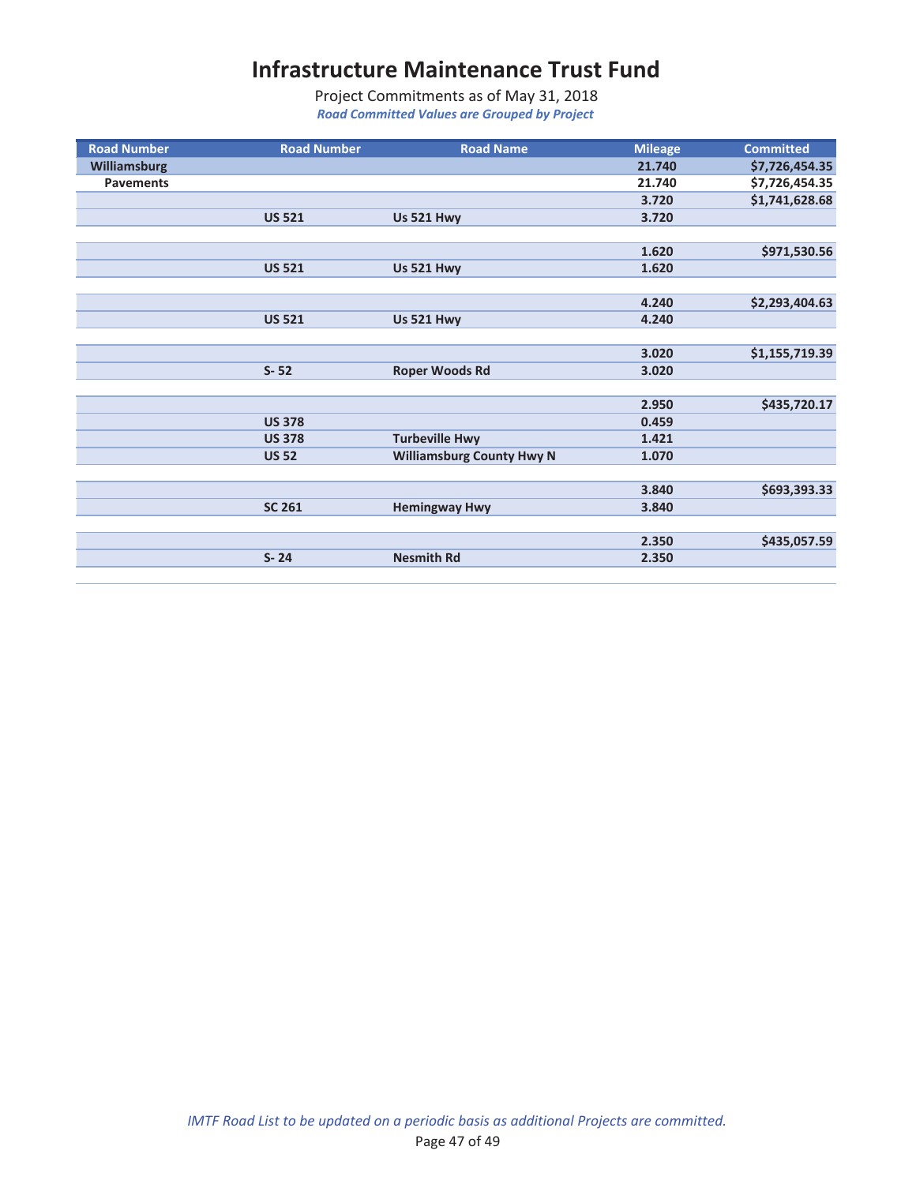# Infrastructure Maintenance Trust Fund

Project Commitments as of May 31, 2018

*Road Committed Values are Grouped by Project*

| Road Number | Road Number | Road Name | Mileage | Committed |
|---|---|---|---|---|
| **Williamsburg** | | | **21.740** | **$7,726,454.35** |
| **Pavements** | | | **21.740** | **$7,726,454.35** |
| | | | **3.720** | **$1,741,628.68** |
| | **US 521** | **Us 521 Hwy** | **3.720** | |
| | | | | |
| | | | **1.620** | **$971,530.56** |
| | **US 521** | **Us 521 Hwy** | **1.620** | |
| | | | | |
| | | | **4.240** | **$2,293,404.63** |
| | **US 521** | **Us 521 Hwy** | **4.240** | |
| | | | | |
| | | | **3.020** | **$1,155,719.39** |
| | **S- 52** | **Roper Woods Rd** | **3.020** | |
| | | | | |
| | | | **2.950** | **$435,720.17** |
| | **US 378** | | **0.459** | |
| | **US 378** | **Turbeville Hwy** | **1.421** | |
| | **US 52** | **Williamsburg County Hwy N** | **1.070** | |
| | | | | |
| | | | **3.840** | **$693,393.33** |
| | **SC 261** | **Hemingway Hwy** | **3.840** | |
| | | | | |
| | | | **2.350** | **$435,057.59** |
| | **S- 24** | **Nesmith Rd** | **2.350** | |

*IMTF Road List to be updated on a periodic basis as additional Projects are committed.*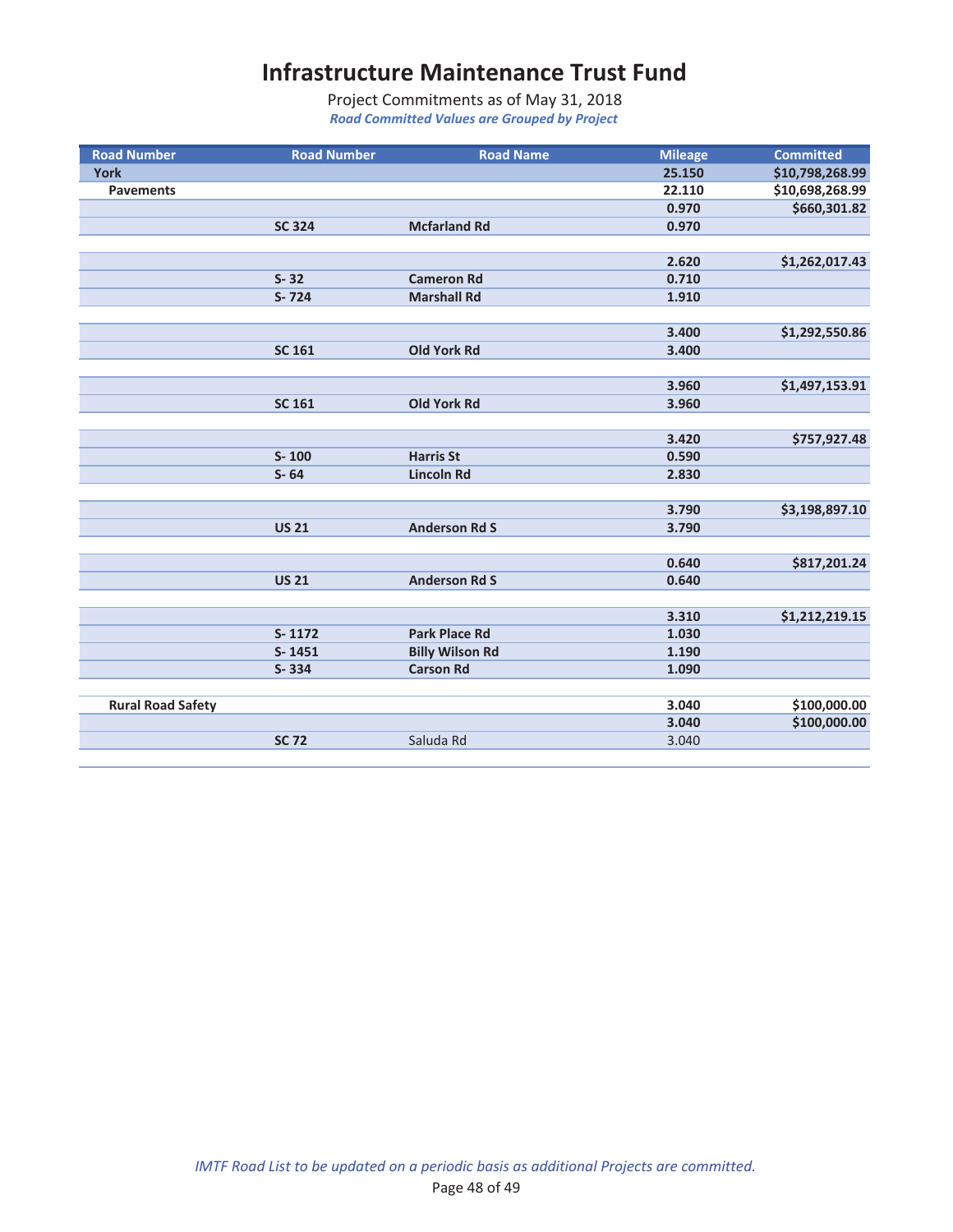# Infrastructure Maintenance Trust Fund

Project Commitments as of May 31, 2018

*Road Committed Values are Grouped by Project*

| Road Number | Road Number | Road Name | Mileage | Committed |
|---|---|---|---|---|
| **York** | | | **25.150** | **$10,798,268.99** |
| **Pavements** | | | **22.110** | **$10,698,268.99** |
| | | | **0.970** | **$660,301.82** |
| | **SC 324** | **Mcfarland Rd** | **0.970** | |
| | | | | |
| | | | **2.620** | **$1,262,017.43** |
| | **S- 32** | **Cameron Rd** | **0.710** | |
| | **S- 724** | **Marshall Rd** | **1.910** | |
| | | | | |
| | | | **3.400** | **$1,292,550.86** |
| | **SC 161** | **Old York Rd** | **3.400** | |
| | | | | |
| | | | **3.960** | **$1,497,153.91** |
| | **SC 161** | **Old York Rd** | **3.960** | |
| | | | | |
| | | | **3.420** | **$757,927.48** |
| | **S- 100** | **Harris St** | **0.590** | |
| | **S- 64** | **Lincoln Rd** | **2.830** | |
| | | | | |
| | | | **3.790** | **$3,198,897.10** |
| | **US 21** | **Anderson Rd S** | **3.790** | |
| | | | | |
| | | | **0.640** | **$817,201.24** |
| | **US 21** | **Anderson Rd S** | **0.640** | |
| | | | | |
| | | | **3.310** | **$1,212,219.15** |
| | **S- 1172** | **Park Place Rd** | **1.030** | |
| | **S- 1451** | **Billy Wilson Rd** | **1.190** | |
| | **S- 334** | **Carson Rd** | **1.090** | |
| | | | | |
| **Rural Road Safety** | | | **3.040** | **$100,000.00** |
| | | | **3.040** | **$100,000.00** |
| | **SC 72** | Saluda Rd | 3.040 | |

*IMTF Road List to be updated on a periodic basis as additional Projects are committed.*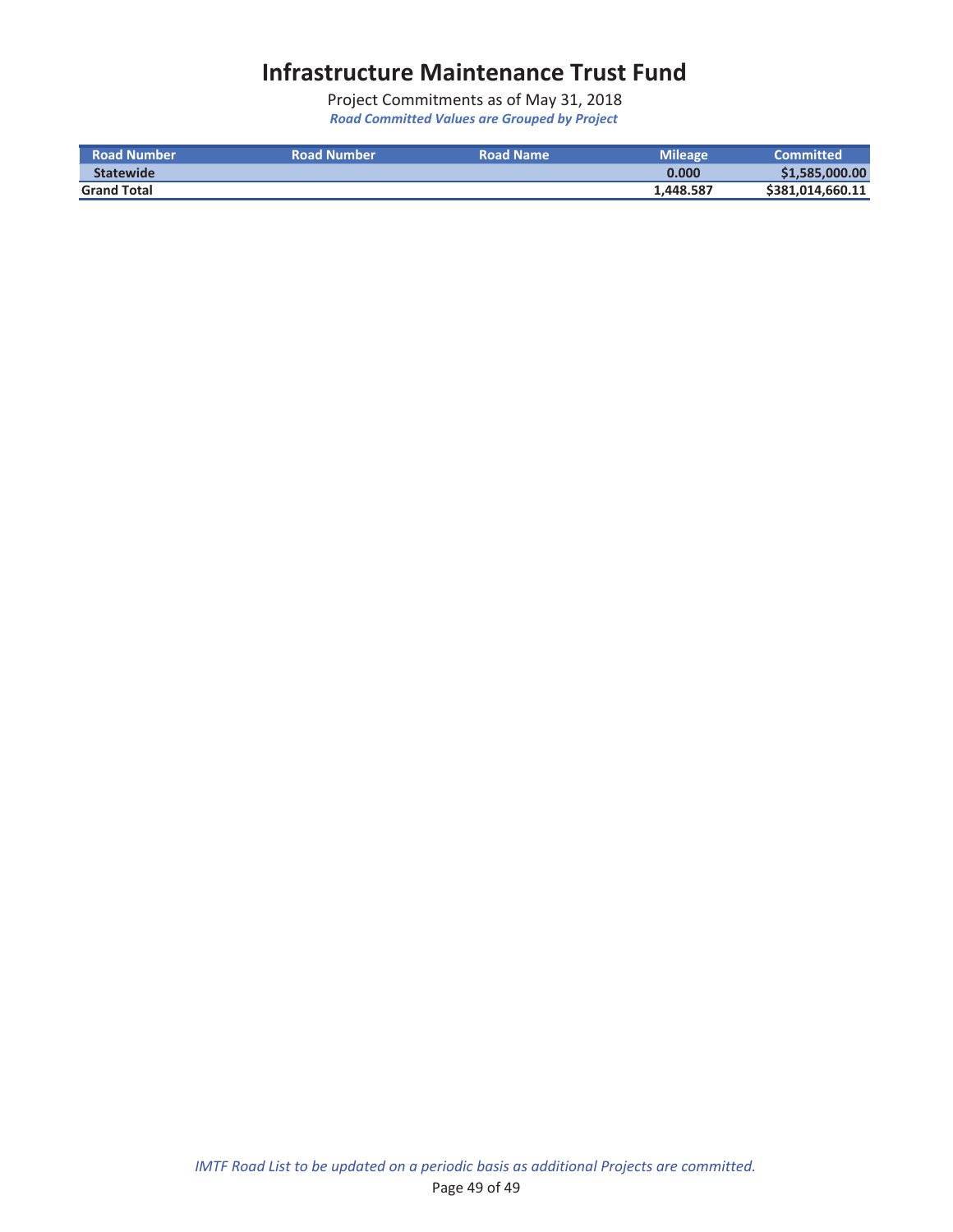# Infrastructure Maintenance Trust Fund

Project Commitments as of May 31, 2018

*Road Committed Values are Grouped by Project*

| Road Number | Road Number | Road Name | Mileage | Committed |
|---|---|---|---|---|
| **Statewide** | | | **0.000** | **$1,585,000.00** |
| **Grand Total** | | | **1,448.587** | **$381,014,660.11** |

*IMTF Road List to be updated on a periodic basis as additional Projects are committed.*